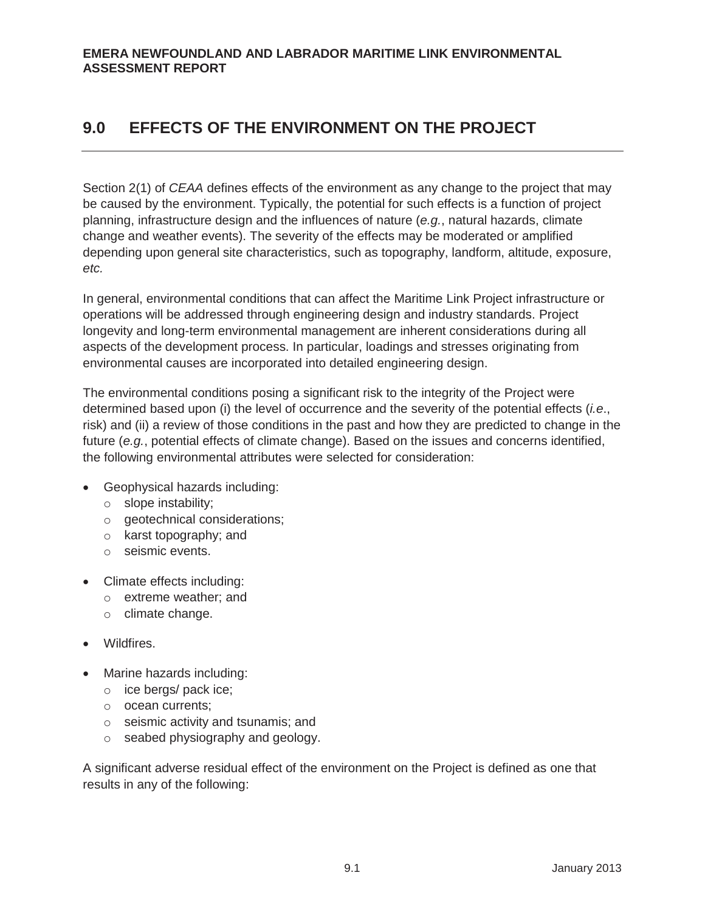# 9.0 EFFECTS OF THE ENVIRONMENT ON THE PROJECT

Section 2(1) of *CEAA* defines effects of the environment as any change to the project that may be caused by the environment. Typically, the potential for such effects is a function of project planning, infrastructure design and the influences of nature (*e.g.*, natural hazards, climate change and weather events). The severity of the effects may be moderated or amplified depending upon general site characteristics, such as topography, landform, altitude, exposure, *etc.*

In general, environmental conditions that can affect the Maritime Link Project infrastructure or operations will be addressed through engineering design and industry standards. Project longevity and long-term environmental management are inherent considerations during all aspects of the development process. In particular, loadings and stresses originating from environmental causes are incorporated into detailed engineering design.

The environmental conditions posing a significant risk to the integrity of the Project were determined based upon (i) the level of occurrence and the severity of the potential effects (*i.e*., risk) and (ii) a review of those conditions in the past and how they are predicted to change in the future (*e.g.*, potential effects of climate change). Based on the issues and concerns identified, the following environmental attributes were selected for consideration:

- Geophysical hazards including:
  - slope instability;
  - geotechnical considerations;
  - karst topography; and
  - seismic events.
- Climate effects including:
  - extreme weather; and
  - climate change.
- Wildfires.
- Marine hazards including:
  - ice bergs/ pack ice;
  - ocean currents;
  - seismic activity and tsunamis; and
  - seabed physiography and geology.

A significant adverse residual effect of the environment on the Project is defined as one that results in any of the following: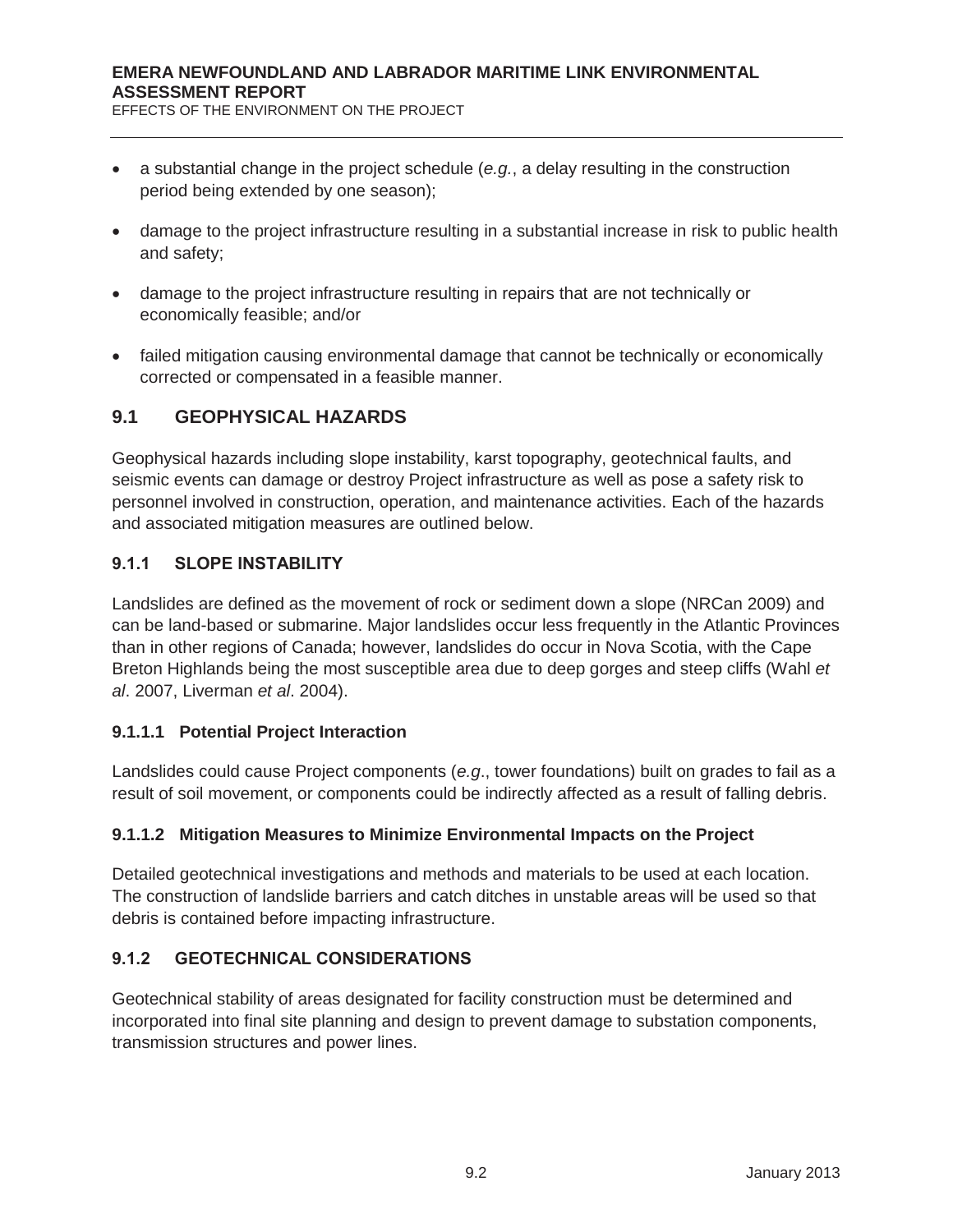- a substantial change in the project schedule (*e.g.*, a delay resulting in the construction period being extended by one season);
- damage to the project infrastructure resulting in a substantial increase in risk to public health and safety;
- damage to the project infrastructure resulting in repairs that are not technically or economically feasible; and/or
- failed mitigation causing environmental damage that cannot be technically or economically corrected or compensated in a feasible manner.

## 9.1 GEOPHYSICAL HAZARDS

Geophysical hazards including slope instability, karst topography, geotechnical faults, and seismic events can damage or destroy Project infrastructure as well as pose a safety risk to personnel involved in construction, operation, and maintenance activities. Each of the hazards and associated mitigation measures are outlined below.

### 9.1.1 SLOPE INSTABILITY

Landslides are defined as the movement of rock or sediment down a slope (NRCan 2009) and can be land-based or submarine. Major landslides occur less frequently in the Atlantic Provinces than in other regions of Canada; however, landslides do occur in Nova Scotia, with the Cape Breton Highlands being the most susceptible area due to deep gorges and steep cliffs (Wahl *et al*. 2007, Liverman *et al*. 2004).

#### 9.1.1.1 Potential Project Interaction

Landslides could cause Project components (*e.g*., tower foundations) built on grades to fail as a result of soil movement, or components could be indirectly affected as a result of falling debris.

#### 9.1.1.2 Mitigation Measures to Minimize Environmental Impacts on the Project

Detailed geotechnical investigations and methods and materials to be used at each location. The construction of landslide barriers and catch ditches in unstable areas will be used so that debris is contained before impacting infrastructure.

### 9.1.2 GEOTECHNICAL CONSIDERATIONS

Geotechnical stability of areas designated for facility construction must be determined and incorporated into final site planning and design to prevent damage to substation components, transmission structures and power lines.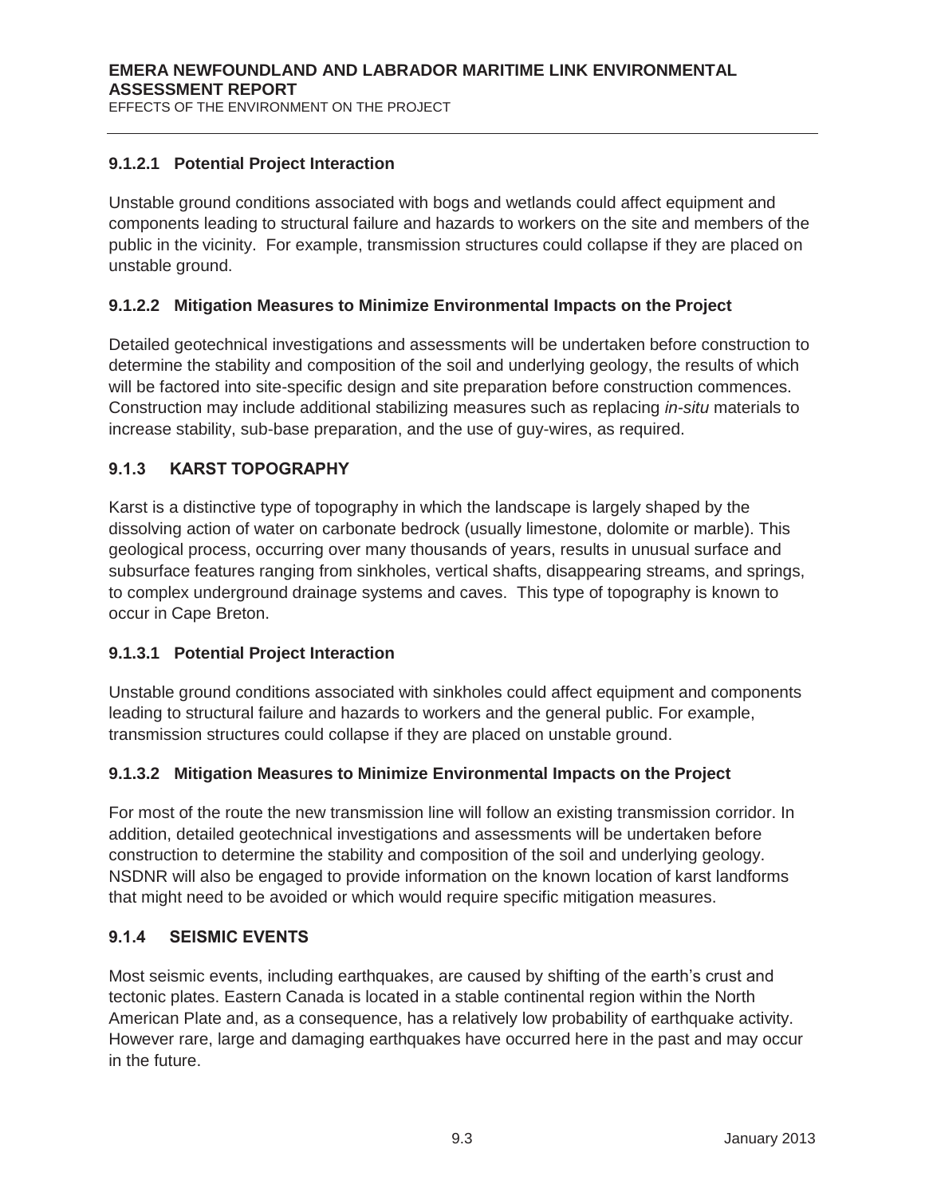#### 9.1.2.1 Potential Project Interaction

Unstable ground conditions associated with bogs and wetlands could affect equipment and components leading to structural failure and hazards to workers on the site and members of the public in the vicinity. For example, transmission structures could collapse if they are placed on unstable ground.

#### 9.1.2.2 Mitigation Measures to Minimize Environmental Impacts on the Project

Detailed geotechnical investigations and assessments will be undertaken before construction to determine the stability and composition of the soil and underlying geology, the results of which will be factored into site-specific design and site preparation before construction commences. Construction may include additional stabilizing measures such as replacing *in-situ* materials to increase stability, sub-base preparation, and the use of guy-wires, as required.

### 9.1.3 KARST TOPOGRAPHY

Karst is a distinctive type of topography in which the landscape is largely shaped by the dissolving action of water on carbonate bedrock (usually limestone, dolomite or marble). This geological process, occurring over many thousands of years, results in unusual surface and subsurface features ranging from sinkholes, vertical shafts, disappearing streams, and springs, to complex underground drainage systems and caves. This type of topography is known to occur in Cape Breton.

#### 9.1.3.1 Potential Project Interaction

Unstable ground conditions associated with sinkholes could affect equipment and components leading to structural failure and hazards to workers and the general public. For example, transmission structures could collapse if they are placed on unstable ground.

#### 9.1.3.2 Mitigation Measures to Minimize Environmental Impacts on the Project

For most of the route the new transmission line will follow an existing transmission corridor. In addition, detailed geotechnical investigations and assessments will be undertaken before construction to determine the stability and composition of the soil and underlying geology. NSDNR will also be engaged to provide information on the known location of karst landforms that might need to be avoided or which would require specific mitigation measures.

### 9.1.4 SEISMIC EVENTS

Most seismic events, including earthquakes, are caused by shifting of the earth's crust and tectonic plates. Eastern Canada is located in a stable continental region within the North American Plate and, as a consequence, has a relatively low probability of earthquake activity. However rare, large and damaging earthquakes have occurred here in the past and may occur in the future.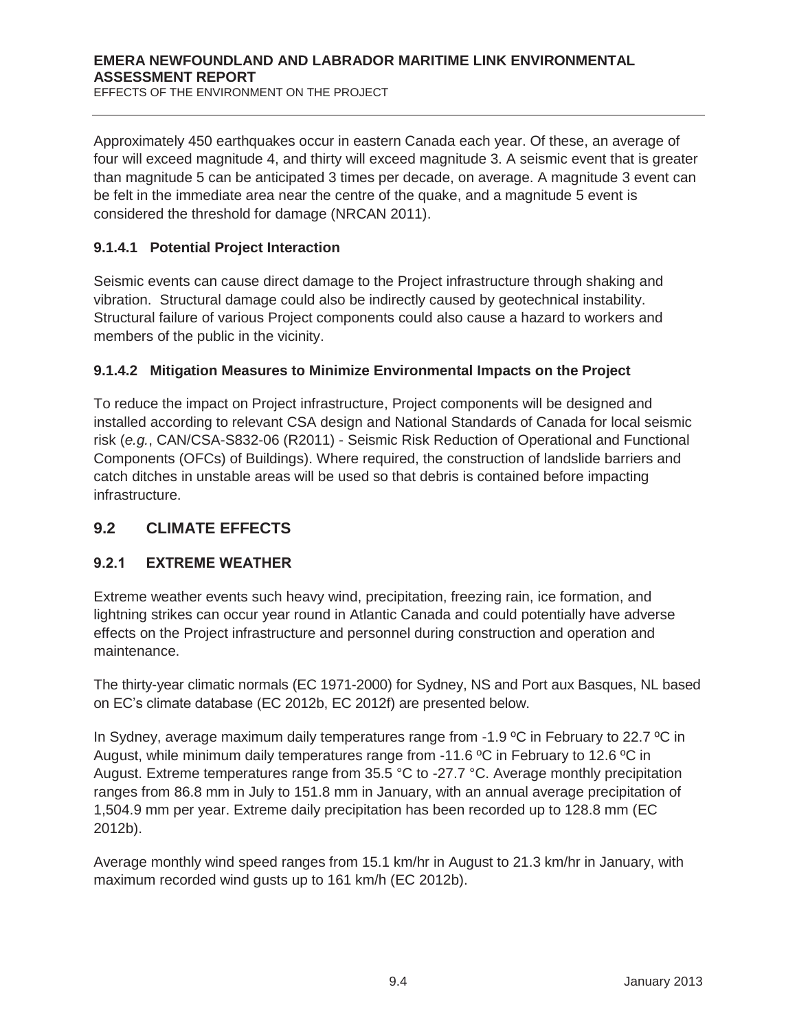Approximately 450 earthquakes occur in eastern Canada each year. Of these, an average of four will exceed magnitude 4, and thirty will exceed magnitude 3. A seismic event that is greater than magnitude 5 can be anticipated 3 times per decade, on average. A magnitude 3 event can be felt in the immediate area near the centre of the quake, and a magnitude 5 event is considered the threshold for damage (NRCAN 2011).

#### 9.1.4.1 Potential Project Interaction

Seismic events can cause direct damage to the Project infrastructure through shaking and vibration. Structural damage could also be indirectly caused by geotechnical instability. Structural failure of various Project components could also cause a hazard to workers and members of the public in the vicinity.

#### 9.1.4.2 Mitigation Measures to Minimize Environmental Impacts on the Project

To reduce the impact on Project infrastructure, Project components will be designed and installed according to relevant CSA design and National Standards of Canada for local seismic risk (*e.g.*, CAN/CSA-S832-06 (R2011) - Seismic Risk Reduction of Operational and Functional Components (OFCs) of Buildings). Where required, the construction of landslide barriers and catch ditches in unstable areas will be used so that debris is contained before impacting infrastructure.

## 9.2 CLIMATE EFFECTS

### 9.2.1 EXTREME WEATHER

Extreme weather events such heavy wind, precipitation, freezing rain, ice formation, and lightning strikes can occur year round in Atlantic Canada and could potentially have adverse effects on the Project infrastructure and personnel during construction and operation and maintenance.

The thirty-year climatic normals (EC 1971-2000) for Sydney, NS and Port aux Basques, NL based on EC's climate database (EC 2012b, EC 2012f) are presented below.

In Sydney, average maximum daily temperatures range from -1.9 ºC in February to 22.7 ºC in August, while minimum daily temperatures range from -11.6 ºC in February to 12.6 ºC in August. Extreme temperatures range from 35.5 °C to -27.7 °C. Average monthly precipitation ranges from 86.8 mm in July to 151.8 mm in January, with an annual average precipitation of 1,504.9 mm per year. Extreme daily precipitation has been recorded up to 128.8 mm (EC 2012b).

Average monthly wind speed ranges from 15.1 km/hr in August to 21.3 km/hr in January, with maximum recorded wind gusts up to 161 km/h (EC 2012b).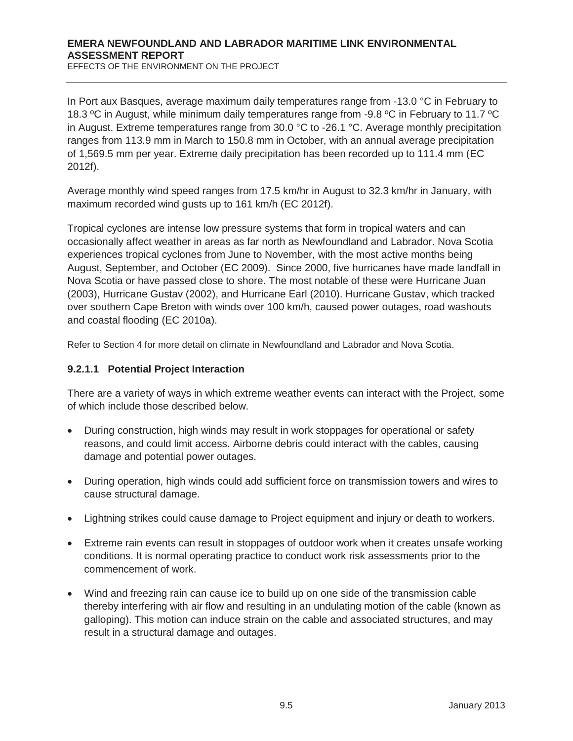In Port aux Basques, average maximum daily temperatures range from -13.0 °C in February to 18.3 ºC in August, while minimum daily temperatures range from -9.8 ºC in February to 11.7 ºC in August. Extreme temperatures range from 30.0 °C to -26.1 °C. Average monthly precipitation ranges from 113.9 mm in March to 150.8 mm in October, with an annual average precipitation of 1,569.5 mm per year. Extreme daily precipitation has been recorded up to 111.4 mm (EC 2012f).

Average monthly wind speed ranges from 17.5 km/hr in August to 32.3 km/hr in January, with maximum recorded wind gusts up to 161 km/h (EC 2012f).

Tropical cyclones are intense low pressure systems that form in tropical waters and can occasionally affect weather in areas as far north as Newfoundland and Labrador. Nova Scotia experiences tropical cyclones from June to November, with the most active months being August, September, and October (EC 2009). Since 2000, five hurricanes have made landfall in Nova Scotia or have passed close to shore. The most notable of these were Hurricane Juan (2003), Hurricane Gustav (2002), and Hurricane Earl (2010). Hurricane Gustav, which tracked over southern Cape Breton with winds over 100 km/h, caused power outages, road washouts and coastal flooding (EC 2010a).

Refer to Section 4 for more detail on climate in Newfoundland and Labrador and Nova Scotia.

#### 9.2.1.1 Potential Project Interaction

There are a variety of ways in which extreme weather events can interact with the Project, some of which include those described below.

- During construction, high winds may result in work stoppages for operational or safety reasons, and could limit access. Airborne debris could interact with the cables, causing damage and potential power outages.
- During operation, high winds could add sufficient force on transmission towers and wires to cause structural damage.
- Lightning strikes could cause damage to Project equipment and injury or death to workers.
- Extreme rain events can result in stoppages of outdoor work when it creates unsafe working conditions. It is normal operating practice to conduct work risk assessments prior to the commencement of work.
- Wind and freezing rain can cause ice to build up on one side of the transmission cable thereby interfering with air flow and resulting in an undulating motion of the cable (known as galloping). This motion can induce strain on the cable and associated structures, and may result in a structural damage and outages.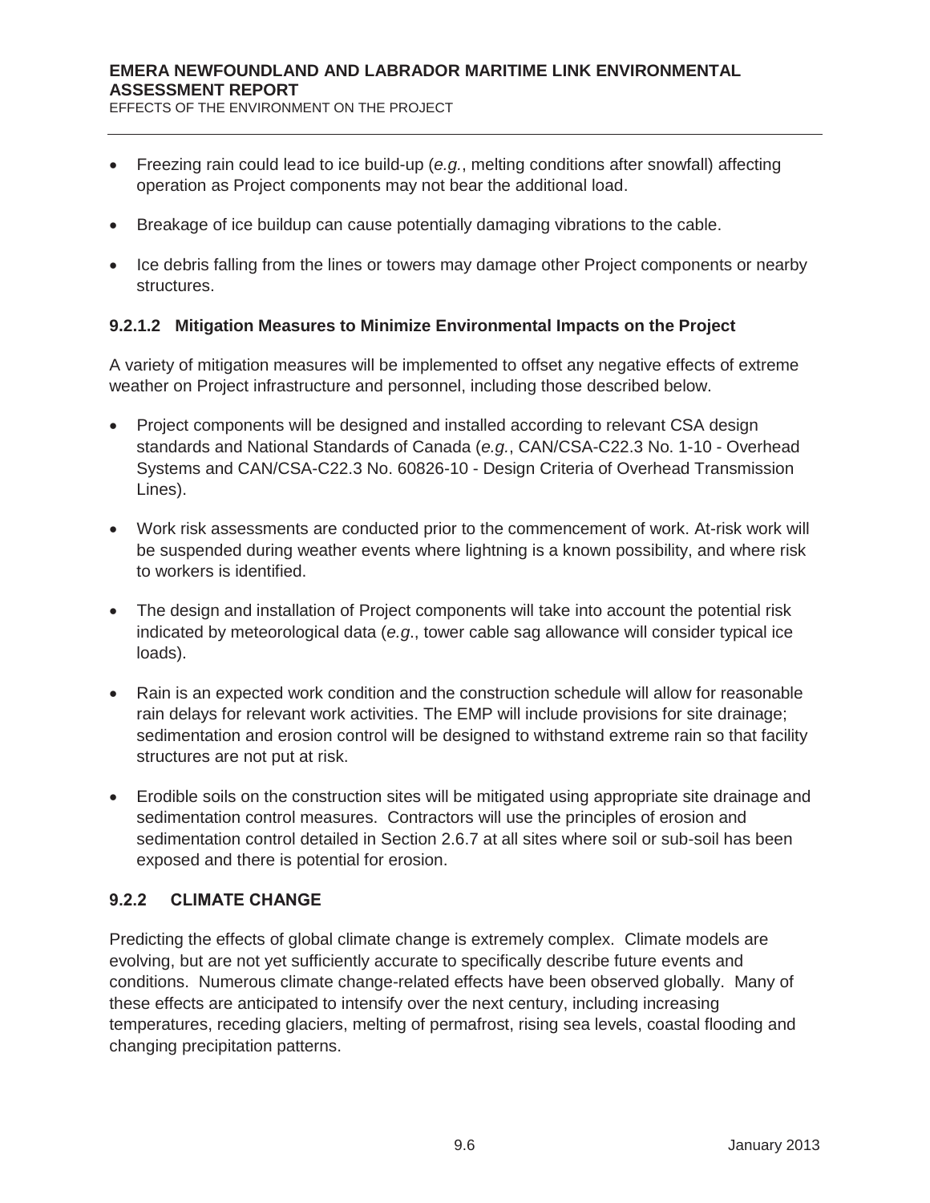- Freezing rain could lead to ice build-up (*e.g.*, melting conditions after snowfall) affecting operation as Project components may not bear the additional load.
- Breakage of ice buildup can cause potentially damaging vibrations to the cable.
- Ice debris falling from the lines or towers may damage other Project components or nearby structures.

#### 9.2.1.2 Mitigation Measures to Minimize Environmental Impacts on the Project

A variety of mitigation measures will be implemented to offset any negative effects of extreme weather on Project infrastructure and personnel, including those described below.

- Project components will be designed and installed according to relevant CSA design standards and National Standards of Canada (*e.g.*, CAN/CSA-C22.3 No. 1-10 - Overhead Systems and CAN/CSA-C22.3 No. 60826-10 - Design Criteria of Overhead Transmission Lines).
- Work risk assessments are conducted prior to the commencement of work. At-risk work will be suspended during weather events where lightning is a known possibility, and where risk to workers is identified.
- The design and installation of Project components will take into account the potential risk indicated by meteorological data (*e.g*., tower cable sag allowance will consider typical ice loads).
- Rain is an expected work condition and the construction schedule will allow for reasonable rain delays for relevant work activities. The EMP will include provisions for site drainage; sedimentation and erosion control will be designed to withstand extreme rain so that facility structures are not put at risk.
- Erodible soils on the construction sites will be mitigated using appropriate site drainage and sedimentation control measures. Contractors will use the principles of erosion and sedimentation control detailed in Section 2.6.7 at all sites where soil or sub-soil has been exposed and there is potential for erosion.

### 9.2.2 CLIMATE CHANGE

Predicting the effects of global climate change is extremely complex. Climate models are evolving, but are not yet sufficiently accurate to specifically describe future events and conditions. Numerous climate change-related effects have been observed globally. Many of these effects are anticipated to intensify over the next century, including increasing temperatures, receding glaciers, melting of permafrost, rising sea levels, coastal flooding and changing precipitation patterns.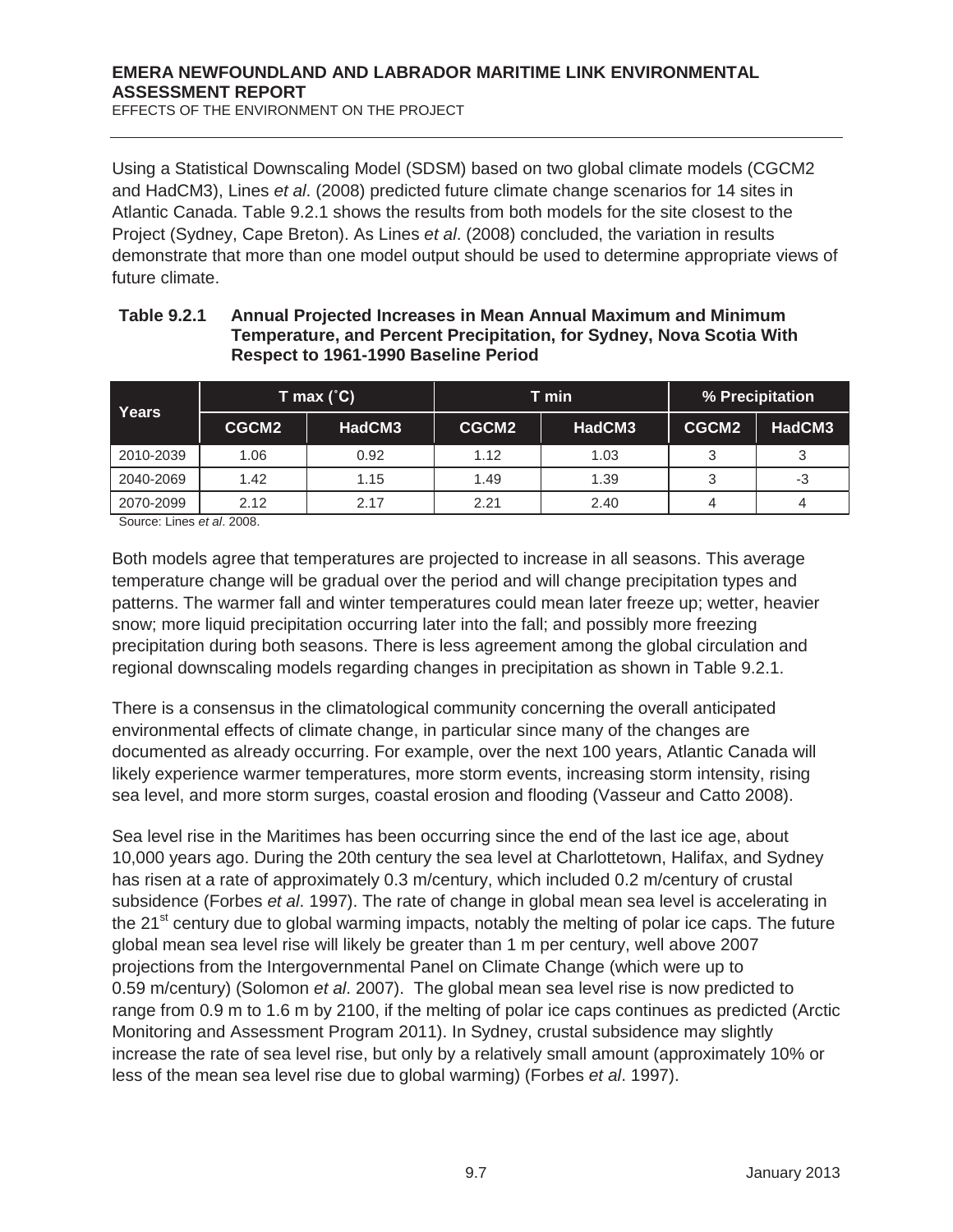Using a Statistical Downscaling Model (SDSM) based on two global climate models (CGCM2 and HadCM3), Lines *et al*. (2008) predicted future climate change scenarios for 14 sites in Atlantic Canada. Table 9.2.1 shows the results from both models for the site closest to the Project (Sydney, Cape Breton). As Lines *et al*. (2008) concluded, the variation in results demonstrate that more than one model output should be used to determine appropriate views of future climate.

**Table 9.2.1 Annual Projected Increases in Mean Annual Maximum and Minimum Temperature, and Percent Precipitation, for Sydney, Nova Scotia With Respect to 1961-1990 Baseline Period**

| Years | T max (˚C) | | T min | | % Precipitation | |
|---|---|---|---|---|---|---|
| | CGCM2 | HadCM3 | CGCM2 | HadCM3 | CGCM2 | HadCM3 |
| 2010-2039 | 1.06 | 0.92 | 1.12 | 1.03 | 3 | 3 |
| 2040-2069 | 1.42 | 1.15 | 1.49 | 1.39 | 3 | -3 |
| 2070-2099 | 2.12 | 2.17 | 2.21 | 2.40 | 4 | 4 |

Source: Lines *et al*. 2008.

Both models agree that temperatures are projected to increase in all seasons. This average temperature change will be gradual over the period and will change precipitation types and patterns. The warmer fall and winter temperatures could mean later freeze up; wetter, heavier snow; more liquid precipitation occurring later into the fall; and possibly more freezing precipitation during both seasons. There is less agreement among the global circulation and regional downscaling models regarding changes in precipitation as shown in Table 9.2.1.

There is a consensus in the climatological community concerning the overall anticipated environmental effects of climate change, in particular since many of the changes are documented as already occurring. For example, over the next 100 years, Atlantic Canada will likely experience warmer temperatures, more storm events, increasing storm intensity, rising sea level, and more storm surges, coastal erosion and flooding (Vasseur and Catto 2008).

Sea level rise in the Maritimes has been occurring since the end of the last ice age, about 10,000 years ago. During the 20th century the sea level at Charlottetown, Halifax, and Sydney has risen at a rate of approximately 0.3 m/century, which included 0.2 m/century of crustal subsidence (Forbes *et al*. 1997). The rate of change in global mean sea level is accelerating in the 21st century due to global warming impacts, notably the melting of polar ice caps. The future global mean sea level rise will likely be greater than 1 m per century, well above 2007 projections from the Intergovernmental Panel on Climate Change (which were up to 0.59 m/century) (Solomon *et al*. 2007). The global mean sea level rise is now predicted to range from 0.9 m to 1.6 m by 2100, if the melting of polar ice caps continues as predicted (Arctic Monitoring and Assessment Program 2011). In Sydney, crustal subsidence may slightly increase the rate of sea level rise, but only by a relatively small amount (approximately 10% or less of the mean sea level rise due to global warming) (Forbes *et al*. 1997).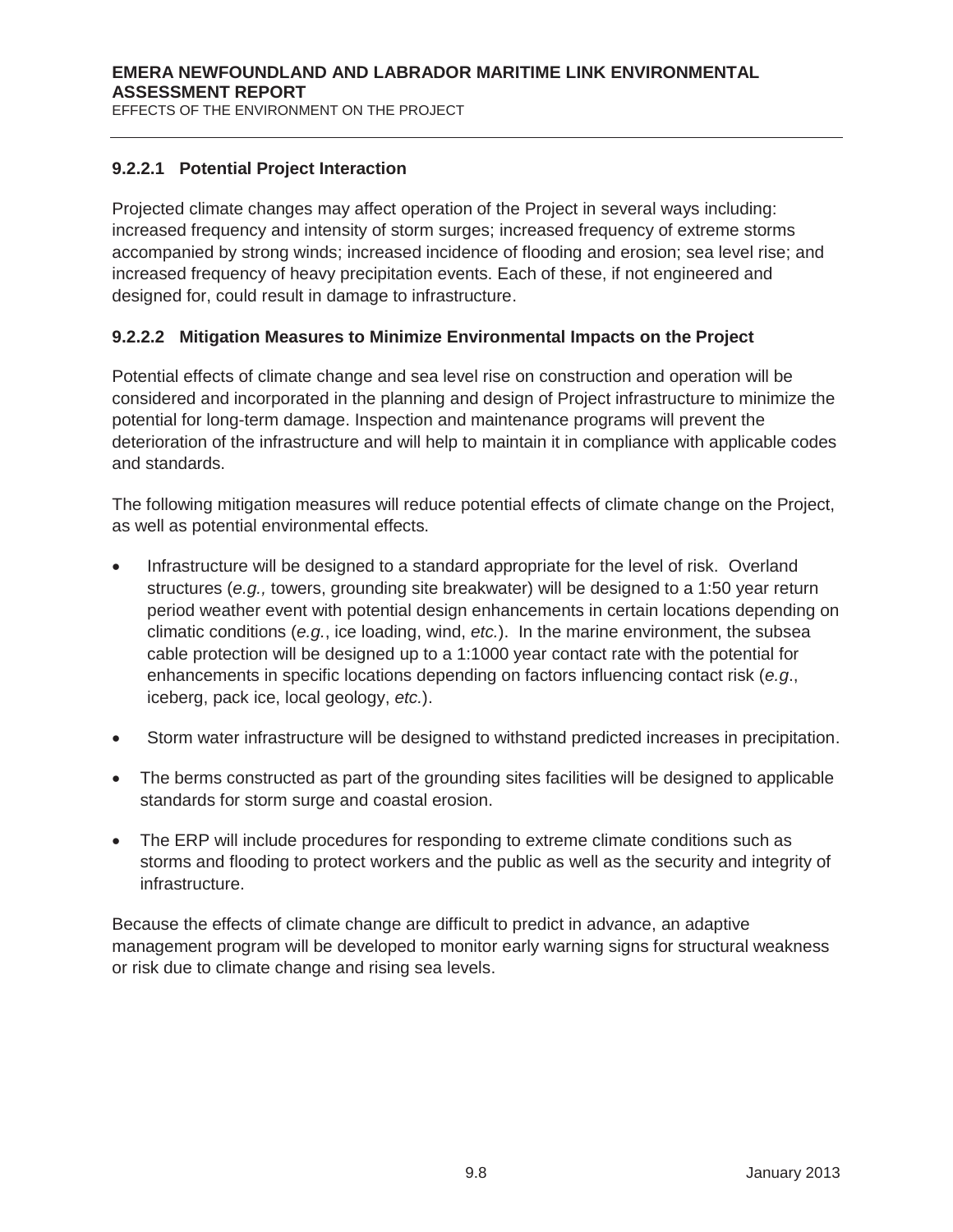#### 9.2.2.1 Potential Project Interaction

Projected climate changes may affect operation of the Project in several ways including: increased frequency and intensity of storm surges; increased frequency of extreme storms accompanied by strong winds; increased incidence of flooding and erosion; sea level rise; and increased frequency of heavy precipitation events. Each of these, if not engineered and designed for, could result in damage to infrastructure.

#### 9.2.2.2 Mitigation Measures to Minimize Environmental Impacts on the Project

Potential effects of climate change and sea level rise on construction and operation will be considered and incorporated in the planning and design of Project infrastructure to minimize the potential for long-term damage. Inspection and maintenance programs will prevent the deterioration of the infrastructure and will help to maintain it in compliance with applicable codes and standards.

The following mitigation measures will reduce potential effects of climate change on the Project, as well as potential environmental effects.

- Infrastructure will be designed to a standard appropriate for the level of risk. Overland structures (*e.g.,* towers, grounding site breakwater) will be designed to a 1:50 year return period weather event with potential design enhancements in certain locations depending on climatic conditions (*e.g.*, ice loading, wind, *etc.*). In the marine environment, the subsea cable protection will be designed up to a 1:1000 year contact rate with the potential for enhancements in specific locations depending on factors influencing contact risk (*e.g*., iceberg, pack ice, local geology, *etc.*).
- Storm water infrastructure will be designed to withstand predicted increases in precipitation.
- The berms constructed as part of the grounding sites facilities will be designed to applicable standards for storm surge and coastal erosion.
- The ERP will include procedures for responding to extreme climate conditions such as storms and flooding to protect workers and the public as well as the security and integrity of infrastructure.

Because the effects of climate change are difficult to predict in advance, an adaptive management program will be developed to monitor early warning signs for structural weakness or risk due to climate change and rising sea levels.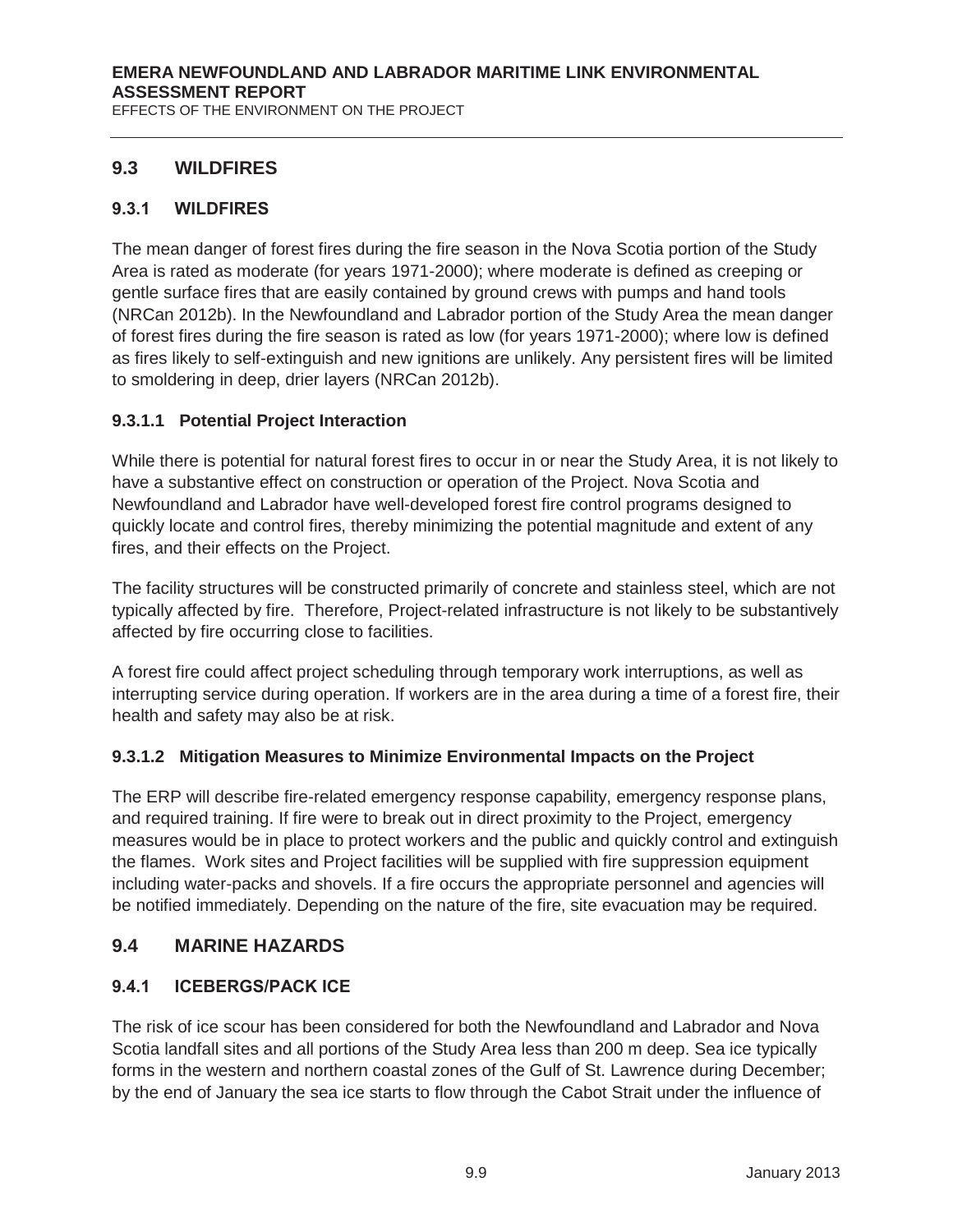## 9.3 WILDFIRES

### 9.3.1 WILDFIRES

The mean danger of forest fires during the fire season in the Nova Scotia portion of the Study Area is rated as moderate (for years 1971-2000); where moderate is defined as creeping or gentle surface fires that are easily contained by ground crews with pumps and hand tools (NRCan 2012b). In the Newfoundland and Labrador portion of the Study Area the mean danger of forest fires during the fire season is rated as low (for years 1971-2000); where low is defined as fires likely to self-extinguish and new ignitions are unlikely. Any persistent fires will be limited to smoldering in deep, drier layers (NRCan 2012b).

#### 9.3.1.1 Potential Project Interaction

While there is potential for natural forest fires to occur in or near the Study Area, it is not likely to have a substantive effect on construction or operation of the Project. Nova Scotia and Newfoundland and Labrador have well-developed forest fire control programs designed to quickly locate and control fires, thereby minimizing the potential magnitude and extent of any fires, and their effects on the Project.

The facility structures will be constructed primarily of concrete and stainless steel, which are not typically affected by fire. Therefore, Project-related infrastructure is not likely to be substantively affected by fire occurring close to facilities.

A forest fire could affect project scheduling through temporary work interruptions, as well as interrupting service during operation. If workers are in the area during a time of a forest fire, their health and safety may also be at risk.

#### 9.3.1.2 Mitigation Measures to Minimize Environmental Impacts on the Project

The ERP will describe fire-related emergency response capability, emergency response plans, and required training. If fire were to break out in direct proximity to the Project, emergency measures would be in place to protect workers and the public and quickly control and extinguish the flames. Work sites and Project facilities will be supplied with fire suppression equipment including water-packs and shovels. If a fire occurs the appropriate personnel and agencies will be notified immediately. Depending on the nature of the fire, site evacuation may be required.

## 9.4 MARINE HAZARDS

### 9.4.1 ICEBERGS/PACK ICE

The risk of ice scour has been considered for both the Newfoundland and Labrador and Nova Scotia landfall sites and all portions of the Study Area less than 200 m deep. Sea ice typically forms in the western and northern coastal zones of the Gulf of St. Lawrence during December; by the end of January the sea ice starts to flow through the Cabot Strait under the influence of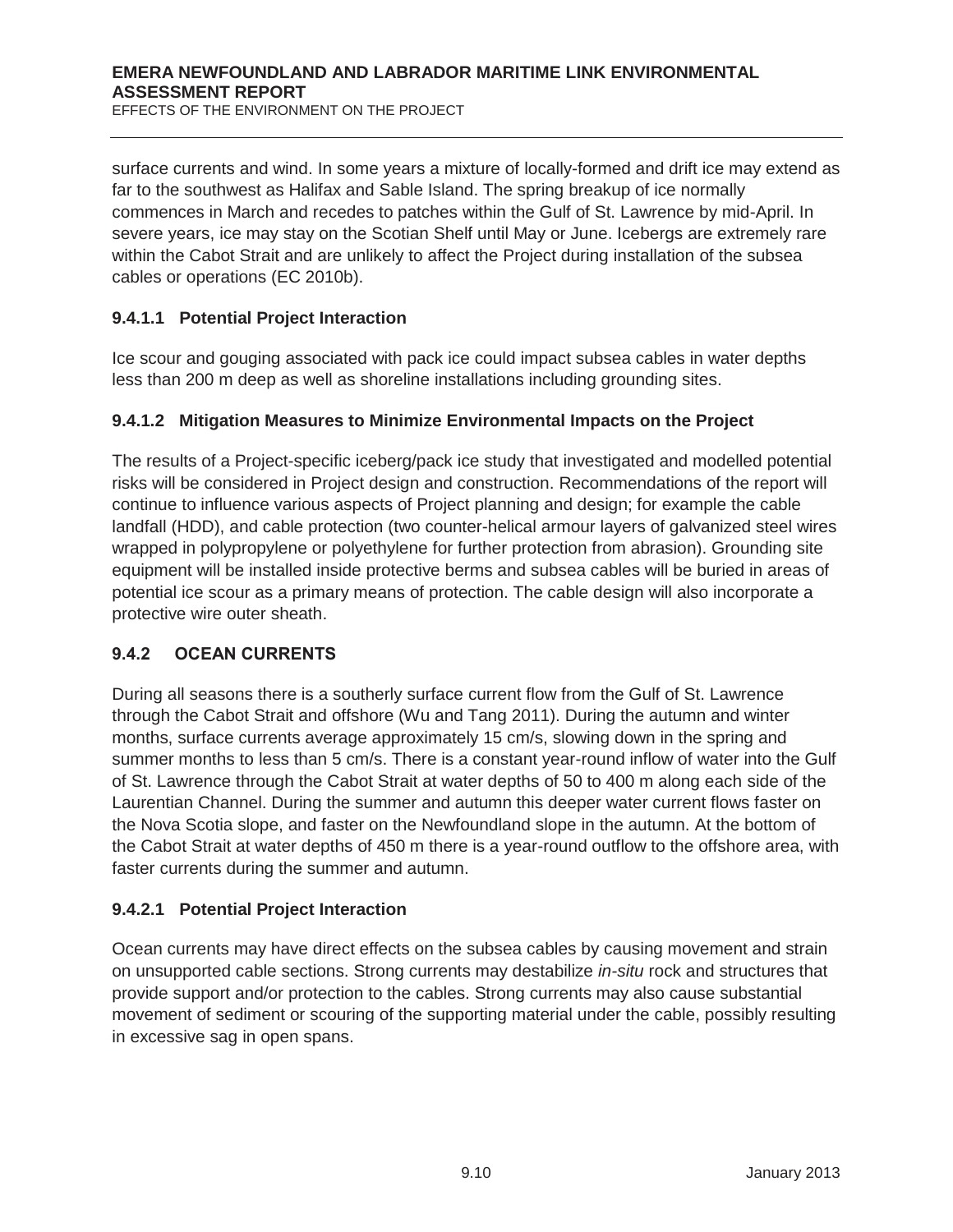surface currents and wind. In some years a mixture of locally-formed and drift ice may extend as far to the southwest as Halifax and Sable Island. The spring breakup of ice normally commences in March and recedes to patches within the Gulf of St. Lawrence by mid-April. In severe years, ice may stay on the Scotian Shelf until May or June. Icebergs are extremely rare within the Cabot Strait and are unlikely to affect the Project during installation of the subsea cables or operations (EC 2010b).

#### 9.4.1.1 Potential Project Interaction

Ice scour and gouging associated with pack ice could impact subsea cables in water depths less than 200 m deep as well as shoreline installations including grounding sites.

#### 9.4.1.2 Mitigation Measures to Minimize Environmental Impacts on the Project

The results of a Project-specific iceberg/pack ice study that investigated and modelled potential risks will be considered in Project design and construction. Recommendations of the report will continue to influence various aspects of Project planning and design; for example the cable landfall (HDD), and cable protection (two counter-helical armour layers of galvanized steel wires wrapped in polypropylene or polyethylene for further protection from abrasion). Grounding site equipment will be installed inside protective berms and subsea cables will be buried in areas of potential ice scour as a primary means of protection. The cable design will also incorporate a protective wire outer sheath.

### 9.4.2 OCEAN CURRENTS

During all seasons there is a southerly surface current flow from the Gulf of St. Lawrence through the Cabot Strait and offshore (Wu and Tang 2011). During the autumn and winter months, surface currents average approximately 15 cm/s, slowing down in the spring and summer months to less than 5 cm/s. There is a constant year-round inflow of water into the Gulf of St. Lawrence through the Cabot Strait at water depths of 50 to 400 m along each side of the Laurentian Channel. During the summer and autumn this deeper water current flows faster on the Nova Scotia slope, and faster on the Newfoundland slope in the autumn. At the bottom of the Cabot Strait at water depths of 450 m there is a year-round outflow to the offshore area, with faster currents during the summer and autumn.

#### 9.4.2.1 Potential Project Interaction

Ocean currents may have direct effects on the subsea cables by causing movement and strain on unsupported cable sections. Strong currents may destabilize *in-situ* rock and structures that provide support and/or protection to the cables. Strong currents may also cause substantial movement of sediment or scouring of the supporting material under the cable, possibly resulting in excessive sag in open spans.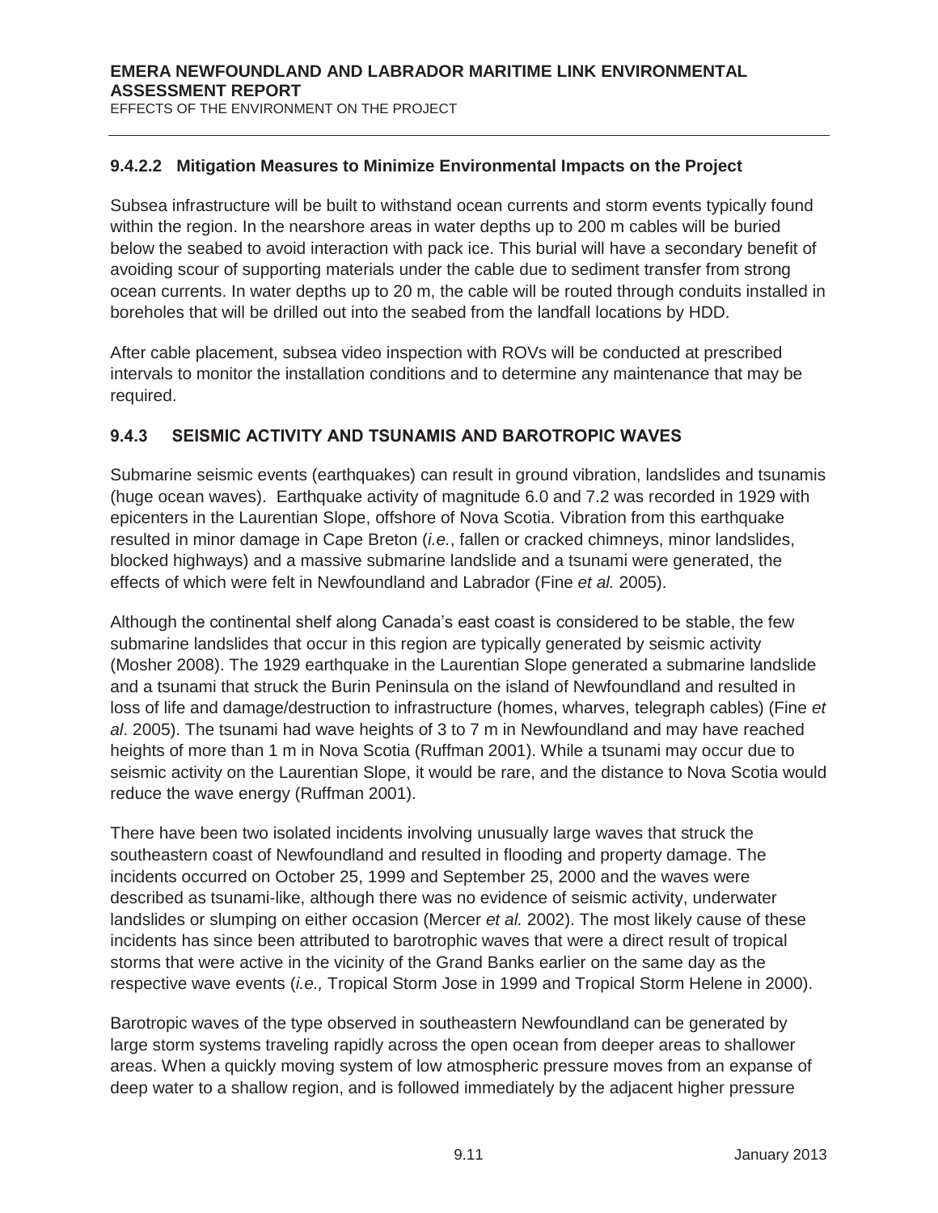#### 9.4.2.2 Mitigation Measures to Minimize Environmental Impacts on the Project

Subsea infrastructure will be built to withstand ocean currents and storm events typically found within the region. In the nearshore areas in water depths up to 200 m cables will be buried below the seabed to avoid interaction with pack ice. This burial will have a secondary benefit of avoiding scour of supporting materials under the cable due to sediment transfer from strong ocean currents. In water depths up to 20 m, the cable will be routed through conduits installed in boreholes that will be drilled out into the seabed from the landfall locations by HDD.

After cable placement, subsea video inspection with ROVs will be conducted at prescribed intervals to monitor the installation conditions and to determine any maintenance that may be required.

### 9.4.3 SEISMIC ACTIVITY AND TSUNAMIS AND BAROTROPIC WAVES

Submarine seismic events (earthquakes) can result in ground vibration, landslides and tsunamis (huge ocean waves). Earthquake activity of magnitude 6.0 and 7.2 was recorded in 1929 with epicenters in the Laurentian Slope, offshore of Nova Scotia. Vibration from this earthquake resulted in minor damage in Cape Breton (*i.e.*, fallen or cracked chimneys, minor landslides, blocked highways) and a massive submarine landslide and a tsunami were generated, the effects of which were felt in Newfoundland and Labrador (Fine *et al.* 2005).

Although the continental shelf along Canada's east coast is considered to be stable, the few submarine landslides that occur in this region are typically generated by seismic activity (Mosher 2008). The 1929 earthquake in the Laurentian Slope generated a submarine landslide and a tsunami that struck the Burin Peninsula on the island of Newfoundland and resulted in loss of life and damage/destruction to infrastructure (homes, wharves, telegraph cables) (Fine *et al*. 2005). The tsunami had wave heights of 3 to 7 m in Newfoundland and may have reached heights of more than 1 m in Nova Scotia (Ruffman 2001). While a tsunami may occur due to seismic activity on the Laurentian Slope, it would be rare, and the distance to Nova Scotia would reduce the wave energy (Ruffman 2001).

There have been two isolated incidents involving unusually large waves that struck the southeastern coast of Newfoundland and resulted in flooding and property damage. The incidents occurred on October 25, 1999 and September 25, 2000 and the waves were described as tsunami-like, although there was no evidence of seismic activity, underwater landslides or slumping on either occasion (Mercer *et al.* 2002). The most likely cause of these incidents has since been attributed to barotrophic waves that were a direct result of tropical storms that were active in the vicinity of the Grand Banks earlier on the same day as the respective wave events (*i.e.,* Tropical Storm Jose in 1999 and Tropical Storm Helene in 2000).

Barotropic waves of the type observed in southeastern Newfoundland can be generated by large storm systems traveling rapidly across the open ocean from deeper areas to shallower areas. When a quickly moving system of low atmospheric pressure moves from an expanse of deep water to a shallow region, and is followed immediately by the adjacent higher pressure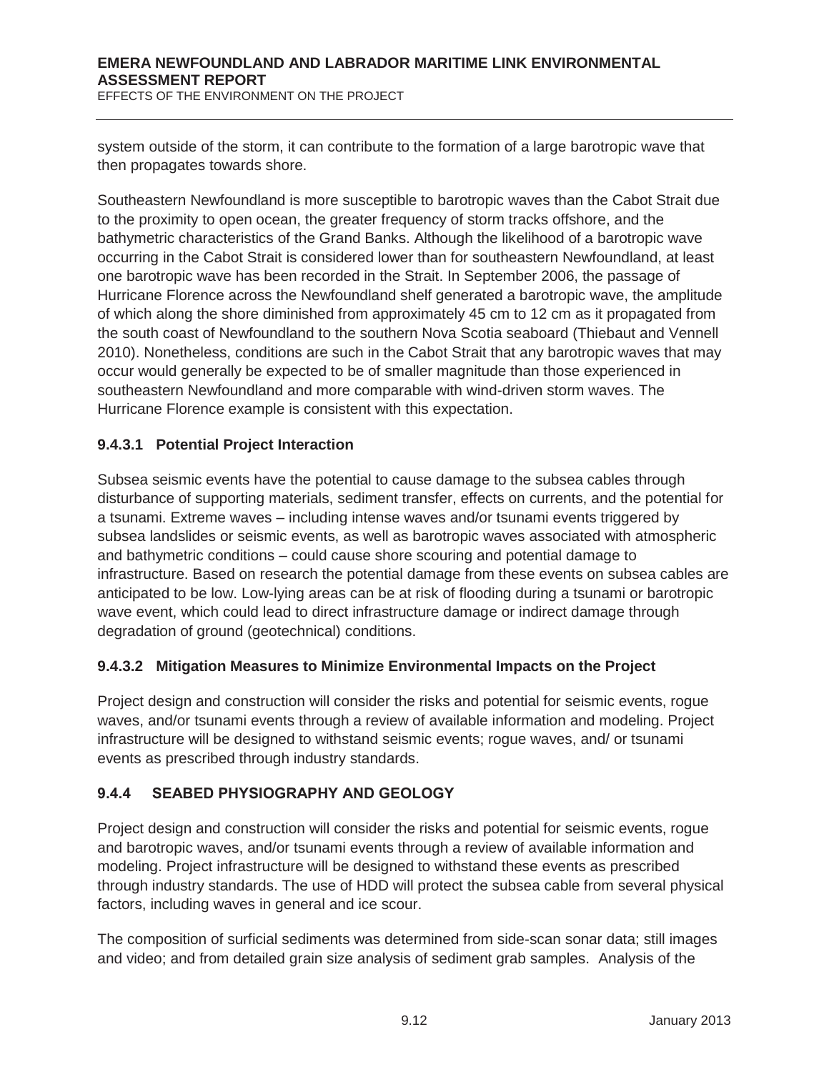system outside of the storm, it can contribute to the formation of a large barotropic wave that then propagates towards shore.

Southeastern Newfoundland is more susceptible to barotropic waves than the Cabot Strait due to the proximity to open ocean, the greater frequency of storm tracks offshore, and the bathymetric characteristics of the Grand Banks. Although the likelihood of a barotropic wave occurring in the Cabot Strait is considered lower than for southeastern Newfoundland, at least one barotropic wave has been recorded in the Strait. In September 2006, the passage of Hurricane Florence across the Newfoundland shelf generated a barotropic wave, the amplitude of which along the shore diminished from approximately 45 cm to 12 cm as it propagated from the south coast of Newfoundland to the southern Nova Scotia seaboard (Thiebaut and Vennell 2010). Nonetheless, conditions are such in the Cabot Strait that any barotropic waves that may occur would generally be expected to be of smaller magnitude than those experienced in southeastern Newfoundland and more comparable with wind-driven storm waves. The Hurricane Florence example is consistent with this expectation.

#### 9.4.3.1 Potential Project Interaction

Subsea seismic events have the potential to cause damage to the subsea cables through disturbance of supporting materials, sediment transfer, effects on currents, and the potential for a tsunami. Extreme waves – including intense waves and/or tsunami events triggered by subsea landslides or seismic events, as well as barotropic waves associated with atmospheric and bathymetric conditions – could cause shore scouring and potential damage to infrastructure. Based on research the potential damage from these events on subsea cables are anticipated to be low. Low-lying areas can be at risk of flooding during a tsunami or barotropic wave event, which could lead to direct infrastructure damage or indirect damage through degradation of ground (geotechnical) conditions.

#### 9.4.3.2 Mitigation Measures to Minimize Environmental Impacts on the Project

Project design and construction will consider the risks and potential for seismic events, rogue waves, and/or tsunami events through a review of available information and modeling. Project infrastructure will be designed to withstand seismic events; rogue waves, and/ or tsunami events as prescribed through industry standards.

### 9.4.4 SEABED PHYSIOGRAPHY AND GEOLOGY

Project design and construction will consider the risks and potential for seismic events, rogue and barotropic waves, and/or tsunami events through a review of available information and modeling. Project infrastructure will be designed to withstand these events as prescribed through industry standards. The use of HDD will protect the subsea cable from several physical factors, including waves in general and ice scour.

The composition of surficial sediments was determined from side-scan sonar data; still images and video; and from detailed grain size analysis of sediment grab samples. Analysis of the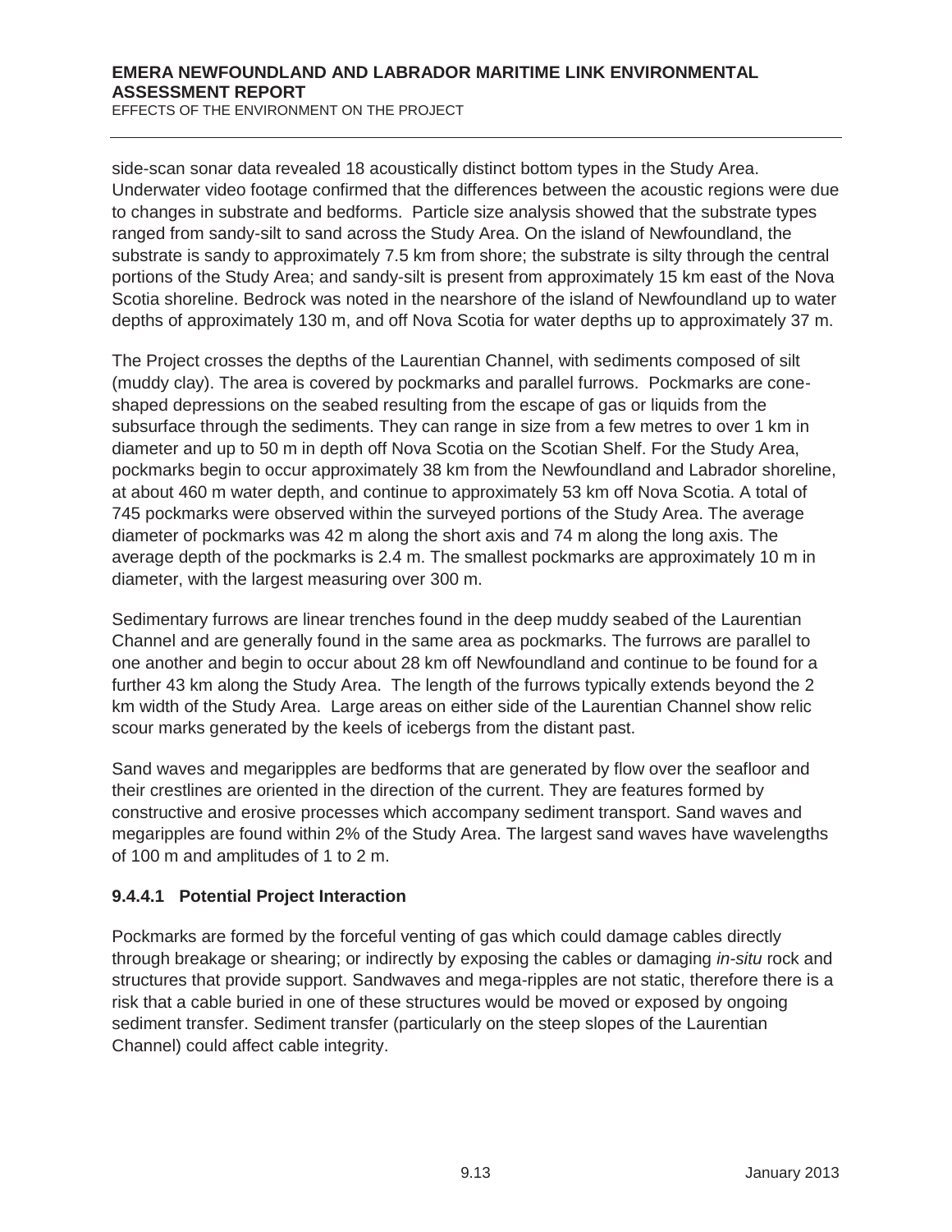side-scan sonar data revealed 18 acoustically distinct bottom types in the Study Area. Underwater video footage confirmed that the differences between the acoustic regions were due to changes in substrate and bedforms. Particle size analysis showed that the substrate types ranged from sandy-silt to sand across the Study Area. On the island of Newfoundland, the substrate is sandy to approximately 7.5 km from shore; the substrate is silty through the central portions of the Study Area; and sandy-silt is present from approximately 15 km east of the Nova Scotia shoreline. Bedrock was noted in the nearshore of the island of Newfoundland up to water depths of approximately 130 m, and off Nova Scotia for water depths up to approximately 37 m.

The Project crosses the depths of the Laurentian Channel, with sediments composed of silt (muddy clay). The area is covered by pockmarks and parallel furrows. Pockmarks are cone-shaped depressions on the seabed resulting from the escape of gas or liquids from the subsurface through the sediments. They can range in size from a few metres to over 1 km in diameter and up to 50 m in depth off Nova Scotia on the Scotian Shelf. For the Study Area, pockmarks begin to occur approximately 38 km from the Newfoundland and Labrador shoreline, at about 460 m water depth, and continue to approximately 53 km off Nova Scotia. A total of 745 pockmarks were observed within the surveyed portions of the Study Area. The average diameter of pockmarks was 42 m along the short axis and 74 m along the long axis. The average depth of the pockmarks is 2.4 m. The smallest pockmarks are approximately 10 m in diameter, with the largest measuring over 300 m.

Sedimentary furrows are linear trenches found in the deep muddy seabed of the Laurentian Channel and are generally found in the same area as pockmarks. The furrows are parallel to one another and begin to occur about 28 km off Newfoundland and continue to be found for a further 43 km along the Study Area. The length of the furrows typically extends beyond the 2 km width of the Study Area. Large areas on either side of the Laurentian Channel show relic scour marks generated by the keels of icebergs from the distant past.

Sand waves and megaripples are bedforms that are generated by flow over the seafloor and their crestlines are oriented in the direction of the current. They are features formed by constructive and erosive processes which accompany sediment transport. Sand waves and megaripples are found within 2% of the Study Area. The largest sand waves have wavelengths of 100 m and amplitudes of 1 to 2 m.

#### 9.4.4.1 Potential Project Interaction

Pockmarks are formed by the forceful venting of gas which could damage cables directly through breakage or shearing; or indirectly by exposing the cables or damaging *in-situ* rock and structures that provide support. Sandwaves and mega-ripples are not static, therefore there is a risk that a cable buried in one of these structures would be moved or exposed by ongoing sediment transfer. Sediment transfer (particularly on the steep slopes of the Laurentian Channel) could affect cable integrity.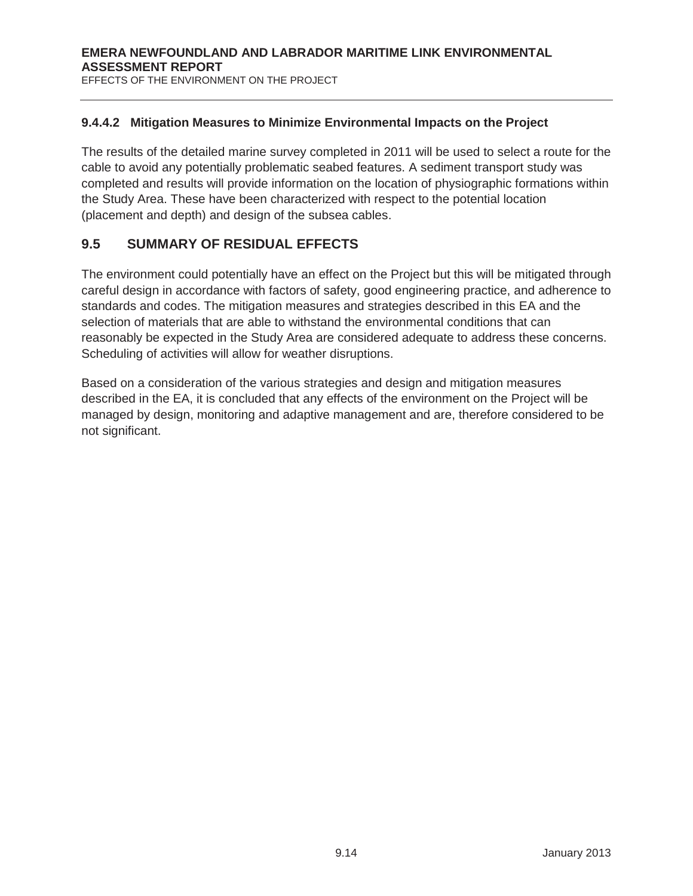#### 9.4.4.2 Mitigation Measures to Minimize Environmental Impacts on the Project

The results of the detailed marine survey completed in 2011 will be used to select a route for the cable to avoid any potentially problematic seabed features. A sediment transport study was completed and results will provide information on the location of physiographic formations within the Study Area. These have been characterized with respect to the potential location (placement and depth) and design of the subsea cables.

## 9.5 SUMMARY OF RESIDUAL EFFECTS

The environment could potentially have an effect on the Project but this will be mitigated through careful design in accordance with factors of safety, good engineering practice, and adherence to standards and codes. The mitigation measures and strategies described in this EA and the selection of materials that are able to withstand the environmental conditions that can reasonably be expected in the Study Area are considered adequate to address these concerns. Scheduling of activities will allow for weather disruptions.

Based on a consideration of the various strategies and design and mitigation measures described in the EA, it is concluded that any effects of the environment on the Project will be managed by design, monitoring and adaptive management and are, therefore considered to be not significant.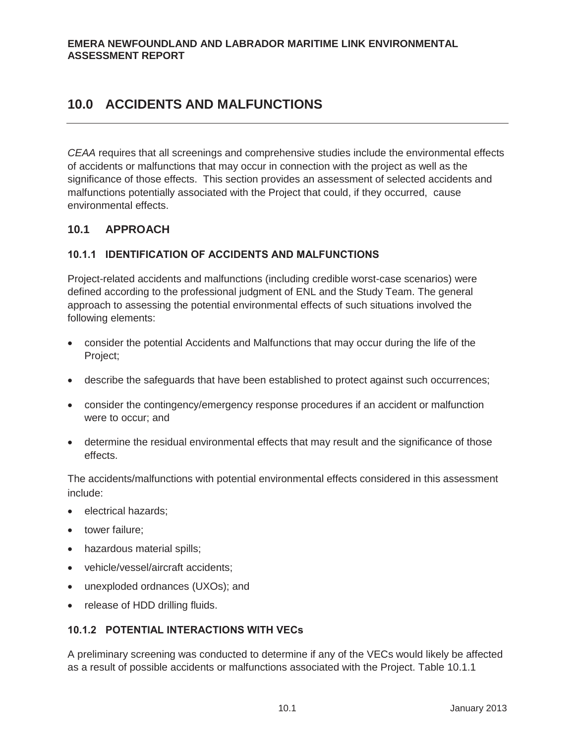# 10.0 ACCIDENTS AND MALFUNCTIONS

*CEAA* requires that all screenings and comprehensive studies include the environmental effects of accidents or malfunctions that may occur in connection with the project as well as the significance of those effects. This section provides an assessment of selected accidents and malfunctions potentially associated with the Project that could, if they occurred, cause environmental effects.

## 10.1 APPROACH

### 10.1.1 IDENTIFICATION OF ACCIDENTS AND MALFUNCTIONS

Project-related accidents and malfunctions (including credible worst-case scenarios) were defined according to the professional judgment of ENL and the Study Team. The general approach to assessing the potential environmental effects of such situations involved the following elements:

- consider the potential Accidents and Malfunctions that may occur during the life of the Project;
- describe the safeguards that have been established to protect against such occurrences;
- consider the contingency/emergency response procedures if an accident or malfunction were to occur; and
- determine the residual environmental effects that may result and the significance of those effects.

The accidents/malfunctions with potential environmental effects considered in this assessment include:

- electrical hazards;
- tower failure;
- hazardous material spills;
- vehicle/vessel/aircraft accidents;
- unexploded ordnances (UXOs); and
- release of HDD drilling fluids.

### 10.1.2 POTENTIAL INTERACTIONS WITH VECs

A preliminary screening was conducted to determine if any of the VECs would likely be affected as a result of possible accidents or malfunctions associated with the Project. Table 10.1.1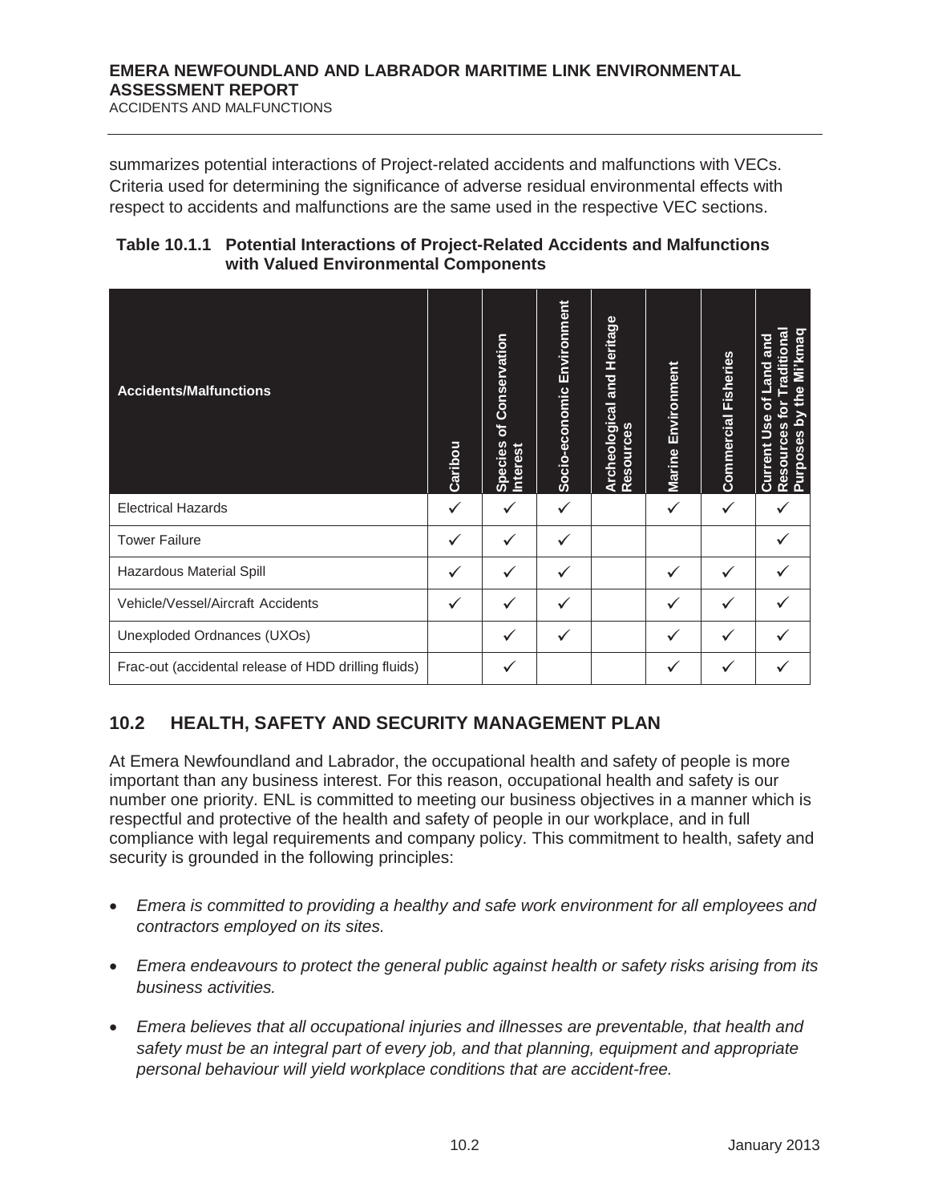summarizes potential interactions of Project-related accidents and malfunctions with VECs. Criteria used for determining the significance of adverse residual environmental effects with respect to accidents and malfunctions are the same used in the respective VEC sections.

**Table 10.1.1 Potential Interactions of Project-Related Accidents and Malfunctions with Valued Environmental Components**

| Accidents/Malfunctions | Caribou | Species of Conservation Interest | Socio-economic Environment | Archeological and Heritage Resources | Marine Environment | Commercial Fisheries | Current Use of Land and Resources for Traditional Purposes by the Mi'kmaq |
|---|---|---|---|---|---|---|---|
| Electrical Hazards | ✓ | ✓ | ✓ | | ✓ | ✓ | ✓ |
| Tower Failure | ✓ | ✓ | ✓ | | | | ✓ |
| Hazardous Material Spill | ✓ | ✓ | ✓ | | ✓ | ✓ | ✓ |
| Vehicle/Vessel/Aircraft Accidents | ✓ | ✓ | ✓ | | ✓ | ✓ | ✓ |
| Unexploded Ordnances (UXOs) | | ✓ | ✓ | | ✓ | ✓ | ✓ |
| Frac-out (accidental release of HDD drilling fluids) | | ✓ | | | ✓ | ✓ | ✓ |

## 10.2 HEALTH, SAFETY AND SECURITY MANAGEMENT PLAN

At Emera Newfoundland and Labrador, the occupational health and safety of people is more important than any business interest. For this reason, occupational health and safety is our number one priority. ENL is committed to meeting our business objectives in a manner which is respectful and protective of the health and safety of people in our workplace, and in full compliance with legal requirements and company policy. This commitment to health, safety and security is grounded in the following principles:

- *Emera is committed to providing a healthy and safe work environment for all employees and contractors employed on its sites.*
- *Emera endeavours to protect the general public against health or safety risks arising from its business activities.*
- *Emera believes that all occupational injuries and illnesses are preventable, that health and safety must be an integral part of every job, and that planning, equipment and appropriate personal behaviour will yield workplace conditions that are accident-free.*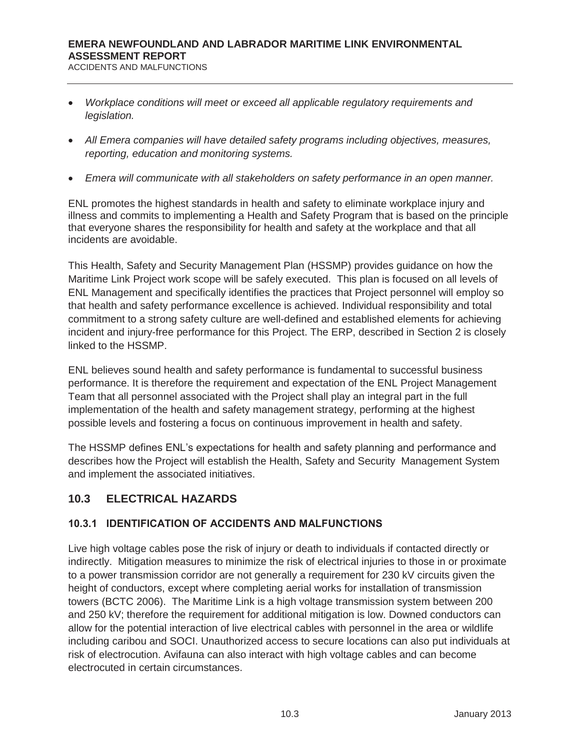- *Workplace conditions will meet or exceed all applicable regulatory requirements and legislation.*
- *All Emera companies will have detailed safety programs including objectives, measures, reporting, education and monitoring systems.*
- *Emera will communicate with all stakeholders on safety performance in an open manner.*

ENL promotes the highest standards in health and safety to eliminate workplace injury and illness and commits to implementing a Health and Safety Program that is based on the principle that everyone shares the responsibility for health and safety at the workplace and that all incidents are avoidable.

This Health, Safety and Security Management Plan (HSSMP) provides guidance on how the Maritime Link Project work scope will be safely executed. This plan is focused on all levels of ENL Management and specifically identifies the practices that Project personnel will employ so that health and safety performance excellence is achieved. Individual responsibility and total commitment to a strong safety culture are well-defined and established elements for achieving incident and injury-free performance for this Project. The ERP, described in Section 2 is closely linked to the HSSMP.

ENL believes sound health and safety performance is fundamental to successful business performance. It is therefore the requirement and expectation of the ENL Project Management Team that all personnel associated with the Project shall play an integral part in the full implementation of the health and safety management strategy, performing at the highest possible levels and fostering a focus on continuous improvement in health and safety.

The HSSMP defines ENL's expectations for health and safety planning and performance and describes how the Project will establish the Health, Safety and Security Management System and implement the associated initiatives.

## 10.3 ELECTRICAL HAZARDS

### 10.3.1 IDENTIFICATION OF ACCIDENTS AND MALFUNCTIONS

Live high voltage cables pose the risk of injury or death to individuals if contacted directly or indirectly. Mitigation measures to minimize the risk of electrical injuries to those in or proximate to a power transmission corridor are not generally a requirement for 230 kV circuits given the height of conductors, except where completing aerial works for installation of transmission towers (BCTC 2006). The Maritime Link is a high voltage transmission system between 200 and 250 kV; therefore the requirement for additional mitigation is low. Downed conductors can allow for the potential interaction of live electrical cables with personnel in the area or wildlife including caribou and SOCI. Unauthorized access to secure locations can also put individuals at risk of electrocution. Avifauna can also interact with high voltage cables and can become electrocuted in certain circumstances.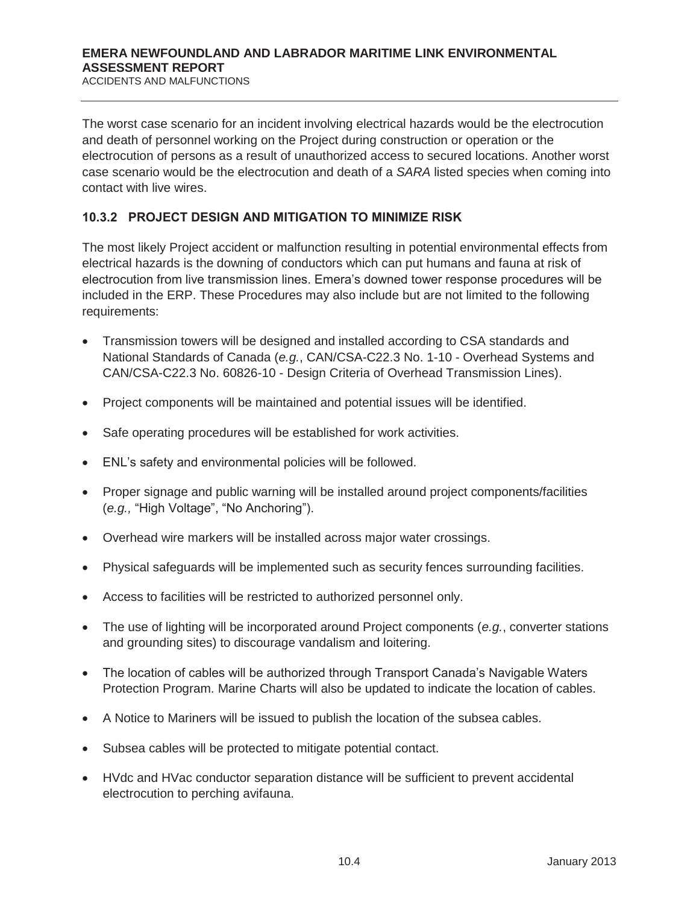The worst case scenario for an incident involving electrical hazards would be the electrocution and death of personnel working on the Project during construction or operation or the electrocution of persons as a result of unauthorized access to secured locations. Another worst case scenario would be the electrocution and death of a *SARA* listed species when coming into contact with live wires.

### 10.3.2 PROJECT DESIGN AND MITIGATION TO MINIMIZE RISK

The most likely Project accident or malfunction resulting in potential environmental effects from electrical hazards is the downing of conductors which can put humans and fauna at risk of electrocution from live transmission lines. Emera's downed tower response procedures will be included in the ERP. These Procedures may also include but are not limited to the following requirements:

- Transmission towers will be designed and installed according to CSA standards and National Standards of Canada (*e.g.*, CAN/CSA-C22.3 No. 1-10 - Overhead Systems and CAN/CSA-C22.3 No. 60826-10 - Design Criteria of Overhead Transmission Lines).
- Project components will be maintained and potential issues will be identified.
- Safe operating procedures will be established for work activities.
- ENL's safety and environmental policies will be followed.
- Proper signage and public warning will be installed around project components/facilities (*e.g.,* "High Voltage", "No Anchoring").
- Overhead wire markers will be installed across major water crossings.
- Physical safeguards will be implemented such as security fences surrounding facilities.
- Access to facilities will be restricted to authorized personnel only.
- The use of lighting will be incorporated around Project components (*e.g.*, converter stations and grounding sites) to discourage vandalism and loitering.
- The location of cables will be authorized through Transport Canada's Navigable Waters Protection Program. Marine Charts will also be updated to indicate the location of cables.
- A Notice to Mariners will be issued to publish the location of the subsea cables.
- Subsea cables will be protected to mitigate potential contact.
- HVdc and HVac conductor separation distance will be sufficient to prevent accidental electrocution to perching avifauna.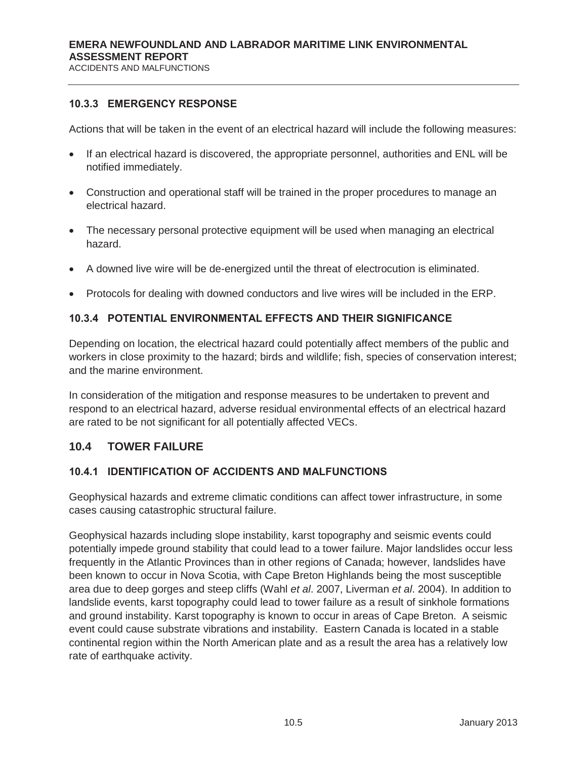### 10.3.3 EMERGENCY RESPONSE

Actions that will be taken in the event of an electrical hazard will include the following measures:

- If an electrical hazard is discovered, the appropriate personnel, authorities and ENL will be notified immediately.
- Construction and operational staff will be trained in the proper procedures to manage an electrical hazard.
- The necessary personal protective equipment will be used when managing an electrical hazard.
- A downed live wire will be de-energized until the threat of electrocution is eliminated.
- Protocols for dealing with downed conductors and live wires will be included in the ERP.

### 10.3.4 POTENTIAL ENVIRONMENTAL EFFECTS AND THEIR SIGNIFICANCE

Depending on location, the electrical hazard could potentially affect members of the public and workers in close proximity to the hazard; birds and wildlife; fish, species of conservation interest; and the marine environment.

In consideration of the mitigation and response measures to be undertaken to prevent and respond to an electrical hazard, adverse residual environmental effects of an electrical hazard are rated to be not significant for all potentially affected VECs.

## 10.4 TOWER FAILURE

### 10.4.1 IDENTIFICATION OF ACCIDENTS AND MALFUNCTIONS

Geophysical hazards and extreme climatic conditions can affect tower infrastructure, in some cases causing catastrophic structural failure.

Geophysical hazards including slope instability, karst topography and seismic events could potentially impede ground stability that could lead to a tower failure. Major landslides occur less frequently in the Atlantic Provinces than in other regions of Canada; however, landslides have been known to occur in Nova Scotia, with Cape Breton Highlands being the most susceptible area due to deep gorges and steep cliffs (Wahl *et al*. 2007, Liverman *et al*. 2004). In addition to landslide events, karst topography could lead to tower failure as a result of sinkhole formations and ground instability. Karst topography is known to occur in areas of Cape Breton. A seismic event could cause substrate vibrations and instability. Eastern Canada is located in a stable continental region within the North American plate and as a result the area has a relatively low rate of earthquake activity.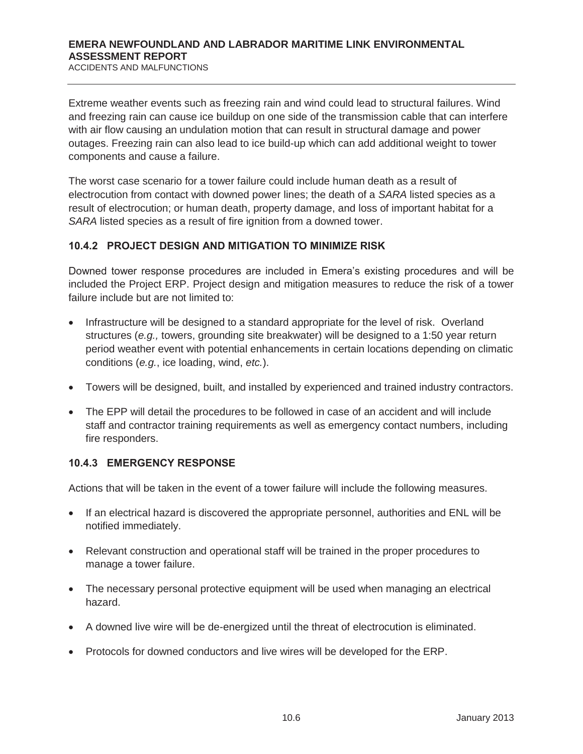Extreme weather events such as freezing rain and wind could lead to structural failures. Wind and freezing rain can cause ice buildup on one side of the transmission cable that can interfere with air flow causing an undulation motion that can result in structural damage and power outages. Freezing rain can also lead to ice build-up which can add additional weight to tower components and cause a failure.

The worst case scenario for a tower failure could include human death as a result of electrocution from contact with downed power lines; the death of a *SARA* listed species as a result of electrocution; or human death, property damage, and loss of important habitat for a *SARA* listed species as a result of fire ignition from a downed tower.

### 10.4.2 PROJECT DESIGN AND MITIGATION TO MINIMIZE RISK

Downed tower response procedures are included in Emera's existing procedures and will be included the Project ERP. Project design and mitigation measures to reduce the risk of a tower failure include but are not limited to:

- Infrastructure will be designed to a standard appropriate for the level of risk. Overland structures (*e.g.,* towers, grounding site breakwater) will be designed to a 1:50 year return period weather event with potential enhancements in certain locations depending on climatic conditions (*e.g.*, ice loading, wind, *etc.*).
- Towers will be designed, built, and installed by experienced and trained industry contractors.
- The EPP will detail the procedures to be followed in case of an accident and will include staff and contractor training requirements as well as emergency contact numbers, including fire responders.

### 10.4.3 EMERGENCY RESPONSE

Actions that will be taken in the event of a tower failure will include the following measures.

- If an electrical hazard is discovered the appropriate personnel, authorities and ENL will be notified immediately.
- Relevant construction and operational staff will be trained in the proper procedures to manage a tower failure.
- The necessary personal protective equipment will be used when managing an electrical hazard.
- A downed live wire will be de-energized until the threat of electrocution is eliminated.
- Protocols for downed conductors and live wires will be developed for the ERP.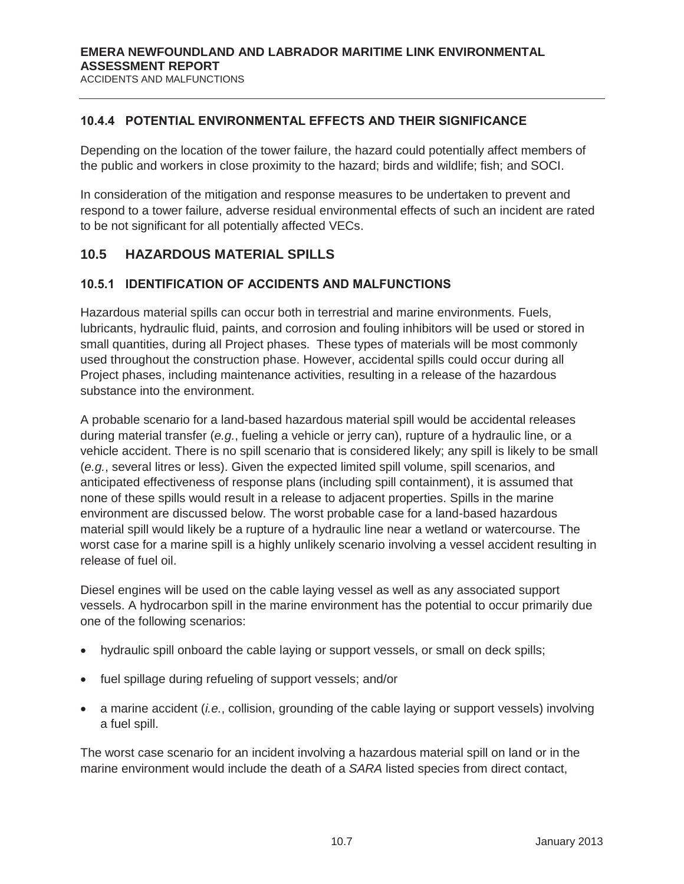### 10.4.4 POTENTIAL ENVIRONMENTAL EFFECTS AND THEIR SIGNIFICANCE

Depending on the location of the tower failure, the hazard could potentially affect members of the public and workers in close proximity to the hazard; birds and wildlife; fish; and SOCI.

In consideration of the mitigation and response measures to be undertaken to prevent and respond to a tower failure, adverse residual environmental effects of such an incident are rated to be not significant for all potentially affected VECs.

## 10.5 HAZARDOUS MATERIAL SPILLS

### 10.5.1 IDENTIFICATION OF ACCIDENTS AND MALFUNCTIONS

Hazardous material spills can occur both in terrestrial and marine environments. Fuels, lubricants, hydraulic fluid, paints, and corrosion and fouling inhibitors will be used or stored in small quantities, during all Project phases. These types of materials will be most commonly used throughout the construction phase. However, accidental spills could occur during all Project phases, including maintenance activities, resulting in a release of the hazardous substance into the environment.

A probable scenario for a land-based hazardous material spill would be accidental releases during material transfer (*e.g.*, fueling a vehicle or jerry can), rupture of a hydraulic line, or a vehicle accident. There is no spill scenario that is considered likely; any spill is likely to be small (*e.g.*, several litres or less). Given the expected limited spill volume, spill scenarios, and anticipated effectiveness of response plans (including spill containment), it is assumed that none of these spills would result in a release to adjacent properties. Spills in the marine environment are discussed below. The worst probable case for a land-based hazardous material spill would likely be a rupture of a hydraulic line near a wetland or watercourse. The worst case for a marine spill is a highly unlikely scenario involving a vessel accident resulting in release of fuel oil.

Diesel engines will be used on the cable laying vessel as well as any associated support vessels. A hydrocarbon spill in the marine environment has the potential to occur primarily due one of the following scenarios:

- hydraulic spill onboard the cable laying or support vessels, or small on deck spills;
- fuel spillage during refueling of support vessels; and/or
- a marine accident (*i.e.*, collision, grounding of the cable laying or support vessels) involving a fuel spill.

The worst case scenario for an incident involving a hazardous material spill on land or in the marine environment would include the death of a *SARA* listed species from direct contact,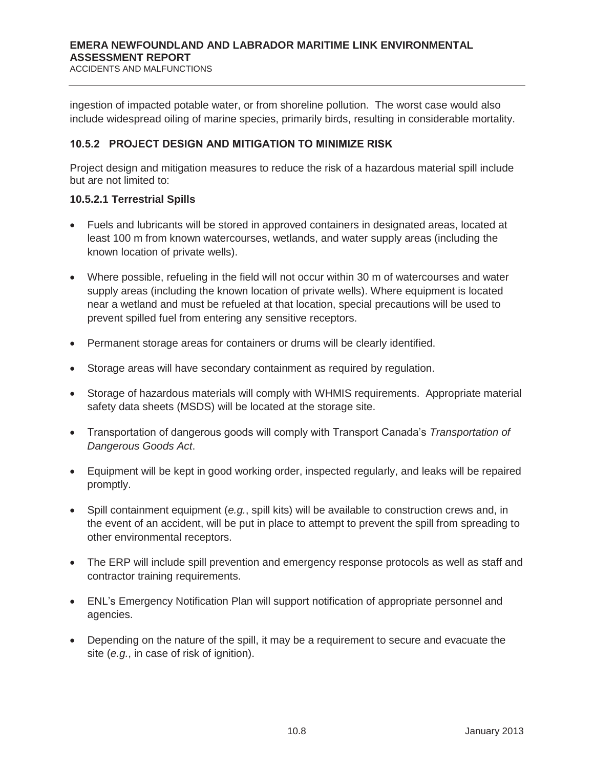ingestion of impacted potable water, or from shoreline pollution. The worst case would also include widespread oiling of marine species, primarily birds, resulting in considerable mortality.

### 10.5.2 PROJECT DESIGN AND MITIGATION TO MINIMIZE RISK

Project design and mitigation measures to reduce the risk of a hazardous material spill include but are not limited to:

#### 10.5.2.1 Terrestrial Spills

- Fuels and lubricants will be stored in approved containers in designated areas, located at least 100 m from known watercourses, wetlands, and water supply areas (including the known location of private wells).
- Where possible, refueling in the field will not occur within 30 m of watercourses and water supply areas (including the known location of private wells). Where equipment is located near a wetland and must be refueled at that location, special precautions will be used to prevent spilled fuel from entering any sensitive receptors.
- Permanent storage areas for containers or drums will be clearly identified.
- Storage areas will have secondary containment as required by regulation.
- Storage of hazardous materials will comply with WHMIS requirements. Appropriate material safety data sheets (MSDS) will be located at the storage site.
- Transportation of dangerous goods will comply with Transport Canada's *Transportation of Dangerous Goods Act*.
- Equipment will be kept in good working order, inspected regularly, and leaks will be repaired promptly.
- Spill containment equipment (*e.g.*, spill kits) will be available to construction crews and, in the event of an accident, will be put in place to attempt to prevent the spill from spreading to other environmental receptors.
- The ERP will include spill prevention and emergency response protocols as well as staff and contractor training requirements.
- ENL's Emergency Notification Plan will support notification of appropriate personnel and agencies.
- Depending on the nature of the spill, it may be a requirement to secure and evacuate the site (*e.g.*, in case of risk of ignition).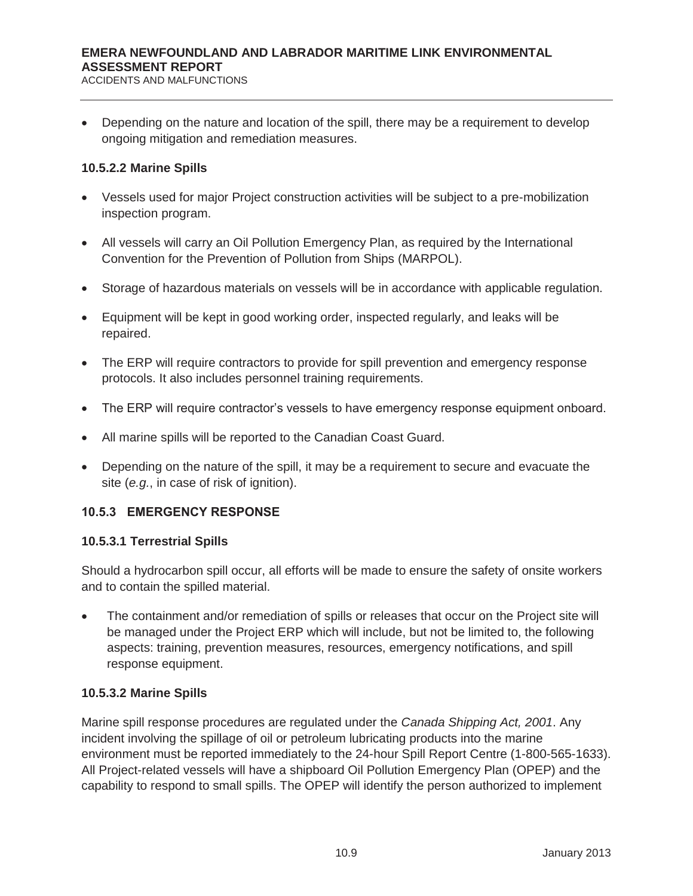- Depending on the nature and location of the spill, there may be a requirement to develop ongoing mitigation and remediation measures.

#### 10.5.2.2 Marine Spills

- Vessels used for major Project construction activities will be subject to a pre-mobilization inspection program.
- All vessels will carry an Oil Pollution Emergency Plan, as required by the International Convention for the Prevention of Pollution from Ships (MARPOL).
- Storage of hazardous materials on vessels will be in accordance with applicable regulation.
- Equipment will be kept in good working order, inspected regularly, and leaks will be repaired.
- The ERP will require contractors to provide for spill prevention and emergency response protocols. It also includes personnel training requirements.
- The ERP will require contractor's vessels to have emergency response equipment onboard.
- All marine spills will be reported to the Canadian Coast Guard.
- Depending on the nature of the spill, it may be a requirement to secure and evacuate the site (*e.g.*, in case of risk of ignition).

### 10.5.3 EMERGENCY RESPONSE

#### 10.5.3.1 Terrestrial Spills

Should a hydrocarbon spill occur, all efforts will be made to ensure the safety of onsite workers and to contain the spilled material.

- The containment and/or remediation of spills or releases that occur on the Project site will be managed under the Project ERP which will include, but not be limited to, the following aspects: training, prevention measures, resources, emergency notifications, and spill response equipment.

#### 10.5.3.2 Marine Spills

Marine spill response procedures are regulated under the *Canada Shipping Act, 2001*. Any incident involving the spillage of oil or petroleum lubricating products into the marine environment must be reported immediately to the 24-hour Spill Report Centre (1-800-565-1633). All Project-related vessels will have a shipboard Oil Pollution Emergency Plan (OPEP) and the capability to respond to small spills. The OPEP will identify the person authorized to implement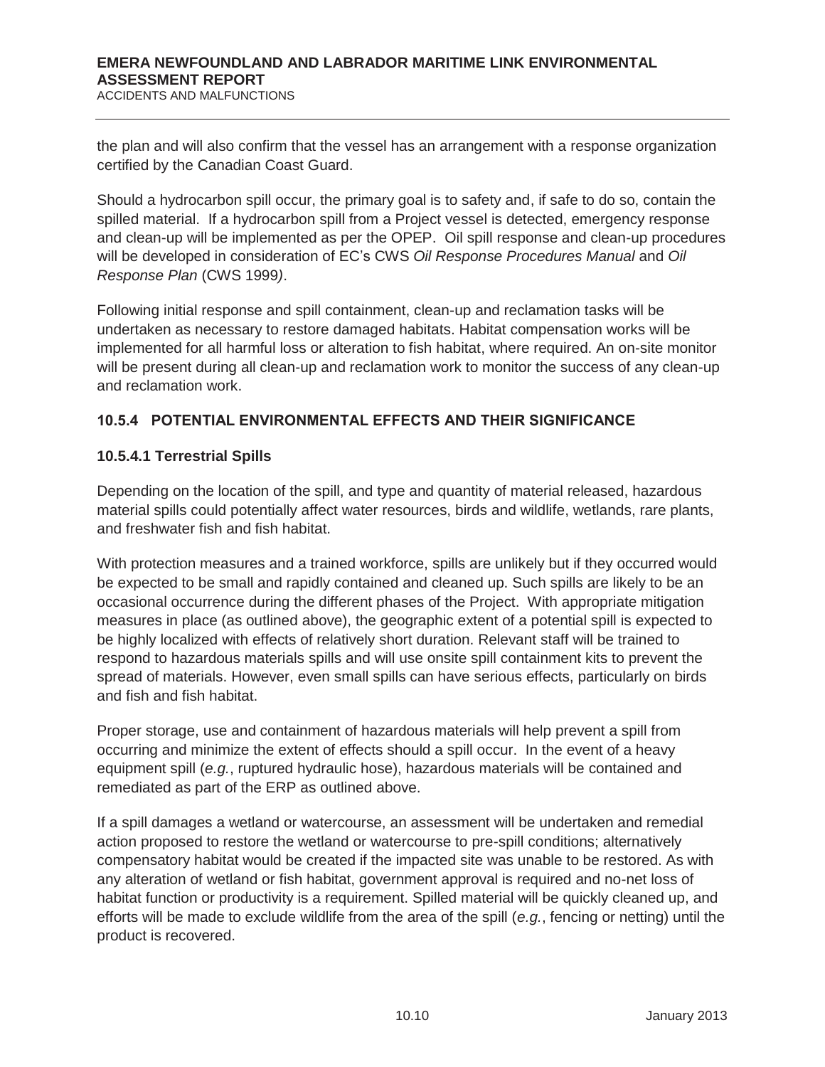the plan and will also confirm that the vessel has an arrangement with a response organization certified by the Canadian Coast Guard.

Should a hydrocarbon spill occur, the primary goal is to safety and, if safe to do so, contain the spilled material. If a hydrocarbon spill from a Project vessel is detected, emergency response and clean-up will be implemented as per the OPEP. Oil spill response and clean-up procedures will be developed in consideration of EC's CWS *Oil Response Procedures Manual* and *Oil Response Plan* (CWS 1999).

Following initial response and spill containment, clean-up and reclamation tasks will be undertaken as necessary to restore damaged habitats. Habitat compensation works will be implemented for all harmful loss or alteration to fish habitat, where required. An on-site monitor will be present during all clean-up and reclamation work to monitor the success of any clean-up and reclamation work.

### 10.5.4 POTENTIAL ENVIRONMENTAL EFFECTS AND THEIR SIGNIFICANCE

#### 10.5.4.1 Terrestrial Spills

Depending on the location of the spill, and type and quantity of material released, hazardous material spills could potentially affect water resources, birds and wildlife, wetlands, rare plants, and freshwater fish and fish habitat.

With protection measures and a trained workforce, spills are unlikely but if they occurred would be expected to be small and rapidly contained and cleaned up. Such spills are likely to be an occasional occurrence during the different phases of the Project. With appropriate mitigation measures in place (as outlined above), the geographic extent of a potential spill is expected to be highly localized with effects of relatively short duration. Relevant staff will be trained to respond to hazardous materials spills and will use onsite spill containment kits to prevent the spread of materials. However, even small spills can have serious effects, particularly on birds and fish and fish habitat.

Proper storage, use and containment of hazardous materials will help prevent a spill from occurring and minimize the extent of effects should a spill occur. In the event of a heavy equipment spill (*e.g.*, ruptured hydraulic hose), hazardous materials will be contained and remediated as part of the ERP as outlined above.

If a spill damages a wetland or watercourse, an assessment will be undertaken and remedial action proposed to restore the wetland or watercourse to pre-spill conditions; alternatively compensatory habitat would be created if the impacted site was unable to be restored. As with any alteration of wetland or fish habitat, government approval is required and no-net loss of habitat function or productivity is a requirement. Spilled material will be quickly cleaned up, and efforts will be made to exclude wildlife from the area of the spill (*e.g.*, fencing or netting) until the product is recovered.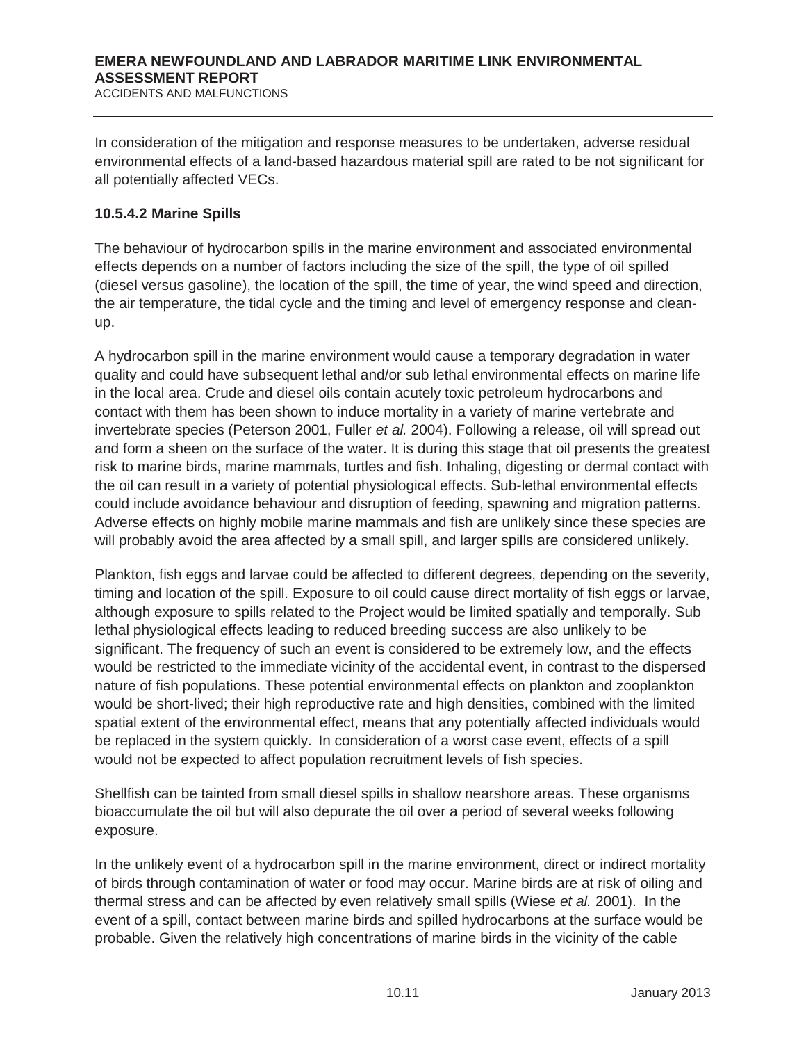In consideration of the mitigation and response measures to be undertaken, adverse residual environmental effects of a land-based hazardous material spill are rated to be not significant for all potentially affected VECs.

#### 10.5.4.2 Marine Spills

The behaviour of hydrocarbon spills in the marine environment and associated environmental effects depends on a number of factors including the size of the spill, the type of oil spilled (diesel versus gasoline), the location of the spill, the time of year, the wind speed and direction, the air temperature, the tidal cycle and the timing and level of emergency response and clean-up.

A hydrocarbon spill in the marine environment would cause a temporary degradation in water quality and could have subsequent lethal and/or sub lethal environmental effects on marine life in the local area. Crude and diesel oils contain acutely toxic petroleum hydrocarbons and contact with them has been shown to induce mortality in a variety of marine vertebrate and invertebrate species (Peterson 2001, Fuller *et al.* 2004). Following a release, oil will spread out and form a sheen on the surface of the water. It is during this stage that oil presents the greatest risk to marine birds, marine mammals, turtles and fish. Inhaling, digesting or dermal contact with the oil can result in a variety of potential physiological effects. Sub-lethal environmental effects could include avoidance behaviour and disruption of feeding, spawning and migration patterns. Adverse effects on highly mobile marine mammals and fish are unlikely since these species are will probably avoid the area affected by a small spill, and larger spills are considered unlikely.

Plankton, fish eggs and larvae could be affected to different degrees, depending on the severity, timing and location of the spill. Exposure to oil could cause direct mortality of fish eggs or larvae, although exposure to spills related to the Project would be limited spatially and temporally. Sub lethal physiological effects leading to reduced breeding success are also unlikely to be significant. The frequency of such an event is considered to be extremely low, and the effects would be restricted to the immediate vicinity of the accidental event, in contrast to the dispersed nature of fish populations. These potential environmental effects on plankton and zooplankton would be short-lived; their high reproductive rate and high densities, combined with the limited spatial extent of the environmental effect, means that any potentially affected individuals would be replaced in the system quickly. In consideration of a worst case event, effects of a spill would not be expected to affect population recruitment levels of fish species.

Shellfish can be tainted from small diesel spills in shallow nearshore areas. These organisms bioaccumulate the oil but will also depurate the oil over a period of several weeks following exposure.

In the unlikely event of a hydrocarbon spill in the marine environment, direct or indirect mortality of birds through contamination of water or food may occur. Marine birds are at risk of oiling and thermal stress and can be affected by even relatively small spills (Wiese *et al.* 2001). In the event of a spill, contact between marine birds and spilled hydrocarbons at the surface would be probable. Given the relatively high concentrations of marine birds in the vicinity of the cable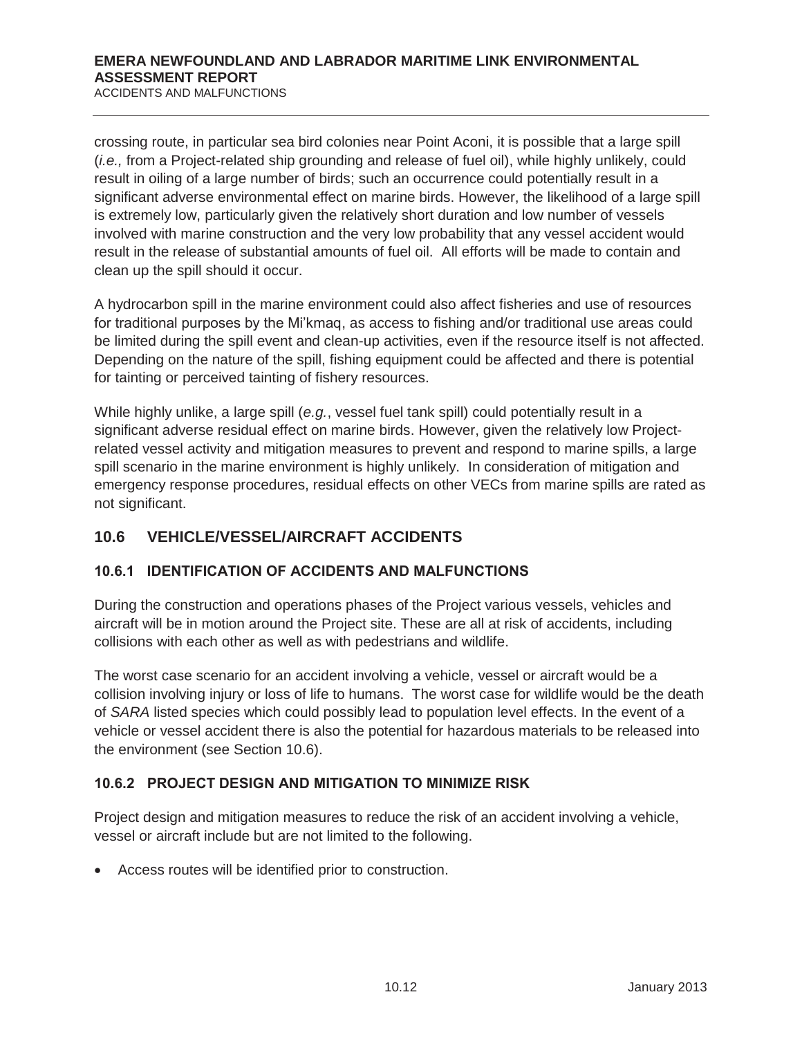crossing route, in particular sea bird colonies near Point Aconi, it is possible that a large spill (*i.e.,* from a Project-related ship grounding and release of fuel oil), while highly unlikely, could result in oiling of a large number of birds; such an occurrence could potentially result in a significant adverse environmental effect on marine birds. However, the likelihood of a large spill is extremely low, particularly given the relatively short duration and low number of vessels involved with marine construction and the very low probability that any vessel accident would result in the release of substantial amounts of fuel oil. All efforts will be made to contain and clean up the spill should it occur.

A hydrocarbon spill in the marine environment could also affect fisheries and use of resources for traditional purposes by the Mi'kmaq, as access to fishing and/or traditional use areas could be limited during the spill event and clean-up activities, even if the resource itself is not affected. Depending on the nature of the spill, fishing equipment could be affected and there is potential for tainting or perceived tainting of fishery resources.

While highly unlike, a large spill (*e.g.*, vessel fuel tank spill) could potentially result in a significant adverse residual effect on marine birds. However, given the relatively low Project-related vessel activity and mitigation measures to prevent and respond to marine spills, a large spill scenario in the marine environment is highly unlikely. In consideration of mitigation and emergency response procedures, residual effects on other VECs from marine spills are rated as not significant.

## 10.6 VEHICLE/VESSEL/AIRCRAFT ACCIDENTS

### 10.6.1 IDENTIFICATION OF ACCIDENTS AND MALFUNCTIONS

During the construction and operations phases of the Project various vessels, vehicles and aircraft will be in motion around the Project site. These are all at risk of accidents, including collisions with each other as well as with pedestrians and wildlife.

The worst case scenario for an accident involving a vehicle, vessel or aircraft would be a collision involving injury or loss of life to humans. The worst case for wildlife would be the death of *SARA* listed species which could possibly lead to population level effects. In the event of a vehicle or vessel accident there is also the potential for hazardous materials to be released into the environment (see Section 10.6).

### 10.6.2 PROJECT DESIGN AND MITIGATION TO MINIMIZE RISK

Project design and mitigation measures to reduce the risk of an accident involving a vehicle, vessel or aircraft include but are not limited to the following.

- Access routes will be identified prior to construction.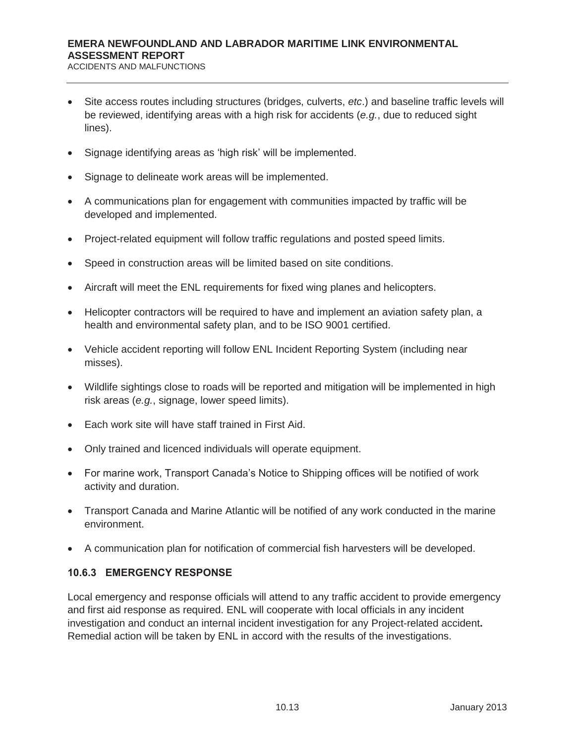- Site access routes including structures (bridges, culverts, *etc*.) and baseline traffic levels will be reviewed, identifying areas with a high risk for accidents (*e.g.*, due to reduced sight lines).
- Signage identifying areas as 'high risk' will be implemented.
- Signage to delineate work areas will be implemented.
- A communications plan for engagement with communities impacted by traffic will be developed and implemented.
- Project-related equipment will follow traffic regulations and posted speed limits.
- Speed in construction areas will be limited based on site conditions.
- Aircraft will meet the ENL requirements for fixed wing planes and helicopters.
- Helicopter contractors will be required to have and implement an aviation safety plan, a health and environmental safety plan, and to be ISO 9001 certified.
- Vehicle accident reporting will follow ENL Incident Reporting System (including near misses).
- Wildlife sightings close to roads will be reported and mitigation will be implemented in high risk areas (*e.g.*, signage, lower speed limits).
- Each work site will have staff trained in First Aid.
- Only trained and licenced individuals will operate equipment.
- For marine work, Transport Canada's Notice to Shipping offices will be notified of work activity and duration.
- Transport Canada and Marine Atlantic will be notified of any work conducted in the marine environment.
- A communication plan for notification of commercial fish harvesters will be developed.

### 10.6.3 EMERGENCY RESPONSE

Local emergency and response officials will attend to any traffic accident to provide emergency and first aid response as required. ENL will cooperate with local officials in any incident investigation and conduct an internal incident investigation for any Project-related accident**.** Remedial action will be taken by ENL in accord with the results of the investigations.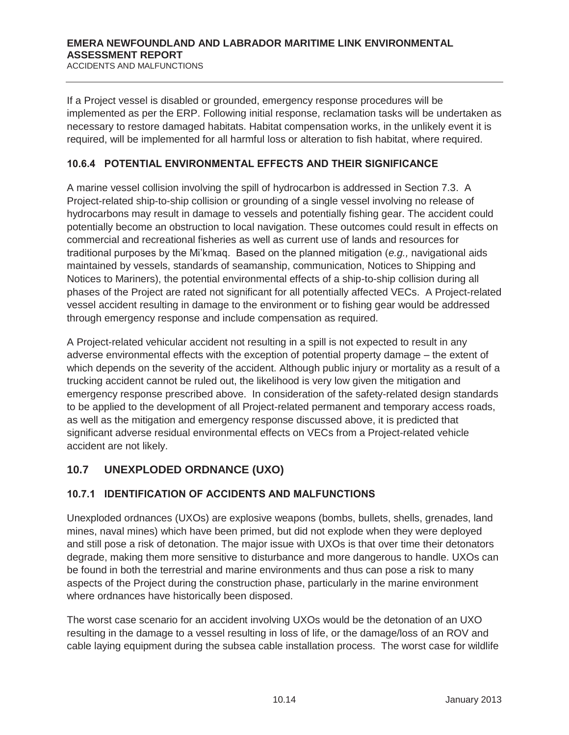If a Project vessel is disabled or grounded, emergency response procedures will be implemented as per the ERP. Following initial response, reclamation tasks will be undertaken as necessary to restore damaged habitats. Habitat compensation works, in the unlikely event it is required, will be implemented for all harmful loss or alteration to fish habitat, where required.

### 10.6.4 POTENTIAL ENVIRONMENTAL EFFECTS AND THEIR SIGNIFICANCE

A marine vessel collision involving the spill of hydrocarbon is addressed in Section 7.3. A Project-related ship-to-ship collision or grounding of a single vessel involving no release of hydrocarbons may result in damage to vessels and potentially fishing gear. The accident could potentially become an obstruction to local navigation. These outcomes could result in effects on commercial and recreational fisheries as well as current use of lands and resources for traditional purposes by the Mi'kmaq. Based on the planned mitigation (*e.g.,* navigational aids maintained by vessels, standards of seamanship, communication, Notices to Shipping and Notices to Mariners), the potential environmental effects of a ship-to-ship collision during all phases of the Project are rated not significant for all potentially affected VECs. A Project-related vessel accident resulting in damage to the environment or to fishing gear would be addressed through emergency response and include compensation as required.

A Project-related vehicular accident not resulting in a spill is not expected to result in any adverse environmental effects with the exception of potential property damage – the extent of which depends on the severity of the accident. Although public injury or mortality as a result of a trucking accident cannot be ruled out, the likelihood is very low given the mitigation and emergency response prescribed above. In consideration of the safety-related design standards to be applied to the development of all Project-related permanent and temporary access roads, as well as the mitigation and emergency response discussed above, it is predicted that significant adverse residual environmental effects on VECs from a Project-related vehicle accident are not likely.

## 10.7 UNEXPLODED ORDNANCE (UXO)

### 10.7.1 IDENTIFICATION OF ACCIDENTS AND MALFUNCTIONS

Unexploded ordnances (UXOs) are explosive weapons (bombs, bullets, shells, grenades, land mines, naval mines) which have been primed, but did not explode when they were deployed and still pose a risk of detonation. The major issue with UXOs is that over time their detonators degrade, making them more sensitive to disturbance and more dangerous to handle. UXOs can be found in both the terrestrial and marine environments and thus can pose a risk to many aspects of the Project during the construction phase, particularly in the marine environment where ordnances have historically been disposed.

The worst case scenario for an accident involving UXOs would be the detonation of an UXO resulting in the damage to a vessel resulting in loss of life, or the damage/loss of an ROV and cable laying equipment during the subsea cable installation process. The worst case for wildlife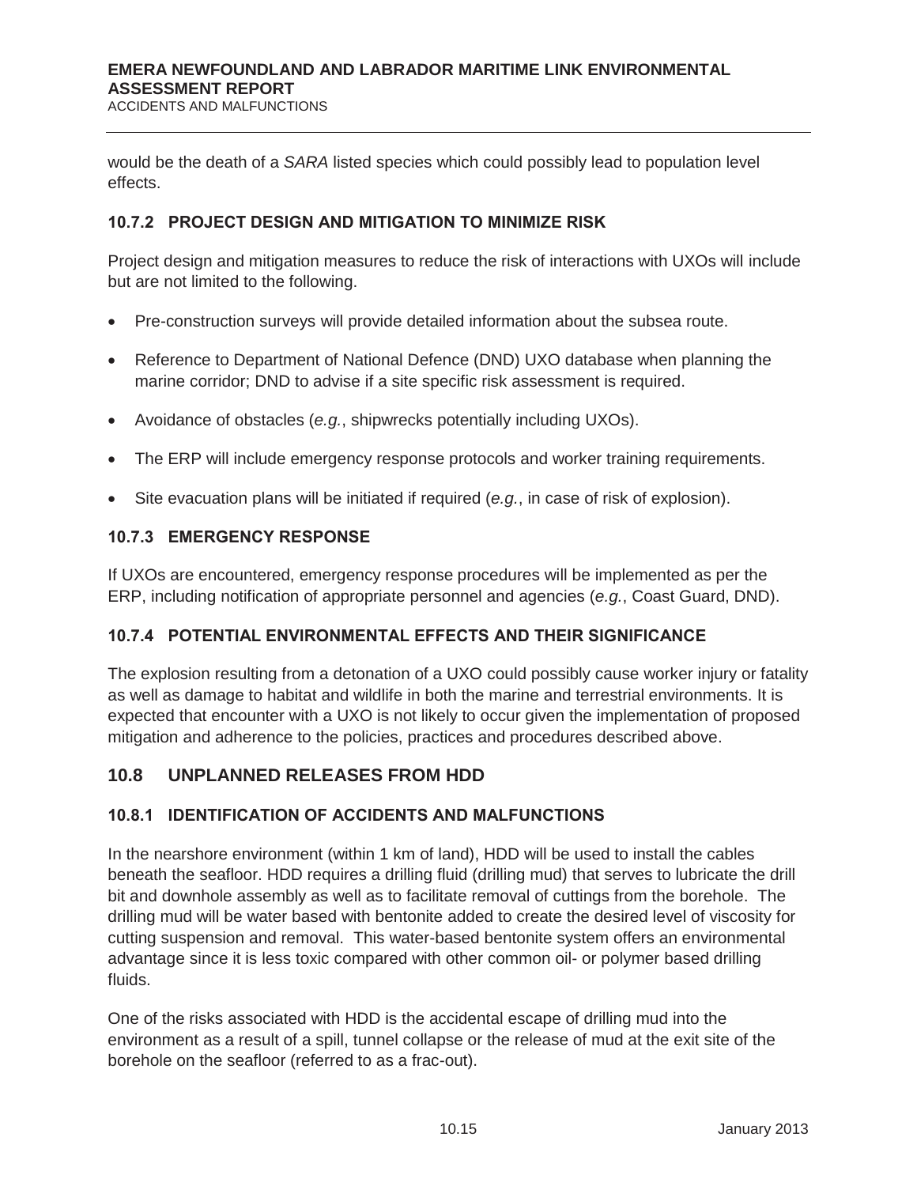would be the death of a *SARA* listed species which could possibly lead to population level effects.

### 10.7.2 PROJECT DESIGN AND MITIGATION TO MINIMIZE RISK

Project design and mitigation measures to reduce the risk of interactions with UXOs will include but are not limited to the following.

- Pre-construction surveys will provide detailed information about the subsea route.
- Reference to Department of National Defence (DND) UXO database when planning the marine corridor; DND to advise if a site specific risk assessment is required.
- Avoidance of obstacles (*e.g.*, shipwrecks potentially including UXOs).
- The ERP will include emergency response protocols and worker training requirements.
- Site evacuation plans will be initiated if required (*e.g.*, in case of risk of explosion).

### 10.7.3 EMERGENCY RESPONSE

If UXOs are encountered, emergency response procedures will be implemented as per the ERP, including notification of appropriate personnel and agencies (*e.g.*, Coast Guard, DND).

### 10.7.4 POTENTIAL ENVIRONMENTAL EFFECTS AND THEIR SIGNIFICANCE

The explosion resulting from a detonation of a UXO could possibly cause worker injury or fatality as well as damage to habitat and wildlife in both the marine and terrestrial environments. It is expected that encounter with a UXO is not likely to occur given the implementation of proposed mitigation and adherence to the policies, practices and procedures described above.

## 10.8 UNPLANNED RELEASES FROM HDD

### 10.8.1 IDENTIFICATION OF ACCIDENTS AND MALFUNCTIONS

In the nearshore environment (within 1 km of land), HDD will be used to install the cables beneath the seafloor. HDD requires a drilling fluid (drilling mud) that serves to lubricate the drill bit and downhole assembly as well as to facilitate removal of cuttings from the borehole. The drilling mud will be water based with bentonite added to create the desired level of viscosity for cutting suspension and removal. This water-based bentonite system offers an environmental advantage since it is less toxic compared with other common oil- or polymer based drilling fluids.

One of the risks associated with HDD is the accidental escape of drilling mud into the environment as a result of a spill, tunnel collapse or the release of mud at the exit site of the borehole on the seafloor (referred to as a frac-out).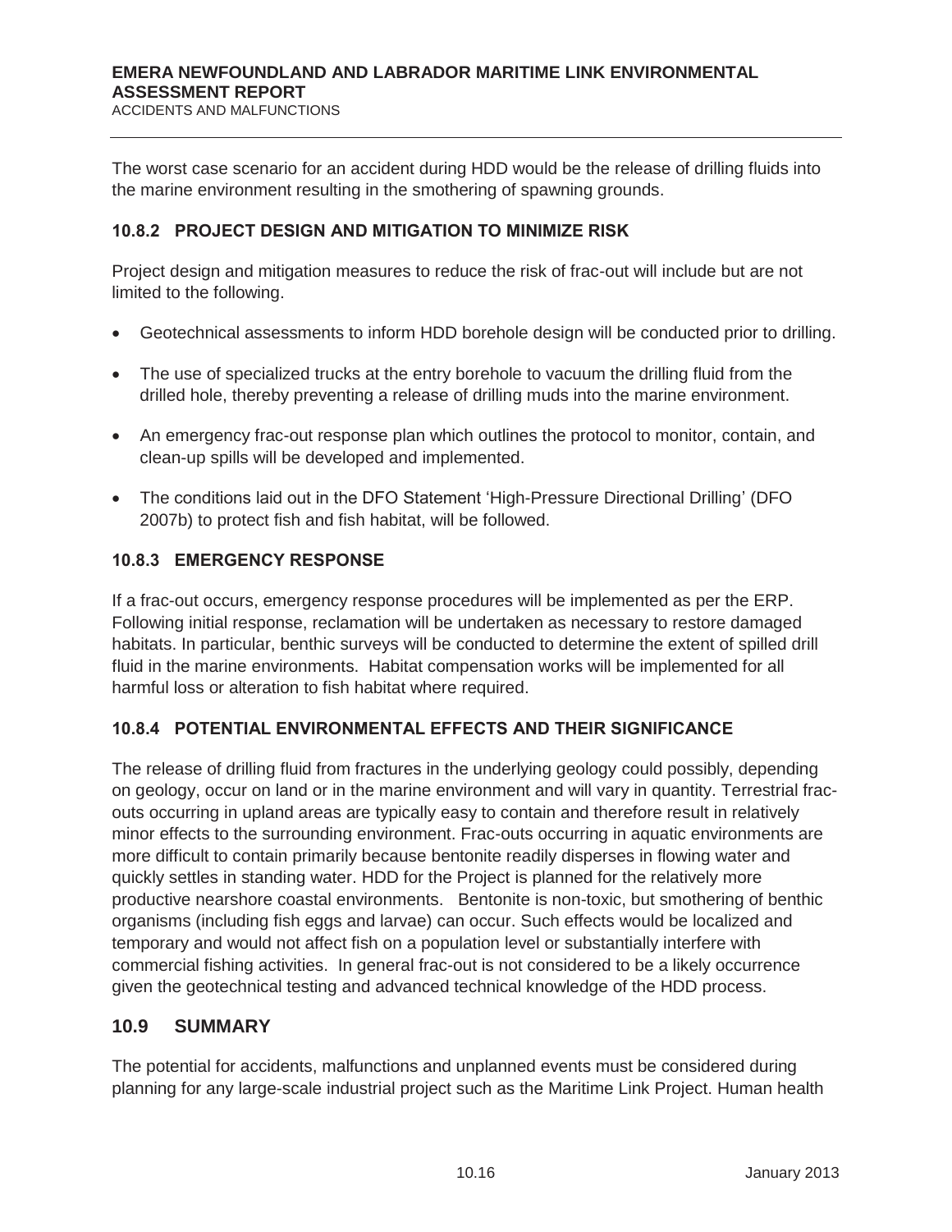The worst case scenario for an accident during HDD would be the release of drilling fluids into the marine environment resulting in the smothering of spawning grounds.

### 10.8.2 PROJECT DESIGN AND MITIGATION TO MINIMIZE RISK

Project design and mitigation measures to reduce the risk of frac-out will include but are not limited to the following.

- Geotechnical assessments to inform HDD borehole design will be conducted prior to drilling.
- The use of specialized trucks at the entry borehole to vacuum the drilling fluid from the drilled hole, thereby preventing a release of drilling muds into the marine environment.
- An emergency frac-out response plan which outlines the protocol to monitor, contain, and clean-up spills will be developed and implemented.
- The conditions laid out in the DFO Statement 'High-Pressure Directional Drilling' (DFO 2007b) to protect fish and fish habitat, will be followed.

### 10.8.3 EMERGENCY RESPONSE

If a frac-out occurs, emergency response procedures will be implemented as per the ERP. Following initial response, reclamation will be undertaken as necessary to restore damaged habitats. In particular, benthic surveys will be conducted to determine the extent of spilled drill fluid in the marine environments. Habitat compensation works will be implemented for all harmful loss or alteration to fish habitat where required.

### 10.8.4 POTENTIAL ENVIRONMENTAL EFFECTS AND THEIR SIGNIFICANCE

The release of drilling fluid from fractures in the underlying geology could possibly, depending on geology, occur on land or in the marine environment and will vary in quantity. Terrestrial frac-outs occurring in upland areas are typically easy to contain and therefore result in relatively minor effects to the surrounding environment. Frac-outs occurring in aquatic environments are more difficult to contain primarily because bentonite readily disperses in flowing water and quickly settles in standing water. HDD for the Project is planned for the relatively more productive nearshore coastal environments. Bentonite is non-toxic, but smothering of benthic organisms (including fish eggs and larvae) can occur. Such effects would be localized and temporary and would not affect fish on a population level or substantially interfere with commercial fishing activities. In general frac-out is not considered to be a likely occurrence given the geotechnical testing and advanced technical knowledge of the HDD process.

## 10.9 SUMMARY

The potential for accidents, malfunctions and unplanned events must be considered during planning for any large-scale industrial project such as the Maritime Link Project. Human health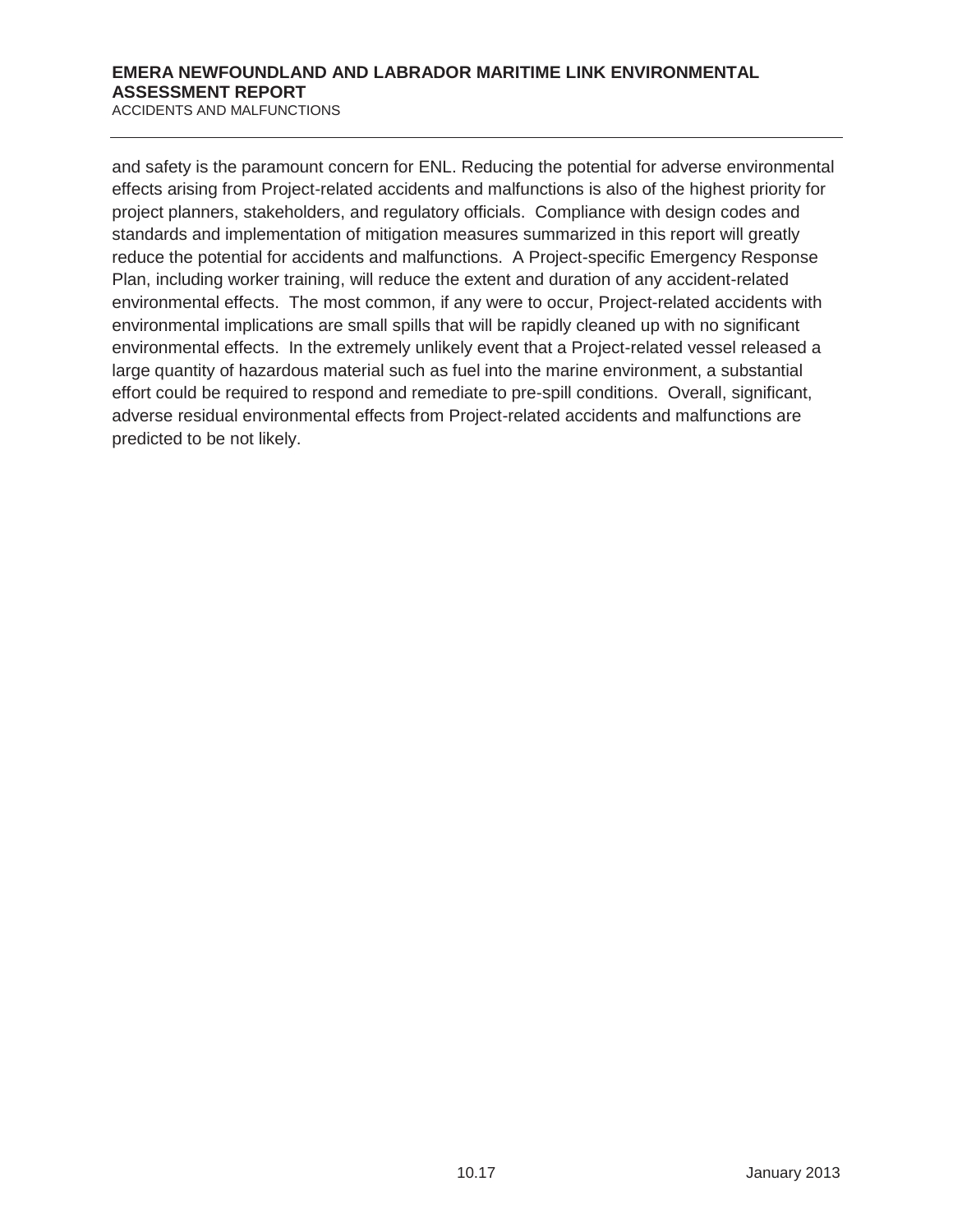and safety is the paramount concern for ENL. Reducing the potential for adverse environmental effects arising from Project-related accidents and malfunctions is also of the highest priority for project planners, stakeholders, and regulatory officials. Compliance with design codes and standards and implementation of mitigation measures summarized in this report will greatly reduce the potential for accidents and malfunctions. A Project-specific Emergency Response Plan, including worker training, will reduce the extent and duration of any accident-related environmental effects. The most common, if any were to occur, Project-related accidents with environmental implications are small spills that will be rapidly cleaned up with no significant environmental effects. In the extremely unlikely event that a Project-related vessel released a large quantity of hazardous material such as fuel into the marine environment, a substantial effort could be required to respond and remediate to pre-spill conditions. Overall, significant, adverse residual environmental effects from Project-related accidents and malfunctions are predicted to be not likely.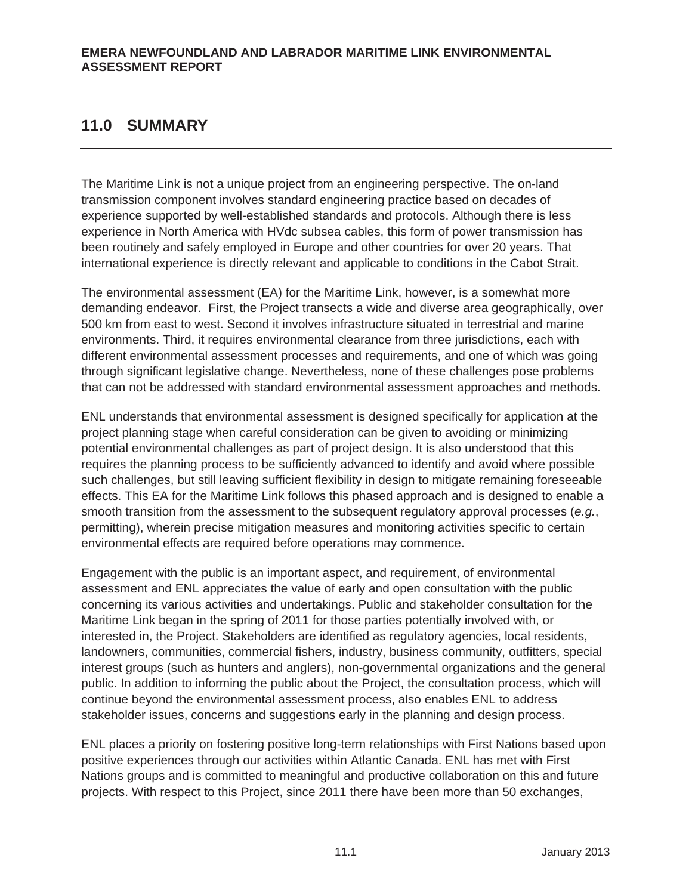# 11.0 SUMMARY

The Maritime Link is not a unique project from an engineering perspective. The on-land transmission component involves standard engineering practice based on decades of experience supported by well-established standards and protocols. Although there is less experience in North America with HVdc subsea cables, this form of power transmission has been routinely and safely employed in Europe and other countries for over 20 years. That international experience is directly relevant and applicable to conditions in the Cabot Strait.

The environmental assessment (EA) for the Maritime Link, however, is a somewhat more demanding endeavor. First, the Project transects a wide and diverse area geographically, over 500 km from east to west. Second it involves infrastructure situated in terrestrial and marine environments. Third, it requires environmental clearance from three jurisdictions, each with different environmental assessment processes and requirements, and one of which was going through significant legislative change. Nevertheless, none of these challenges pose problems that can not be addressed with standard environmental assessment approaches and methods.

ENL understands that environmental assessment is designed specifically for application at the project planning stage when careful consideration can be given to avoiding or minimizing potential environmental challenges as part of project design. It is also understood that this requires the planning process to be sufficiently advanced to identify and avoid where possible such challenges, but still leaving sufficient flexibility in design to mitigate remaining foreseeable effects. This EA for the Maritime Link follows this phased approach and is designed to enable a smooth transition from the assessment to the subsequent regulatory approval processes (*e.g.*, permitting), wherein precise mitigation measures and monitoring activities specific to certain environmental effects are required before operations may commence.

Engagement with the public is an important aspect, and requirement, of environmental assessment and ENL appreciates the value of early and open consultation with the public concerning its various activities and undertakings. Public and stakeholder consultation for the Maritime Link began in the spring of 2011 for those parties potentially involved with, or interested in, the Project. Stakeholders are identified as regulatory agencies, local residents, landowners, communities, commercial fishers, industry, business community, outfitters, special interest groups (such as hunters and anglers), non-governmental organizations and the general public. In addition to informing the public about the Project, the consultation process, which will continue beyond the environmental assessment process, also enables ENL to address stakeholder issues, concerns and suggestions early in the planning and design process.

ENL places a priority on fostering positive long-term relationships with First Nations based upon positive experiences through our activities within Atlantic Canada. ENL has met with First Nations groups and is committed to meaningful and productive collaboration on this and future projects. With respect to this Project, since 2011 there have been more than 50 exchanges,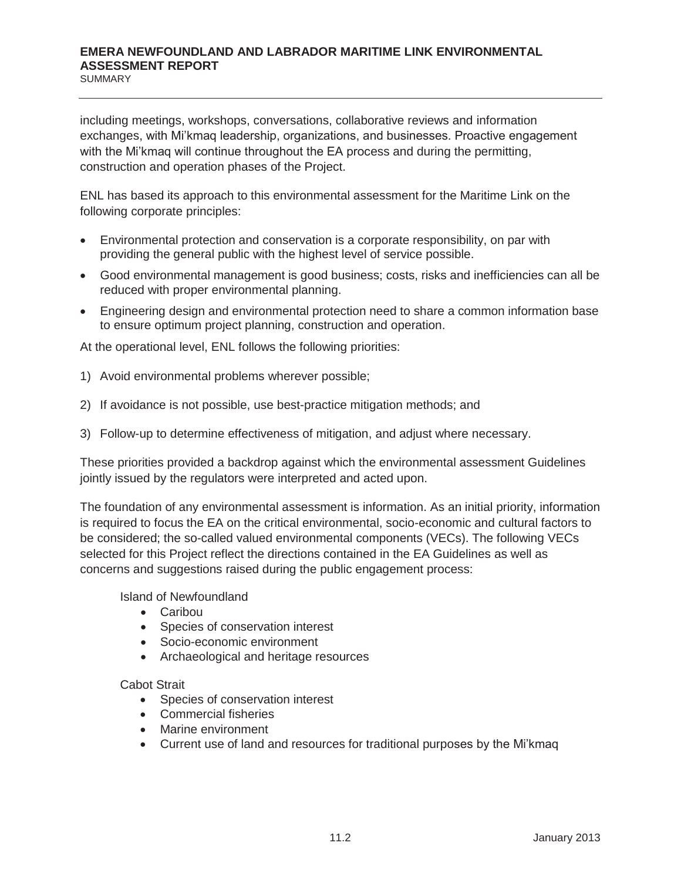including meetings, workshops, conversations, collaborative reviews and information exchanges, with Mi'kmaq leadership, organizations, and businesses. Proactive engagement with the Mi'kmaq will continue throughout the EA process and during the permitting, construction and operation phases of the Project.

ENL has based its approach to this environmental assessment for the Maritime Link on the following corporate principles:

- Environmental protection and conservation is a corporate responsibility, on par with providing the general public with the highest level of service possible.
- Good environmental management is good business; costs, risks and inefficiencies can all be reduced with proper environmental planning.
- Engineering design and environmental protection need to share a common information base to ensure optimum project planning, construction and operation.

At the operational level, ENL follows the following priorities:

1) Avoid environmental problems wherever possible;
2) If avoidance is not possible, use best-practice mitigation methods; and
3) Follow-up to determine effectiveness of mitigation, and adjust where necessary.

These priorities provided a backdrop against which the environmental assessment Guidelines jointly issued by the regulators were interpreted and acted upon.

The foundation of any environmental assessment is information. As an initial priority, information is required to focus the EA on the critical environmental, socio-economic and cultural factors to be considered; the so-called valued environmental components (VECs). The following VECs selected for this Project reflect the directions contained in the EA Guidelines as well as concerns and suggestions raised during the public engagement process:

Island of Newfoundland

- Caribou
- Species of conservation interest
- Socio-economic environment
- Archaeological and heritage resources

Cabot Strait

- Species of conservation interest
- Commercial fisheries
- Marine environment
- Current use of land and resources for traditional purposes by the Mi'kmaq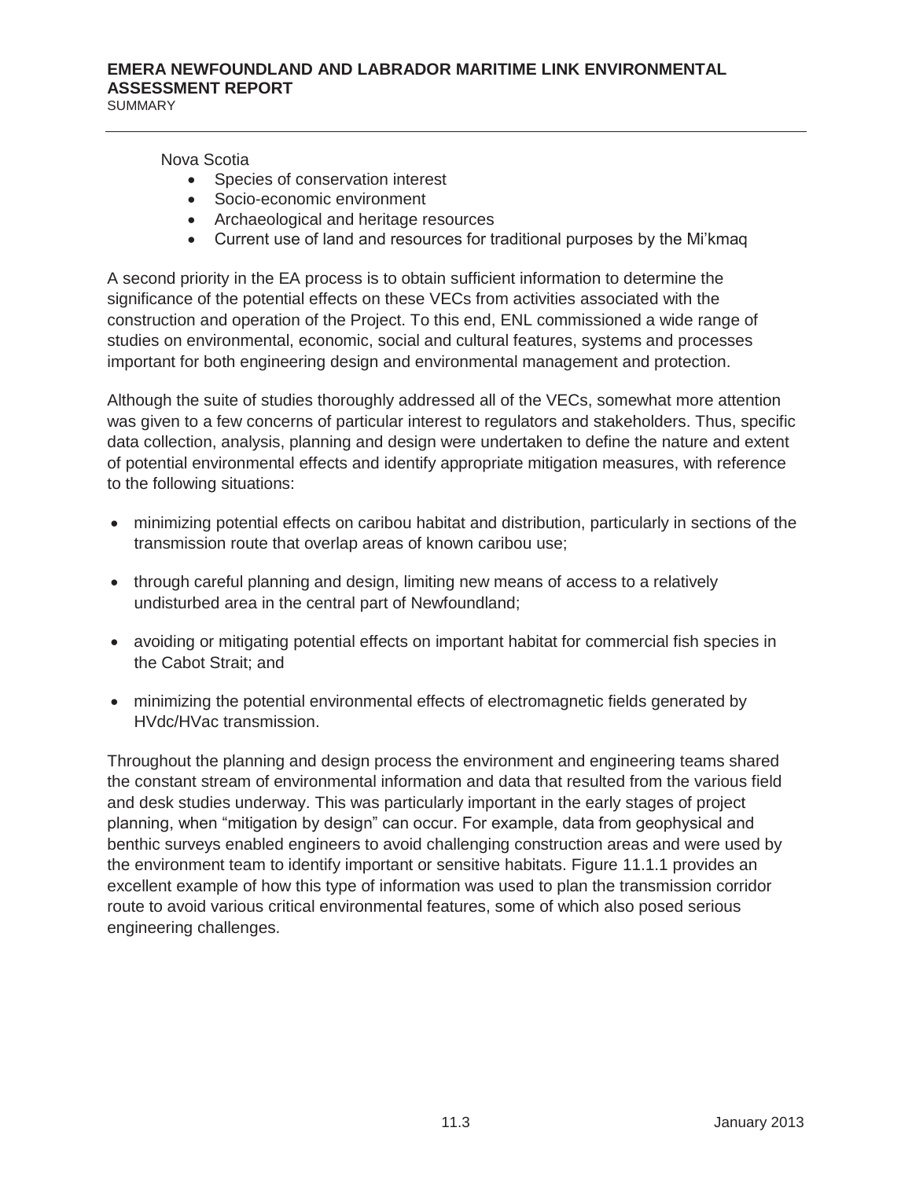Nova Scotia

- Species of conservation interest
- Socio-economic environment
- Archaeological and heritage resources
- Current use of land and resources for traditional purposes by the Mi'kmaq

A second priority in the EA process is to obtain sufficient information to determine the significance of the potential effects on these VECs from activities associated with the construction and operation of the Project. To this end, ENL commissioned a wide range of studies on environmental, economic, social and cultural features, systems and processes important for both engineering design and environmental management and protection.

Although the suite of studies thoroughly addressed all of the VECs, somewhat more attention was given to a few concerns of particular interest to regulators and stakeholders. Thus, specific data collection, analysis, planning and design were undertaken to define the nature and extent of potential environmental effects and identify appropriate mitigation measures, with reference to the following situations:

- minimizing potential effects on caribou habitat and distribution, particularly in sections of the transmission route that overlap areas of known caribou use;
- through careful planning and design, limiting new means of access to a relatively undisturbed area in the central part of Newfoundland;
- avoiding or mitigating potential effects on important habitat for commercial fish species in the Cabot Strait; and
- minimizing the potential environmental effects of electromagnetic fields generated by HVdc/HVac transmission.

Throughout the planning and design process the environment and engineering teams shared the constant stream of environmental information and data that resulted from the various field and desk studies underway. This was particularly important in the early stages of project planning, when "mitigation by design" can occur. For example, data from geophysical and benthic surveys enabled engineers to avoid challenging construction areas and were used by the environment team to identify important or sensitive habitats. Figure 11.1.1 provides an excellent example of how this type of information was used to plan the transmission corridor route to avoid various critical environmental features, some of which also posed serious engineering challenges.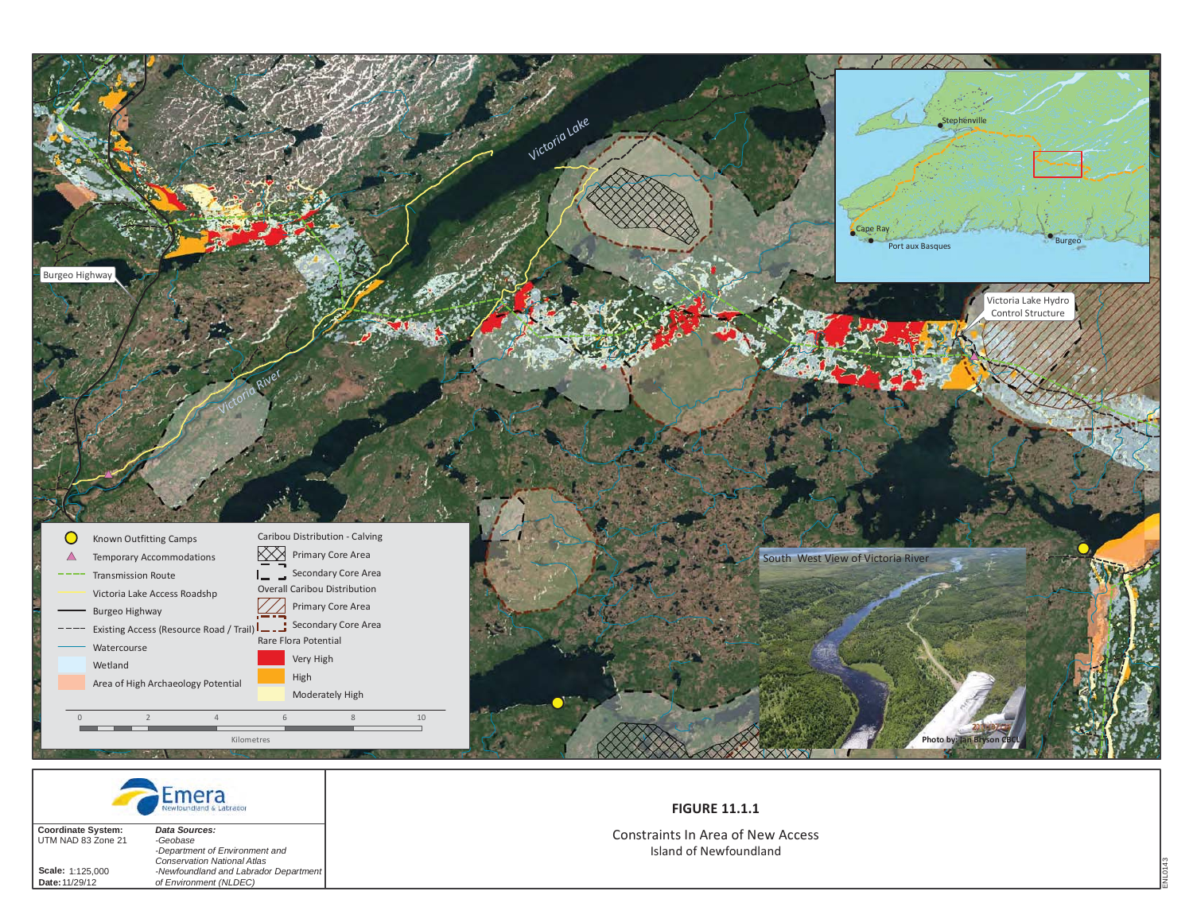Victoria Lake

Victoria River

Burgeo Highway

Victoria Lake Hydro Control Structure

Stephenville

Cape Ray

Port aux Basques

Burgeo

South West View of Victoria River

Photo by: Ian Bryson CBCL

Known Outfitting Camps

Temporary Accommodations

Transmission Route

Victoria Lake Access Roadshp

Burgeo Highway

Existing Access (Resource Road / Trail)

Watercourse

Wetland

Area of High Archaeology Potential

Caribou Distribution - Calving

Primary Core Area

Secondary Core Area

Overall Caribou Distribution

Primary Core Area

Secondary Core Area

Rare Flora Potential

Very High

High

Moderately High

0 2 4 6 8 10

Kilometres

Emera Newfoundland & Labrador

**Coordinate System:** UTM NAD 83 Zone 21

**Scale:** 1:125,000

**Date:** 11/29/12

***Data Sources:***

*-Geobase*

*-Department of Environment and Conservation National Atlas*

*-Newfoundland and Labrador Department of Environment (NLDEC)*

**FIGURE 11.1.1**

Constraints In Area of New Access

Island of Newfoundland

ENL0143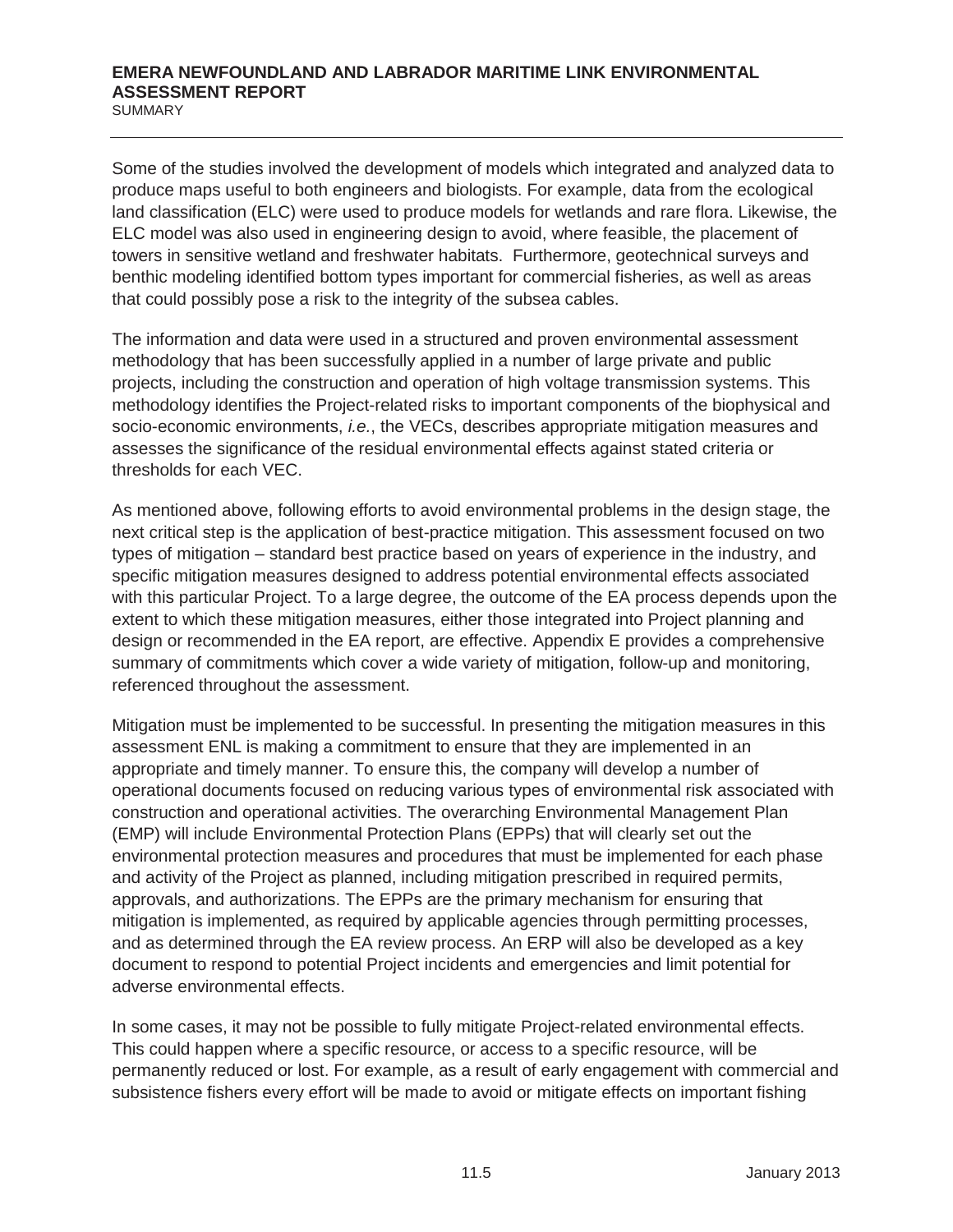Some of the studies involved the development of models which integrated and analyzed data to produce maps useful to both engineers and biologists. For example, data from the ecological land classification (ELC) were used to produce models for wetlands and rare flora. Likewise, the ELC model was also used in engineering design to avoid, where feasible, the placement of towers in sensitive wetland and freshwater habitats. Furthermore, geotechnical surveys and benthic modeling identified bottom types important for commercial fisheries, as well as areas that could possibly pose a risk to the integrity of the subsea cables.

The information and data were used in a structured and proven environmental assessment methodology that has been successfully applied in a number of large private and public projects, including the construction and operation of high voltage transmission systems. This methodology identifies the Project-related risks to important components of the biophysical and socio-economic environments, *i.e.*, the VECs, describes appropriate mitigation measures and assesses the significance of the residual environmental effects against stated criteria or thresholds for each VEC.

As mentioned above, following efforts to avoid environmental problems in the design stage, the next critical step is the application of best-practice mitigation. This assessment focused on two types of mitigation – standard best practice based on years of experience in the industry, and specific mitigation measures designed to address potential environmental effects associated with this particular Project. To a large degree, the outcome of the EA process depends upon the extent to which these mitigation measures, either those integrated into Project planning and design or recommended in the EA report, are effective. Appendix E provides a comprehensive summary of commitments which cover a wide variety of mitigation, follow-up and monitoring, referenced throughout the assessment.

Mitigation must be implemented to be successful. In presenting the mitigation measures in this assessment ENL is making a commitment to ensure that they are implemented in an appropriate and timely manner. To ensure this, the company will develop a number of operational documents focused on reducing various types of environmental risk associated with construction and operational activities. The overarching Environmental Management Plan (EMP) will include Environmental Protection Plans (EPPs) that will clearly set out the environmental protection measures and procedures that must be implemented for each phase and activity of the Project as planned, including mitigation prescribed in required permits, approvals, and authorizations. The EPPs are the primary mechanism for ensuring that mitigation is implemented, as required by applicable agencies through permitting processes, and as determined through the EA review process. An ERP will also be developed as a key document to respond to potential Project incidents and emergencies and limit potential for adverse environmental effects.

In some cases, it may not be possible to fully mitigate Project-related environmental effects. This could happen where a specific resource, or access to a specific resource, will be permanently reduced or lost. For example, as a result of early engagement with commercial and subsistence fishers every effort will be made to avoid or mitigate effects on important fishing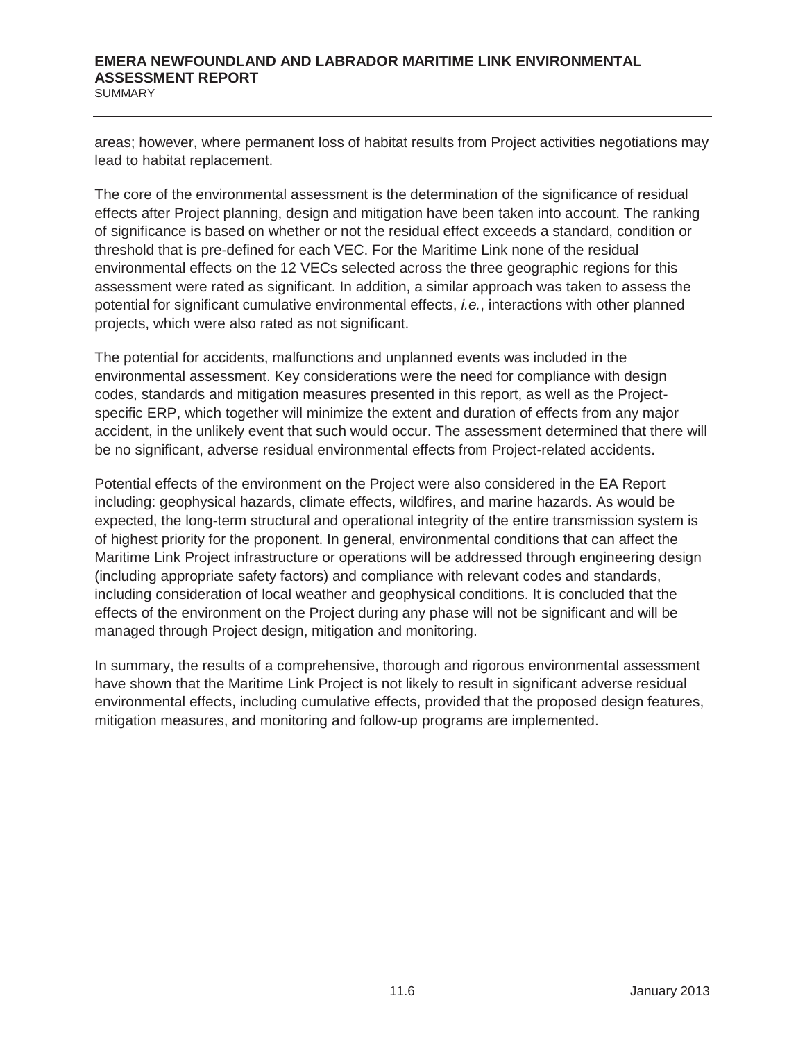areas; however, where permanent loss of habitat results from Project activities negotiations may lead to habitat replacement.

The core of the environmental assessment is the determination of the significance of residual effects after Project planning, design and mitigation have been taken into account. The ranking of significance is based on whether or not the residual effect exceeds a standard, condition or threshold that is pre-defined for each VEC. For the Maritime Link none of the residual environmental effects on the 12 VECs selected across the three geographic regions for this assessment were rated as significant. In addition, a similar approach was taken to assess the potential for significant cumulative environmental effects, *i.e.*, interactions with other planned projects, which were also rated as not significant.

The potential for accidents, malfunctions and unplanned events was included in the environmental assessment. Key considerations were the need for compliance with design codes, standards and mitigation measures presented in this report, as well as the Project-specific ERP, which together will minimize the extent and duration of effects from any major accident, in the unlikely event that such would occur. The assessment determined that there will be no significant, adverse residual environmental effects from Project-related accidents.

Potential effects of the environment on the Project were also considered in the EA Report including: geophysical hazards, climate effects, wildfires, and marine hazards. As would be expected, the long-term structural and operational integrity of the entire transmission system is of highest priority for the proponent. In general, environmental conditions that can affect the Maritime Link Project infrastructure or operations will be addressed through engineering design (including appropriate safety factors) and compliance with relevant codes and standards, including consideration of local weather and geophysical conditions. It is concluded that the effects of the environment on the Project during any phase will not be significant and will be managed through Project design, mitigation and monitoring.

In summary, the results of a comprehensive, thorough and rigorous environmental assessment have shown that the Maritime Link Project is not likely to result in significant adverse residual environmental effects, including cumulative effects, provided that the proposed design features, mitigation measures, and monitoring and follow-up programs are implemented.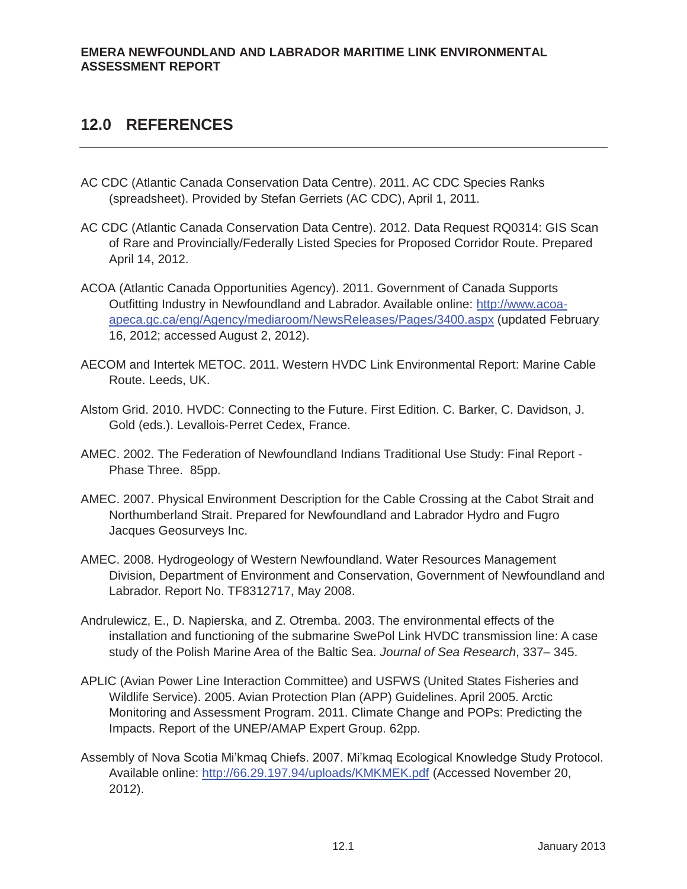# 12.0 REFERENCES

AC CDC (Atlantic Canada Conservation Data Centre). 2011. AC CDC Species Ranks (spreadsheet). Provided by Stefan Gerriets (AC CDC), April 1, 2011.

AC CDC (Atlantic Canada Conservation Data Centre). 2012. Data Request RQ0314: GIS Scan of Rare and Provincially/Federally Listed Species for Proposed Corridor Route. Prepared April 14, 2012.

ACOA (Atlantic Canada Opportunities Agency). 2011. Government of Canada Supports Outfitting Industry in Newfoundland and Labrador. Available online: http://www.acoa-apeca.gc.ca/eng/Agency/mediaroom/NewsReleases/Pages/3400.aspx (updated February 16, 2012; accessed August 2, 2012).

AECOM and Intertek METOC. 2011. Western HVDC Link Environmental Report: Marine Cable Route. Leeds, UK.

Alstom Grid. 2010. HVDC: Connecting to the Future. First Edition. C. Barker, C. Davidson, J. Gold (eds.). Levallois-Perret Cedex, France.

AMEC. 2002. The Federation of Newfoundland Indians Traditional Use Study: Final Report - Phase Three. 85pp.

AMEC. 2007. Physical Environment Description for the Cable Crossing at the Cabot Strait and Northumberland Strait. Prepared for Newfoundland and Labrador Hydro and Fugro Jacques Geosurveys Inc.

AMEC. 2008. Hydrogeology of Western Newfoundland. Water Resources Management Division, Department of Environment and Conservation, Government of Newfoundland and Labrador. Report No. TF8312717, May 2008.

Andrulewicz, E., D. Napierska, and Z. Otremba. 2003. The environmental effects of the installation and functioning of the submarine SwePol Link HVDC transmission line: A case study of the Polish Marine Area of the Baltic Sea. *Journal of Sea Research*, 337– 345.

APLIC (Avian Power Line Interaction Committee) and USFWS (United States Fisheries and Wildlife Service). 2005. Avian Protection Plan (APP) Guidelines. April 2005. Arctic Monitoring and Assessment Program. 2011. Climate Change and POPs: Predicting the Impacts. Report of the UNEP/AMAP Expert Group. 62pp.

Assembly of Nova Scotia Mi'kmaq Chiefs. 2007. Mi'kmaq Ecological Knowledge Study Protocol. Available online: http://66.29.197.94/uploads/KMKMEK.pdf (Accessed November 20, 2012).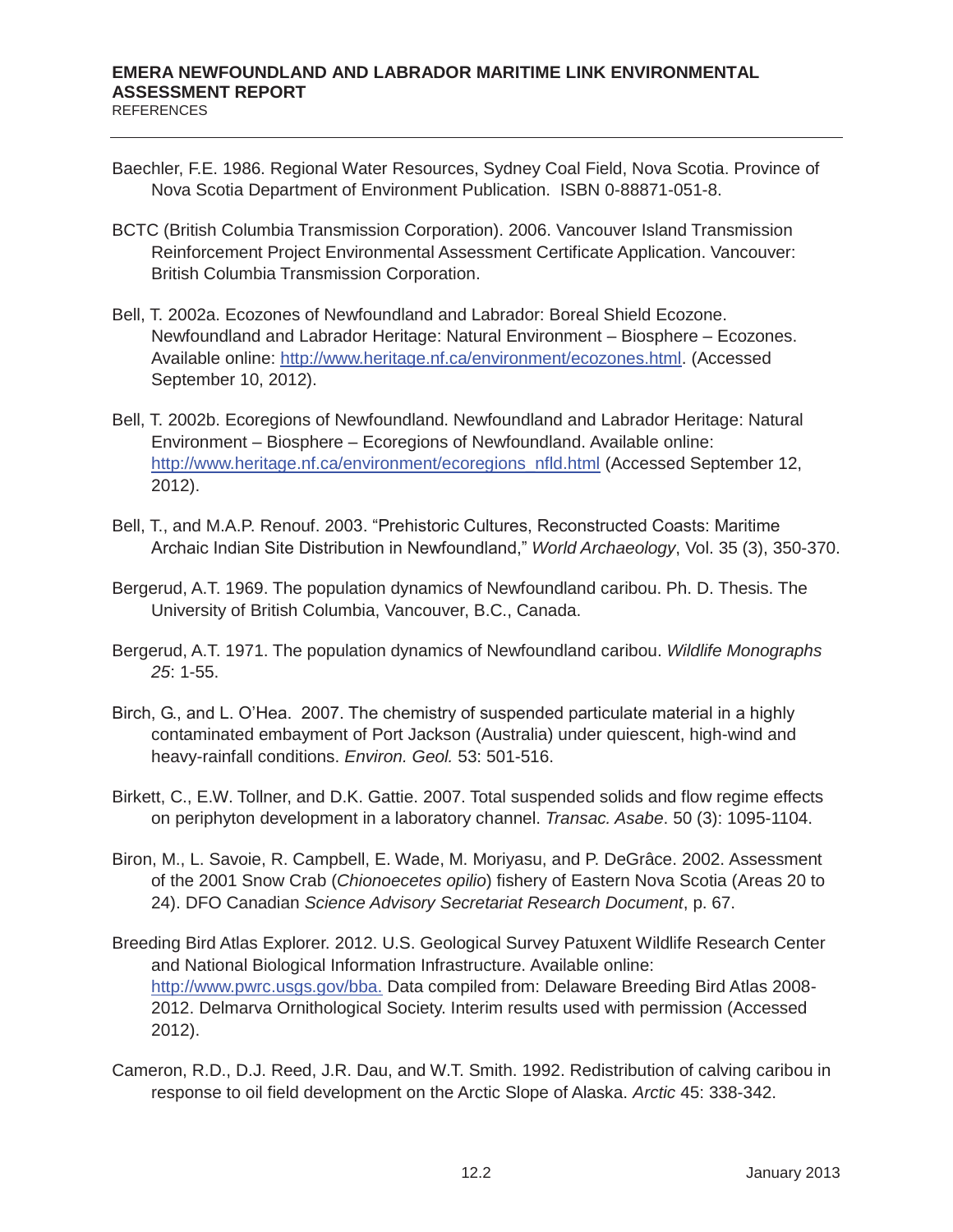Baechler, F.E. 1986. Regional Water Resources, Sydney Coal Field, Nova Scotia. Province of Nova Scotia Department of Environment Publication. ISBN 0-88871-051-8.

BCTC (British Columbia Transmission Corporation). 2006. Vancouver Island Transmission Reinforcement Project Environmental Assessment Certificate Application. Vancouver: British Columbia Transmission Corporation.

Bell, T. 2002a. Ecozones of Newfoundland and Labrador: Boreal Shield Ecozone. Newfoundland and Labrador Heritage: Natural Environment – Biosphere – Ecozones. Available online: http://www.heritage.nf.ca/environment/ecozones.html. (Accessed September 10, 2012).

Bell, T. 2002b. Ecoregions of Newfoundland. Newfoundland and Labrador Heritage: Natural Environment – Biosphere – Ecoregions of Newfoundland. Available online: http://www.heritage.nf.ca/environment/ecoregions_nfld.html (Accessed September 12, 2012).

Bell, T., and M.A.P. Renouf. 2003. "Prehistoric Cultures, Reconstructed Coasts: Maritime Archaic Indian Site Distribution in Newfoundland," *World Archaeology*, Vol. 35 (3), 350-370.

Bergerud, A.T. 1969. The population dynamics of Newfoundland caribou. Ph. D. Thesis. The University of British Columbia, Vancouver, B.C., Canada.

Bergerud, A.T. 1971. The population dynamics of Newfoundland caribou. *Wildlife Monographs 25*: 1-55.

Birch, G., and L. O'Hea. 2007. The chemistry of suspended particulate material in a highly contaminated embayment of Port Jackson (Australia) under quiescent, high-wind and heavy-rainfall conditions. *Environ. Geol.* 53: 501-516.

Birkett, C., E.W. Tollner, and D.K. Gattie. 2007. Total suspended solids and flow regime effects on periphyton development in a laboratory channel. *Transac. Asabe*. 50 (3): 1095-1104.

Biron, M., L. Savoie, R. Campbell, E. Wade, M. Moriyasu, and P. DeGrâce. 2002. Assessment of the 2001 Snow Crab (*Chionoecetes opilio*) fishery of Eastern Nova Scotia (Areas 20 to 24). DFO Canadian *Science Advisory Secretariat Research Document*, p. 67.

Breeding Bird Atlas Explorer. 2012. U.S. Geological Survey Patuxent Wildlife Research Center and National Biological Information Infrastructure. Available online: http://www.pwrc.usgs.gov/bba. Data compiled from: Delaware Breeding Bird Atlas 2008-2012. Delmarva Ornithological Society. Interim results used with permission (Accessed 2012).

Cameron, R.D., D.J. Reed, J.R. Dau, and W.T. Smith. 1992. Redistribution of calving caribou in response to oil field development on the Arctic Slope of Alaska. *Arctic* 45: 338-342.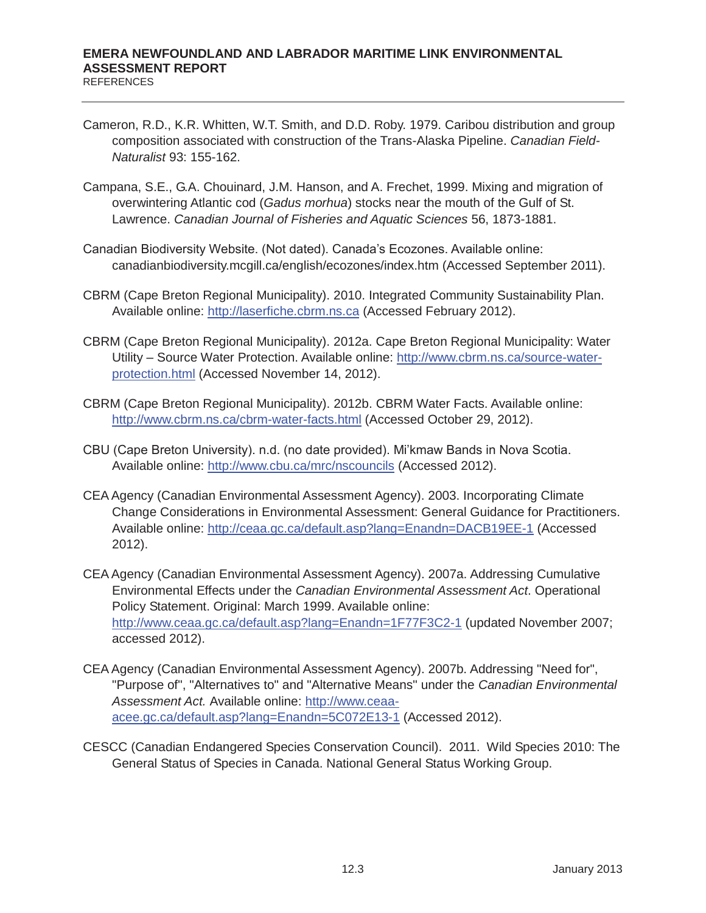Cameron, R.D., K.R. Whitten, W.T. Smith, and D.D. Roby. 1979. Caribou distribution and group composition associated with construction of the Trans-Alaska Pipeline. *Canadian Field-Naturalist* 93: 155-162.

Campana, S.E., G.A. Chouinard, J.M. Hanson, and A. Frechet, 1999. Mixing and migration of overwintering Atlantic cod (*Gadus morhua*) stocks near the mouth of the Gulf of St. Lawrence. *Canadian Journal of Fisheries and Aquatic Sciences* 56, 1873-1881.

Canadian Biodiversity Website. (Not dated). Canada's Ecozones. Available online: canadianbiodiversity.mcgill.ca/english/ecozones/index.htm (Accessed September 2011).

CBRM (Cape Breton Regional Municipality). 2010. Integrated Community Sustainability Plan. Available online: http://laserfiche.cbrm.ns.ca (Accessed February 2012).

CBRM (Cape Breton Regional Municipality). 2012a. Cape Breton Regional Municipality: Water Utility – Source Water Protection. Available online: http://www.cbrm.ns.ca/source-water-protection.html (Accessed November 14, 2012).

CBRM (Cape Breton Regional Municipality). 2012b. CBRM Water Facts. Available online: http://www.cbrm.ns.ca/cbrm-water-facts.html (Accessed October 29, 2012).

CBU (Cape Breton University). n.d. (no date provided). Mi'kmaw Bands in Nova Scotia. Available online: http://www.cbu.ca/mrc/nscouncils (Accessed 2012).

CEA Agency (Canadian Environmental Assessment Agency). 2003. Incorporating Climate Change Considerations in Environmental Assessment: General Guidance for Practitioners. Available online: http://ceaa.gc.ca/default.asp?lang=Enandn=DACB19EE-1 (Accessed 2012).

CEA Agency (Canadian Environmental Assessment Agency). 2007a. Addressing Cumulative Environmental Effects under the *Canadian Environmental Assessment Act*. Operational Policy Statement. Original: March 1999. Available online: http://www.ceaa.gc.ca/default.asp?lang=Enandn=1F77F3C2-1 (updated November 2007; accessed 2012).

CEA Agency (Canadian Environmental Assessment Agency). 2007b. Addressing "Need for", "Purpose of", "Alternatives to" and "Alternative Means" under the *Canadian Environmental Assessment Act.* Available online: http://www.ceaa-acee.gc.ca/default.asp?lang=Enandn=5C072E13-1 (Accessed 2012).

CESCC (Canadian Endangered Species Conservation Council). 2011. Wild Species 2010: The General Status of Species in Canada. National General Status Working Group.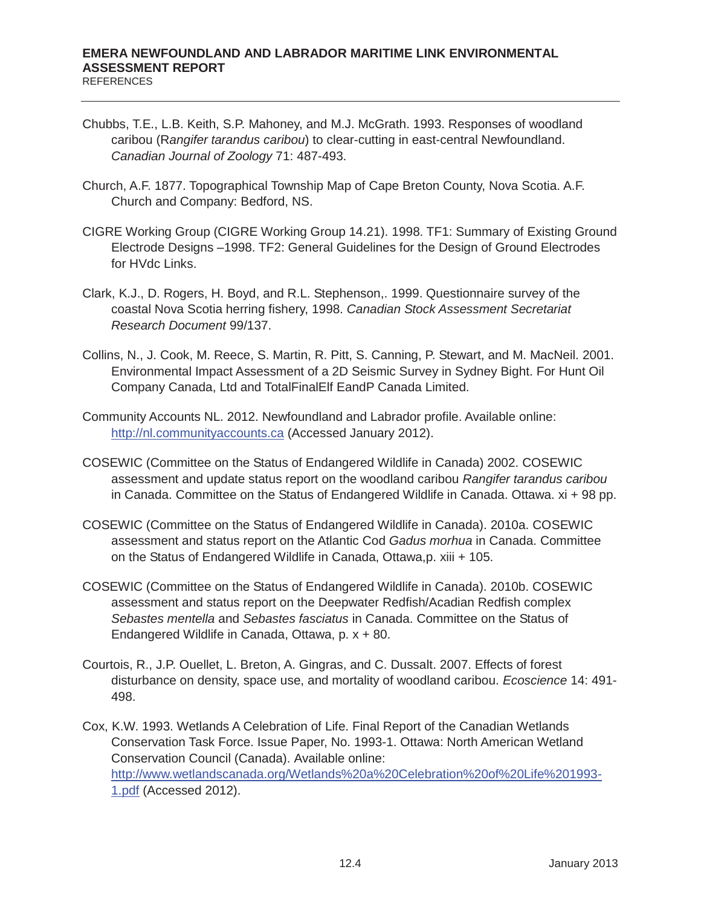Chubbs, T.E., L.B. Keith, S.P. Mahoney, and M.J. McGrath. 1993. Responses of woodland caribou (R*angifer tarandus caribou*) to clear-cutting in east-central Newfoundland. *Canadian Journal of Zoology* 71: 487-493.

Church, A.F. 1877. Topographical Township Map of Cape Breton County, Nova Scotia. A.F. Church and Company: Bedford, NS.

CIGRE Working Group (CIGRE Working Group 14.21). 1998. TF1: Summary of Existing Ground Electrode Designs –1998. TF2: General Guidelines for the Design of Ground Electrodes for HVdc Links.

Clark, K.J., D. Rogers, H. Boyd, and R.L. Stephenson,. 1999. Questionnaire survey of the coastal Nova Scotia herring fishery, 1998. *Canadian Stock Assessment Secretariat Research Document* 99/137.

Collins, N., J. Cook, M. Reece, S. Martin, R. Pitt, S. Canning, P. Stewart, and M. MacNeil. 2001. Environmental Impact Assessment of a 2D Seismic Survey in Sydney Bight. For Hunt Oil Company Canada, Ltd and TotalFinalElf EandP Canada Limited.

Community Accounts NL. 2012. Newfoundland and Labrador profile. Available online: http://nl.communityaccounts.ca (Accessed January 2012).

COSEWIC (Committee on the Status of Endangered Wildlife in Canada) 2002. COSEWIC assessment and update status report on the woodland caribou *Rangifer tarandus caribou* in Canada. Committee on the Status of Endangered Wildlife in Canada. Ottawa. xi + 98 pp.

COSEWIC (Committee on the Status of Endangered Wildlife in Canada). 2010a. COSEWIC assessment and status report on the Atlantic Cod *Gadus morhua* in Canada. Committee on the Status of Endangered Wildlife in Canada, Ottawa,p. xiii + 105.

COSEWIC (Committee on the Status of Endangered Wildlife in Canada). 2010b. COSEWIC assessment and status report on the Deepwater Redfish/Acadian Redfish complex *Sebastes mentella* and *Sebastes fasciatus* in Canada. Committee on the Status of Endangered Wildlife in Canada, Ottawa, p. x + 80.

Courtois, R., J.P. Ouellet, L. Breton, A. Gingras, and C. Dussalt. 2007. Effects of forest disturbance on density, space use, and mortality of woodland caribou. *Ecoscience* 14: 491-498.

Cox, K.W. 1993. Wetlands A Celebration of Life. Final Report of the Canadian Wetlands Conservation Task Force. Issue Paper, No. 1993-1. Ottawa: North American Wetland Conservation Council (Canada). Available online: http://www.wetlandscanada.org/Wetlands%20a%20Celebration%20of%20Life%201993-1.pdf (Accessed 2012).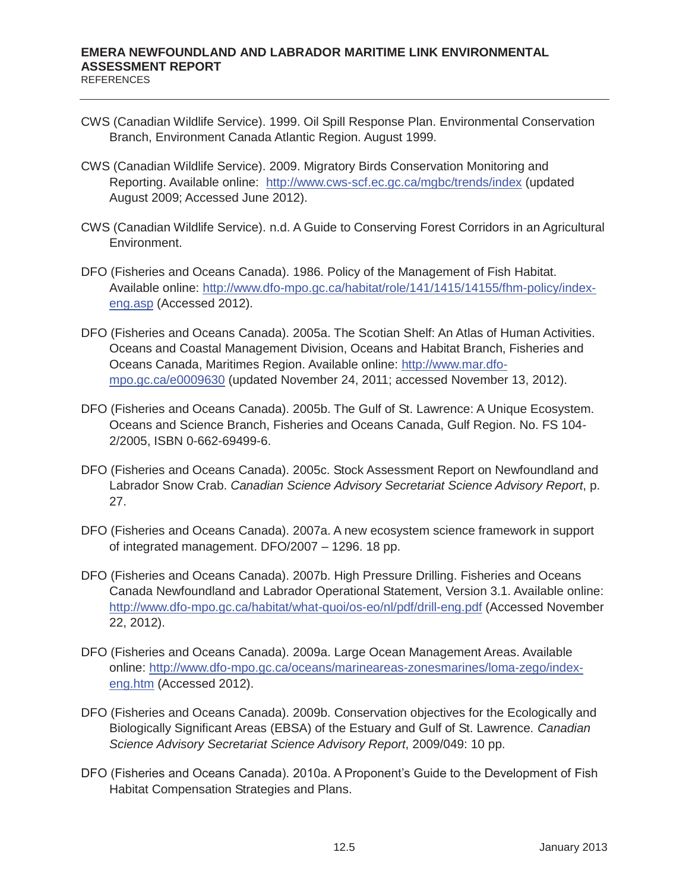CWS (Canadian Wildlife Service). 1999. Oil Spill Response Plan. Environmental Conservation Branch, Environment Canada Atlantic Region. August 1999.

CWS (Canadian Wildlife Service). 2009. Migratory Birds Conservation Monitoring and Reporting. Available online: http://www.cws-scf.ec.gc.ca/mgbc/trends/index (updated August 2009; Accessed June 2012).

CWS (Canadian Wildlife Service). n.d. A Guide to Conserving Forest Corridors in an Agricultural Environment.

DFO (Fisheries and Oceans Canada). 1986. Policy of the Management of Fish Habitat. Available online: http://www.dfo-mpo.gc.ca/habitat/role/141/1415/14155/fhm-policy/index-eng.asp (Accessed 2012).

DFO (Fisheries and Oceans Canada). 2005a. The Scotian Shelf: An Atlas of Human Activities. Oceans and Coastal Management Division, Oceans and Habitat Branch, Fisheries and Oceans Canada, Maritimes Region. Available online: http://www.mar.dfo-mpo.gc.ca/e0009630 (updated November 24, 2011; accessed November 13, 2012).

DFO (Fisheries and Oceans Canada). 2005b. The Gulf of St. Lawrence: A Unique Ecosystem. Oceans and Science Branch, Fisheries and Oceans Canada, Gulf Region. No. FS 104-2/2005, ISBN 0-662-69499-6.

DFO (Fisheries and Oceans Canada). 2005c. Stock Assessment Report on Newfoundland and Labrador Snow Crab. *Canadian Science Advisory Secretariat Science Advisory Report*, p. 27.

DFO (Fisheries and Oceans Canada). 2007a. A new ecosystem science framework in support of integrated management. DFO/2007 – 1296. 18 pp.

DFO (Fisheries and Oceans Canada). 2007b. High Pressure Drilling. Fisheries and Oceans Canada Newfoundland and Labrador Operational Statement, Version 3.1. Available online: http://www.dfo-mpo.gc.ca/habitat/what-quoi/os-eo/nl/pdf/drill-eng.pdf (Accessed November 22, 2012).

DFO (Fisheries and Oceans Canada). 2009a. Large Ocean Management Areas. Available online: http://www.dfo-mpo.gc.ca/oceans/marineareas-zonesmarines/loma-zego/index-eng.htm (Accessed 2012).

DFO (Fisheries and Oceans Canada). 2009b. Conservation objectives for the Ecologically and Biologically Significant Areas (EBSA) of the Estuary and Gulf of St. Lawrence. *Canadian Science Advisory Secretariat Science Advisory Report*, 2009/049: 10 pp.

DFO (Fisheries and Oceans Canada). 2010a. A Proponent's Guide to the Development of Fish Habitat Compensation Strategies and Plans.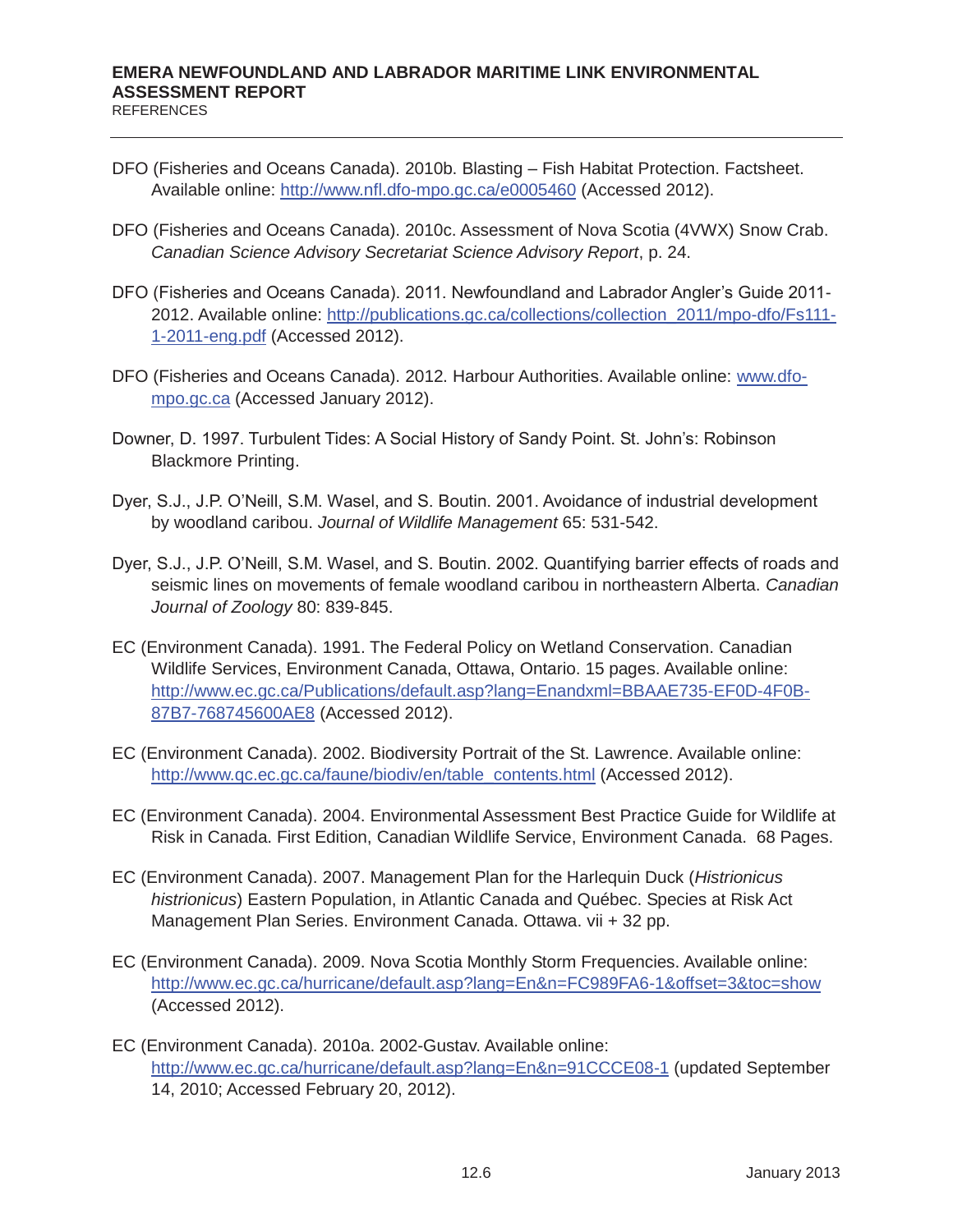DFO (Fisheries and Oceans Canada). 2010b. Blasting – Fish Habitat Protection. Factsheet. Available online: http://www.nfl.dfo-mpo.gc.ca/e0005460 (Accessed 2012).

DFO (Fisheries and Oceans Canada). 2010c. Assessment of Nova Scotia (4VWX) Snow Crab. *Canadian Science Advisory Secretariat Science Advisory Report*, p. 24.

DFO (Fisheries and Oceans Canada). 2011. Newfoundland and Labrador Angler's Guide 2011-2012. Available online: http://publications.gc.ca/collections/collection_2011/mpo-dfo/Fs111-1-2011-eng.pdf (Accessed 2012).

DFO (Fisheries and Oceans Canada). 2012. Harbour Authorities. Available online: www.dfo-mpo.gc.ca (Accessed January 2012).

Downer, D. 1997. Turbulent Tides: A Social History of Sandy Point. St. John's: Robinson Blackmore Printing.

Dyer, S.J., J.P. O'Neill, S.M. Wasel, and S. Boutin. 2001. Avoidance of industrial development by woodland caribou. *Journal of Wildlife Management* 65: 531-542.

Dyer, S.J., J.P. O'Neill, S.M. Wasel, and S. Boutin. 2002. Quantifying barrier effects of roads and seismic lines on movements of female woodland caribou in northeastern Alberta. *Canadian Journal of Zoology* 80: 839-845.

EC (Environment Canada). 1991. The Federal Policy on Wetland Conservation. Canadian Wildlife Services, Environment Canada, Ottawa, Ontario. 15 pages. Available online: http://www.ec.gc.ca/Publications/default.asp?lang=Enandxml=BBAAE735-EF0D-4F0B-87B7-768745600AE8 (Accessed 2012).

EC (Environment Canada). 2002. Biodiversity Portrait of the St. Lawrence. Available online: http://www.qc.ec.gc.ca/faune/biodiv/en/table_contents.html (Accessed 2012).

EC (Environment Canada). 2004. Environmental Assessment Best Practice Guide for Wildlife at Risk in Canada. First Edition, Canadian Wildlife Service, Environment Canada. 68 Pages.

EC (Environment Canada). 2007. Management Plan for the Harlequin Duck (*Histrionicus histrionicus*) Eastern Population, in Atlantic Canada and Québec. Species at Risk Act Management Plan Series. Environment Canada. Ottawa. vii + 32 pp.

EC (Environment Canada). 2009. Nova Scotia Monthly Storm Frequencies. Available online: http://www.ec.gc.ca/hurricane/default.asp?lang=En&n=FC989FA6-1&offset=3&toc=show (Accessed 2012).

EC (Environment Canada). 2010a. 2002-Gustav. Available online: http://www.ec.gc.ca/hurricane/default.asp?lang=En&n=91CCCE08-1 (updated September 14, 2010; Accessed February 20, 2012).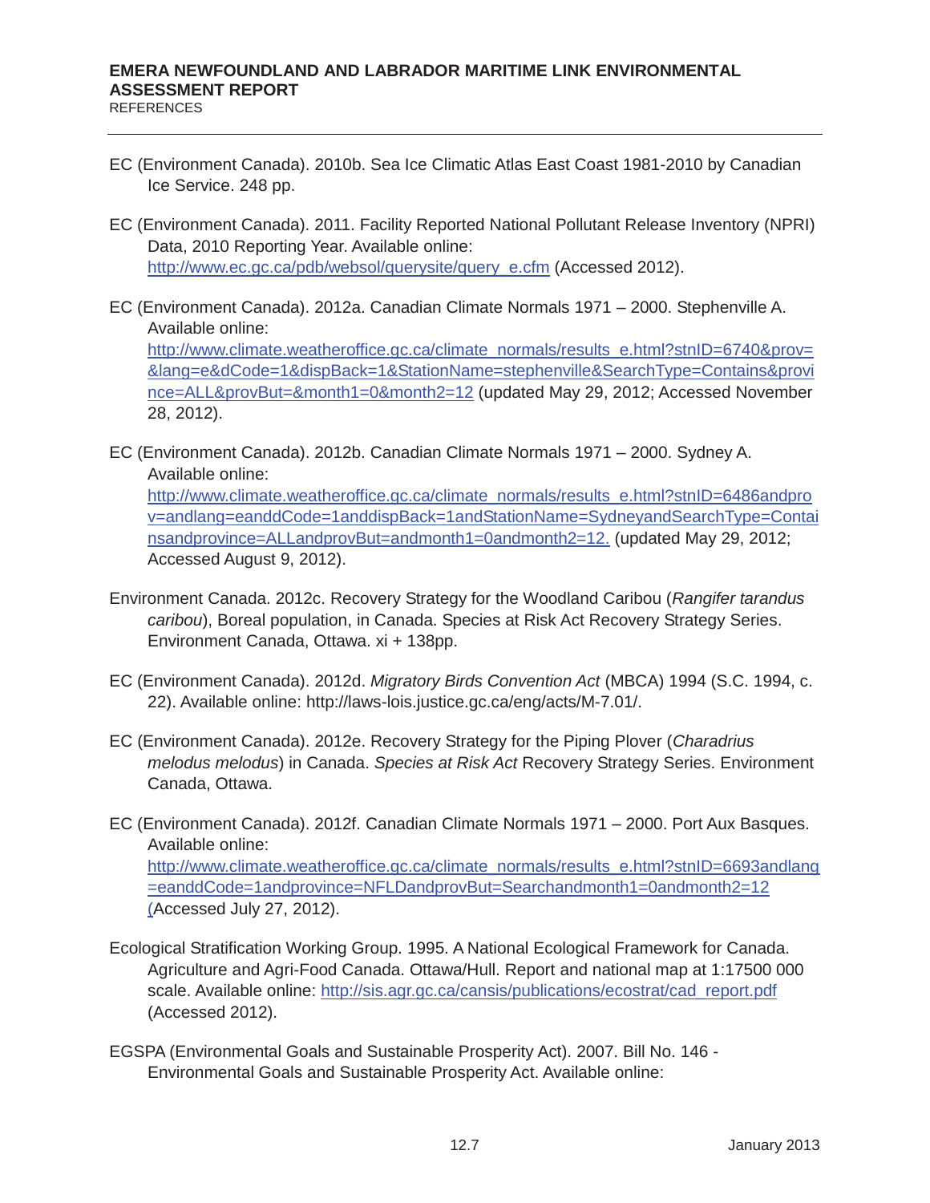EC (Environment Canada). 2010b. Sea Ice Climatic Atlas East Coast 1981-2010 by Canadian Ice Service. 248 pp.

EC (Environment Canada). 2011. Facility Reported National Pollutant Release Inventory (NPRI) Data, 2010 Reporting Year. Available online: http://www.ec.gc.ca/pdb/websol/querysite/query_e.cfm (Accessed 2012).

EC (Environment Canada). 2012a. Canadian Climate Normals 1971 – 2000. Stephenville A. Available online: http://www.climate.weatheroffice.gc.ca/climate_normals/results_e.html?stnID=6740&prov=&lang=e&dCode=1&dispBack=1&StationName=stephenville&SearchType=Contains&province=ALL&provBut=&month1=0&month2=12 (updated May 29, 2012; Accessed November 28, 2012).

EC (Environment Canada). 2012b. Canadian Climate Normals 1971 – 2000. Sydney A. Available online: http://www.climate.weatheroffice.gc.ca/climate_normals/results_e.html?stnID=6486andprov=andlang=eanddCode=1anddispBack=1andStationName=SydneyandSearchType=Containsandprovince=ALLandprovBut=andmonth1=0andmonth2=12. (updated May 29, 2012; Accessed August 9, 2012).

Environment Canada. 2012c. Recovery Strategy for the Woodland Caribou (*Rangifer tarandus caribou*), Boreal population, in Canada. Species at Risk Act Recovery Strategy Series. Environment Canada, Ottawa. xi + 138pp.

EC (Environment Canada). 2012d. *Migratory Birds Convention Act* (MBCA) 1994 (S.C. 1994, c. 22). Available online: http://laws-lois.justice.gc.ca/eng/acts/M-7.01/.

EC (Environment Canada). 2012e. Recovery Strategy for the Piping Plover (*Charadrius melodus melodus*) in Canada. *Species at Risk Act* Recovery Strategy Series. Environment Canada, Ottawa.

EC (Environment Canada). 2012f. Canadian Climate Normals 1971 – 2000. Port Aux Basques. Available online: http://www.climate.weatheroffice.gc.ca/climate_normals/results_e.html?stnID=6693andlang=eanddCode=1andprovince=NFLDandprovBut=Searchandmonth1=0andmonth2=12 (Accessed July 27, 2012).

Ecological Stratification Working Group. 1995. A National Ecological Framework for Canada. Agriculture and Agri-Food Canada. Ottawa/Hull. Report and national map at 1:17500 000 scale. Available online: http://sis.agr.gc.ca/cansis/publications/ecostrat/cad_report.pdf (Accessed 2012).

EGSPA (Environmental Goals and Sustainable Prosperity Act). 2007. Bill No. 146 - Environmental Goals and Sustainable Prosperity Act. Available online: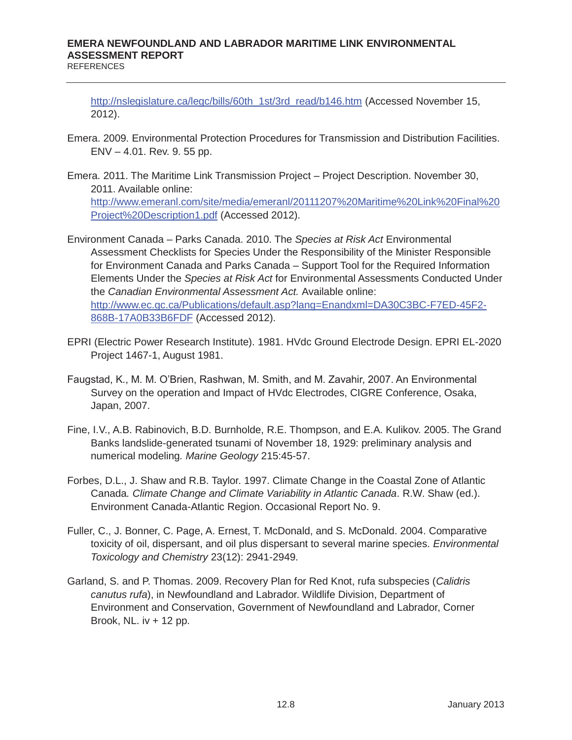http://nslegislature.ca/legc/bills/60th_1st/3rd_read/b146.htm (Accessed November 15, 2012).

Emera. 2009. Environmental Protection Procedures for Transmission and Distribution Facilities. ENV – 4.01. Rev. 9. 55 pp.

Emera. 2011. The Maritime Link Transmission Project – Project Description. November 30, 2011. Available online: http://www.emeranl.com/site/media/emeranl/20111207%20Maritime%20Link%20Final%20Project%20Description1.pdf (Accessed 2012).

Environment Canada – Parks Canada. 2010. The *Species at Risk Act* Environmental Assessment Checklists for Species Under the Responsibility of the Minister Responsible for Environment Canada and Parks Canada – Support Tool for the Required Information Elements Under the *Species at Risk Act* for Environmental Assessments Conducted Under the *Canadian Environmental Assessment Act.* Available online: http://www.ec.gc.ca/Publications/default.asp?lang=Enandxml=DA30C3BC-F7ED-45F2-868B-17A0B33B6FDF (Accessed 2012).

EPRI (Electric Power Research Institute). 1981. HVdc Ground Electrode Design. EPRI EL-2020 Project 1467-1, August 1981.

Faugstad, K., M. M. O'Brien, Rashwan, M. Smith, and M. Zavahir, 2007. An Environmental Survey on the operation and Impact of HVdc Electrodes, CIGRE Conference, Osaka, Japan, 2007.

Fine, I.V., A.B. Rabinovich, B.D. Burnholde, R.E. Thompson, and E.A. Kulikov. 2005. The Grand Banks landslide-generated tsunami of November 18, 1929: preliminary analysis and numerical modeling*. Marine Geology* 215:45-57.

Forbes, D.L., J. Shaw and R.B. Taylor. 1997. Climate Change in the Coastal Zone of Atlantic Canada*. Climate Change and Climate Variability in Atlantic Canada*. R.W. Shaw (ed.). Environment Canada-Atlantic Region. Occasional Report No. 9.

Fuller, C., J. Bonner, C. Page, A. Ernest, T. McDonald, and S. McDonald. 2004. Comparative toxicity of oil, dispersant, and oil plus dispersant to several marine species. *Environmental Toxicology and Chemistry* 23(12): 2941-2949.

Garland, S. and P. Thomas. 2009. Recovery Plan for Red Knot, rufa subspecies (*Calidris canutus rufa*), in Newfoundland and Labrador. Wildlife Division, Department of Environment and Conservation, Government of Newfoundland and Labrador, Corner Brook, NL. iv + 12 pp.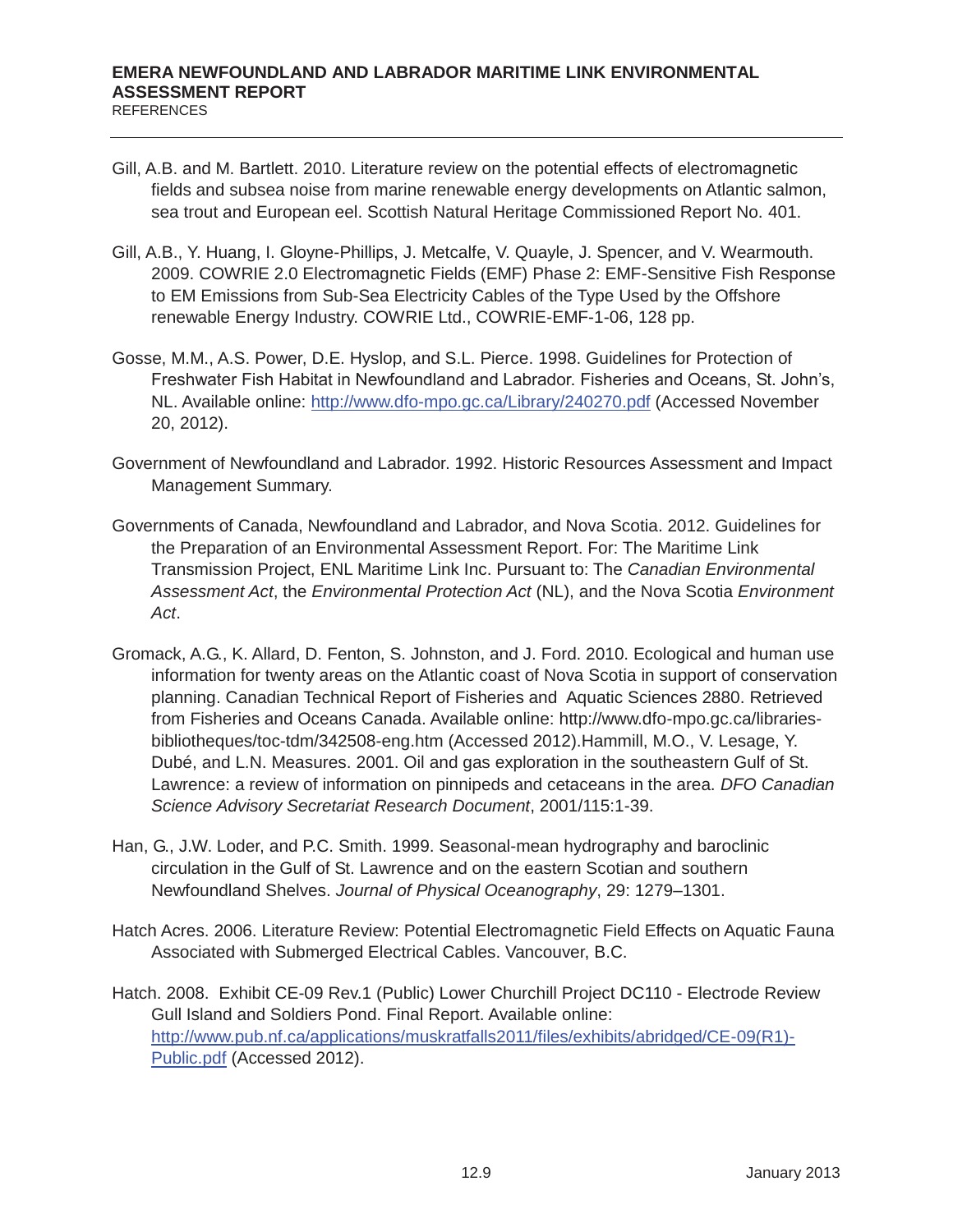Gill, A.B. and M. Bartlett. 2010. Literature review on the potential effects of electromagnetic fields and subsea noise from marine renewable energy developments on Atlantic salmon, sea trout and European eel. Scottish Natural Heritage Commissioned Report No. 401.

Gill, A.B., Y. Huang, I. Gloyne-Phillips, J. Metcalfe, V. Quayle, J. Spencer, and V. Wearmouth. 2009. COWRIE 2.0 Electromagnetic Fields (EMF) Phase 2: EMF-Sensitive Fish Response to EM Emissions from Sub-Sea Electricity Cables of the Type Used by the Offshore renewable Energy Industry. COWRIE Ltd., COWRIE-EMF-1-06, 128 pp.

Gosse, M.M., A.S. Power, D.E. Hyslop, and S.L. Pierce. 1998. Guidelines for Protection of Freshwater Fish Habitat in Newfoundland and Labrador. Fisheries and Oceans, St. John's, NL. Available online: http://www.dfo-mpo.gc.ca/Library/240270.pdf (Accessed November 20, 2012).

Government of Newfoundland and Labrador. 1992. Historic Resources Assessment and Impact Management Summary.

Governments of Canada, Newfoundland and Labrador, and Nova Scotia. 2012. Guidelines for the Preparation of an Environmental Assessment Report. For: The Maritime Link Transmission Project, ENL Maritime Link Inc. Pursuant to: The *Canadian Environmental Assessment Act*, the *Environmental Protection Act* (NL), and the Nova Scotia *Environment Act*.

Gromack, A.G., K. Allard, D. Fenton, S. Johnston, and J. Ford. 2010. Ecological and human use information for twenty areas on the Atlantic coast of Nova Scotia in support of conservation planning. Canadian Technical Report of Fisheries and Aquatic Sciences 2880. Retrieved from Fisheries and Oceans Canada. Available online: http://www.dfo-mpo.gc.ca/libraries-bibliotheques/toc-tdm/342508-eng.htm (Accessed 2012).Hammill, M.O., V. Lesage, Y. Dubé, and L.N. Measures. 2001. Oil and gas exploration in the southeastern Gulf of St. Lawrence: a review of information on pinnipeds and cetaceans in the area. *DFO Canadian Science Advisory Secretariat Research Document*, 2001/115:1-39.

Han, G., J.W. Loder, and P.C. Smith. 1999. Seasonal-mean hydrography and baroclinic circulation in the Gulf of St. Lawrence and on the eastern Scotian and southern Newfoundland Shelves. *Journal of Physical Oceanography*, 29: 1279–1301.

Hatch Acres. 2006. Literature Review: Potential Electromagnetic Field Effects on Aquatic Fauna Associated with Submerged Electrical Cables. Vancouver, B.C.

Hatch. 2008. Exhibit CE-09 Rev.1 (Public) Lower Churchill Project DC110 - Electrode Review Gull Island and Soldiers Pond. Final Report. Available online: http://www.pub.nf.ca/applications/muskratfalls2011/files/exhibits/abridged/CE-09(R1)-Public.pdf (Accessed 2012).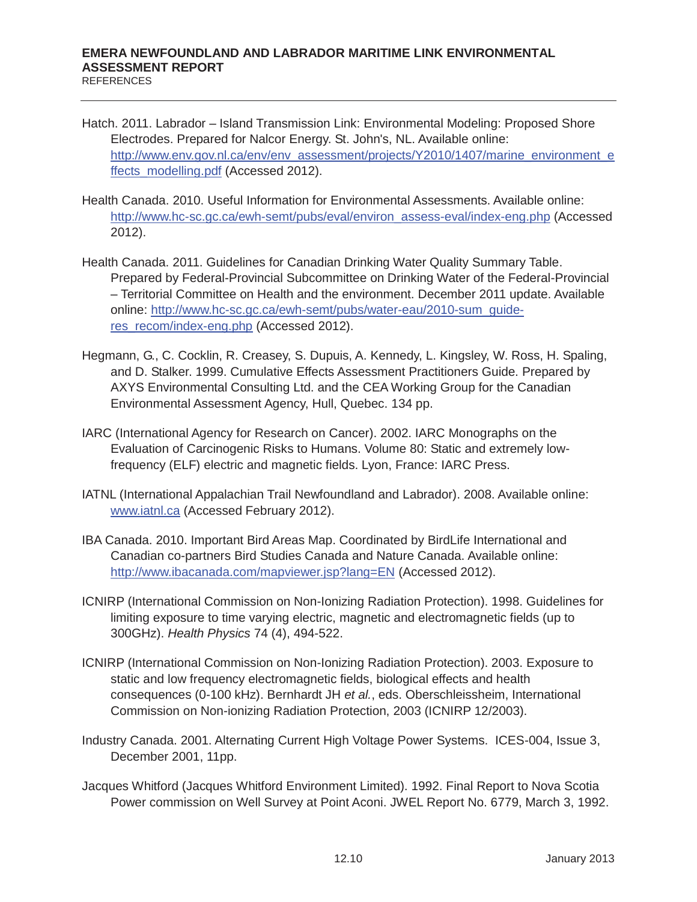Hatch. 2011. Labrador – Island Transmission Link: Environmental Modeling: Proposed Shore Electrodes. Prepared for Nalcor Energy. St. John's, NL. Available online: http://www.env.gov.nl.ca/env/env_assessment/projects/Y2010/1407/marine_environment_effects_modelling.pdf (Accessed 2012).

Health Canada. 2010. Useful Information for Environmental Assessments. Available online: http://www.hc-sc.gc.ca/ewh-semt/pubs/eval/environ_assess-eval/index-eng.php (Accessed 2012).

Health Canada. 2011. Guidelines for Canadian Drinking Water Quality Summary Table. Prepared by Federal-Provincial Subcommittee on Drinking Water of the Federal-Provincial – Territorial Committee on Health and the environment. December 2011 update. Available online: http://www.hc-sc.gc.ca/ewh-semt/pubs/water-eau/2010-sum_guide-res_recom/index-eng.php (Accessed 2012).

Hegmann, G., C. Cocklin, R. Creasey, S. Dupuis, A. Kennedy, L. Kingsley, W. Ross, H. Spaling, and D. Stalker. 1999. Cumulative Effects Assessment Practitioners Guide. Prepared by AXYS Environmental Consulting Ltd. and the CEA Working Group for the Canadian Environmental Assessment Agency, Hull, Quebec. 134 pp.

IARC (International Agency for Research on Cancer). 2002. IARC Monographs on the Evaluation of Carcinogenic Risks to Humans. Volume 80: Static and extremely low-frequency (ELF) electric and magnetic fields. Lyon, France: IARC Press.

IATNL (International Appalachian Trail Newfoundland and Labrador). 2008. Available online: www.iatnl.ca (Accessed February 2012).

IBA Canada. 2010. Important Bird Areas Map. Coordinated by BirdLife International and Canadian co-partners Bird Studies Canada and Nature Canada. Available online: http://www.ibacanada.com/mapviewer.jsp?lang=EN (Accessed 2012).

ICNIRP (International Commission on Non-Ionizing Radiation Protection). 1998. Guidelines for limiting exposure to time varying electric, magnetic and electromagnetic fields (up to 300GHz). *Health Physics* 74 (4), 494-522.

ICNIRP (International Commission on Non-Ionizing Radiation Protection). 2003. Exposure to static and low frequency electromagnetic fields, biological effects and health consequences (0-100 kHz). Bernhardt JH *et al.*, eds. Oberschleissheim, International Commission on Non-ionizing Radiation Protection, 2003 (ICNIRP 12/2003).

Industry Canada. 2001. Alternating Current High Voltage Power Systems. ICES-004, Issue 3, December 2001, 11pp.

Jacques Whitford (Jacques Whitford Environment Limited). 1992. Final Report to Nova Scotia Power commission on Well Survey at Point Aconi. JWEL Report No. 6779, March 3, 1992.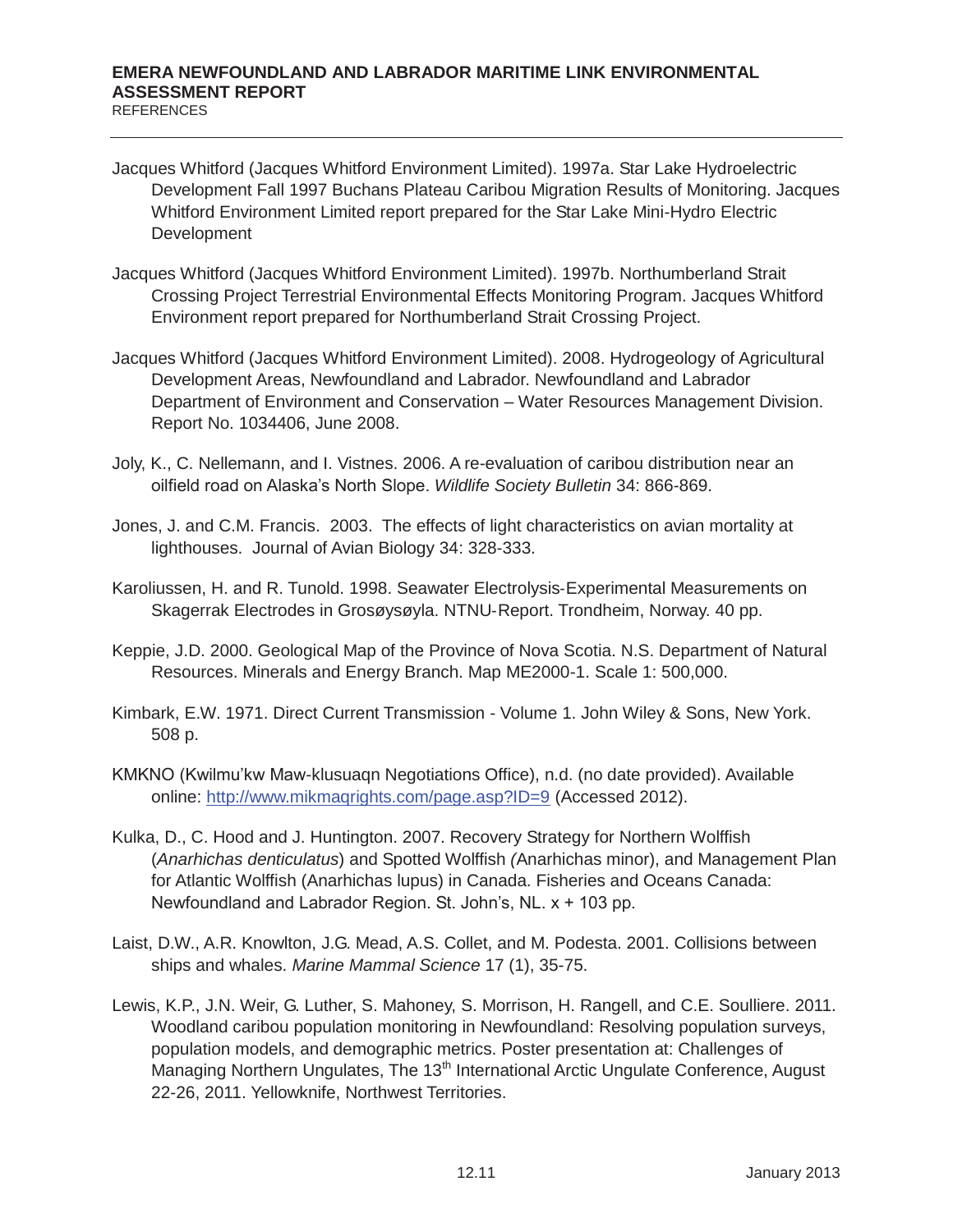Jacques Whitford (Jacques Whitford Environment Limited). 1997a. Star Lake Hydroelectric Development Fall 1997 Buchans Plateau Caribou Migration Results of Monitoring. Jacques Whitford Environment Limited report prepared for the Star Lake Mini-Hydro Electric Development

Jacques Whitford (Jacques Whitford Environment Limited). 1997b. Northumberland Strait Crossing Project Terrestrial Environmental Effects Monitoring Program. Jacques Whitford Environment report prepared for Northumberland Strait Crossing Project.

Jacques Whitford (Jacques Whitford Environment Limited). 2008. Hydrogeology of Agricultural Development Areas, Newfoundland and Labrador. Newfoundland and Labrador Department of Environment and Conservation – Water Resources Management Division. Report No. 1034406, June 2008.

Joly, K., C. Nellemann, and I. Vistnes. 2006. A re-evaluation of caribou distribution near an oilfield road on Alaska's North Slope. *Wildlife Society Bulletin* 34: 866-869.

Jones, J. and C.M. Francis. 2003. The effects of light characteristics on avian mortality at lighthouses. Journal of Avian Biology 34: 328-333.

Karoliussen, H. and R. Tunold. 1998. Seawater Electrolysis-Experimental Measurements on Skagerrak Electrodes in Grosøysøyla. NTNU-Report. Trondheim, Norway. 40 pp.

Keppie, J.D. 2000. Geological Map of the Province of Nova Scotia. N.S. Department of Natural Resources. Minerals and Energy Branch. Map ME2000-1. Scale 1: 500,000.

Kimbark, E.W. 1971. Direct Current Transmission - Volume 1. John Wiley & Sons, New York. 508 p.

KMKNO (Kwilmu'kw Maw-klusuaqn Negotiations Office), n.d. (no date provided). Available online: http://www.mikmaqrights.com/page.asp?ID=9 (Accessed 2012).

Kulka, D., C. Hood and J. Huntington. 2007. Recovery Strategy for Northern Wolffish (*Anarhichas denticulatus*) and Spotted Wolffish *(*Anarhichas minor), and Management Plan for Atlantic Wolffish (Anarhichas lupus) in Canada. Fisheries and Oceans Canada: Newfoundland and Labrador Region. St. John's, NL. x + 103 pp.

Laist, D.W., A.R. Knowlton, J.G. Mead, A.S. Collet, and M. Podesta. 2001. Collisions between ships and whales. *Marine Mammal Science* 17 (1), 35-75.

Lewis, K.P., J.N. Weir, G. Luther, S. Mahoney, S. Morrison, H. Rangell, and C.E. Soulliere. 2011. Woodland caribou population monitoring in Newfoundland: Resolving population surveys, population models, and demographic metrics. Poster presentation at: Challenges of Managing Northern Ungulates, The 13th International Arctic Ungulate Conference, August 22-26, 2011. Yellowknife, Northwest Territories.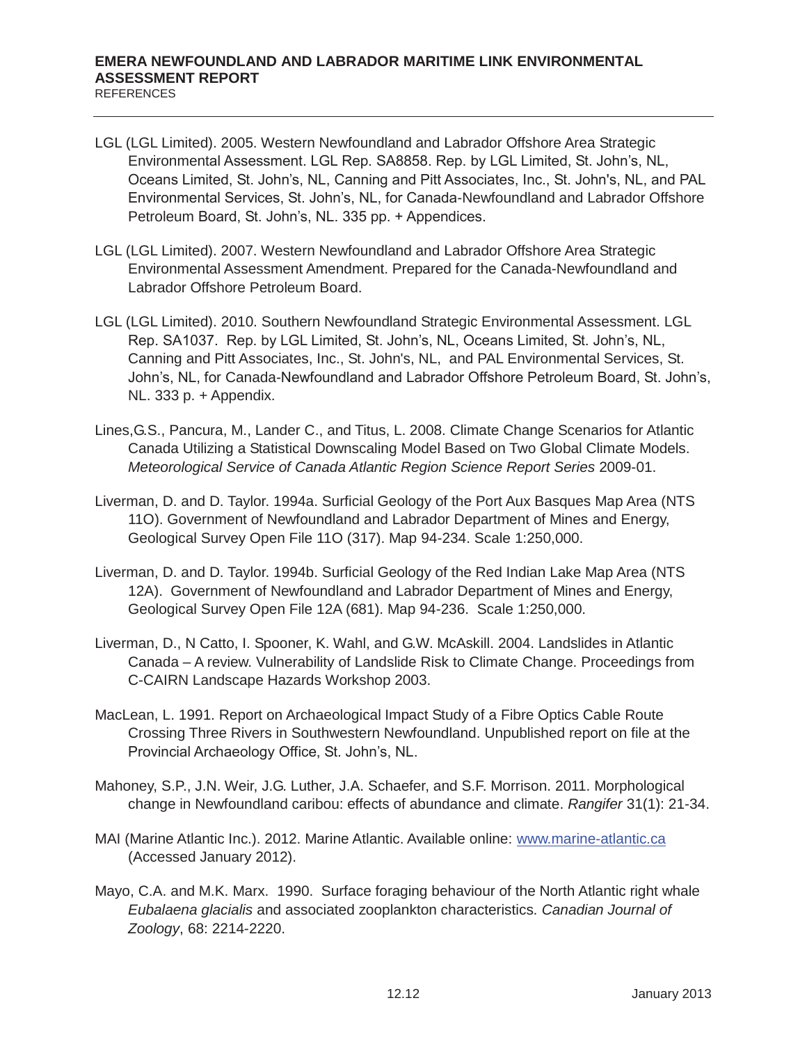LGL (LGL Limited). 2005. Western Newfoundland and Labrador Offshore Area Strategic Environmental Assessment. LGL Rep. SA8858. Rep. by LGL Limited, St. John's, NL, Oceans Limited, St. John's, NL, Canning and Pitt Associates, Inc., St. John's, NL, and PAL Environmental Services, St. John's, NL, for Canada-Newfoundland and Labrador Offshore Petroleum Board, St. John's, NL. 335 pp. + Appendices.

LGL (LGL Limited). 2007. Western Newfoundland and Labrador Offshore Area Strategic Environmental Assessment Amendment. Prepared for the Canada-Newfoundland and Labrador Offshore Petroleum Board.

LGL (LGL Limited). 2010. Southern Newfoundland Strategic Environmental Assessment. LGL Rep. SA1037. Rep. by LGL Limited, St. John's, NL, Oceans Limited, St. John's, NL, Canning and Pitt Associates, Inc., St. John's, NL, and PAL Environmental Services, St. John's, NL, for Canada-Newfoundland and Labrador Offshore Petroleum Board, St. John's, NL. 333 p. + Appendix.

Lines,G.S., Pancura, M., Lander C., and Titus, L. 2008. Climate Change Scenarios for Atlantic Canada Utilizing a Statistical Downscaling Model Based on Two Global Climate Models. *Meteorological Service of Canada Atlantic Region Science Report Series* 2009-01.

Liverman, D. and D. Taylor. 1994a. Surficial Geology of the Port Aux Basques Map Area (NTS 11O). Government of Newfoundland and Labrador Department of Mines and Energy, Geological Survey Open File 11O (317). Map 94-234. Scale 1:250,000.

Liverman, D. and D. Taylor. 1994b. Surficial Geology of the Red Indian Lake Map Area (NTS 12A). Government of Newfoundland and Labrador Department of Mines and Energy, Geological Survey Open File 12A (681). Map 94-236. Scale 1:250,000.

Liverman, D., N Catto, I. Spooner, K. Wahl, and G.W. McAskill. 2004. Landslides in Atlantic Canada – A review. Vulnerability of Landslide Risk to Climate Change. Proceedings from C-CAIRN Landscape Hazards Workshop 2003.

MacLean, L. 1991. Report on Archaeological Impact Study of a Fibre Optics Cable Route Crossing Three Rivers in Southwestern Newfoundland. Unpublished report on file at the Provincial Archaeology Office, St. John's, NL.

Mahoney, S.P., J.N. Weir, J.G. Luther, J.A. Schaefer, and S.F. Morrison. 2011. Morphological change in Newfoundland caribou: effects of abundance and climate. *Rangifer* 31(1): 21-34.

MAI (Marine Atlantic Inc.). 2012. Marine Atlantic. Available online: www.marine-atlantic.ca (Accessed January 2012).

Mayo, C.A. and M.K. Marx. 1990. Surface foraging behaviour of the North Atlantic right whale *Eubalaena glacialis* and associated zooplankton characteristics. *Canadian Journal of Zoology*, 68: 2214-2220.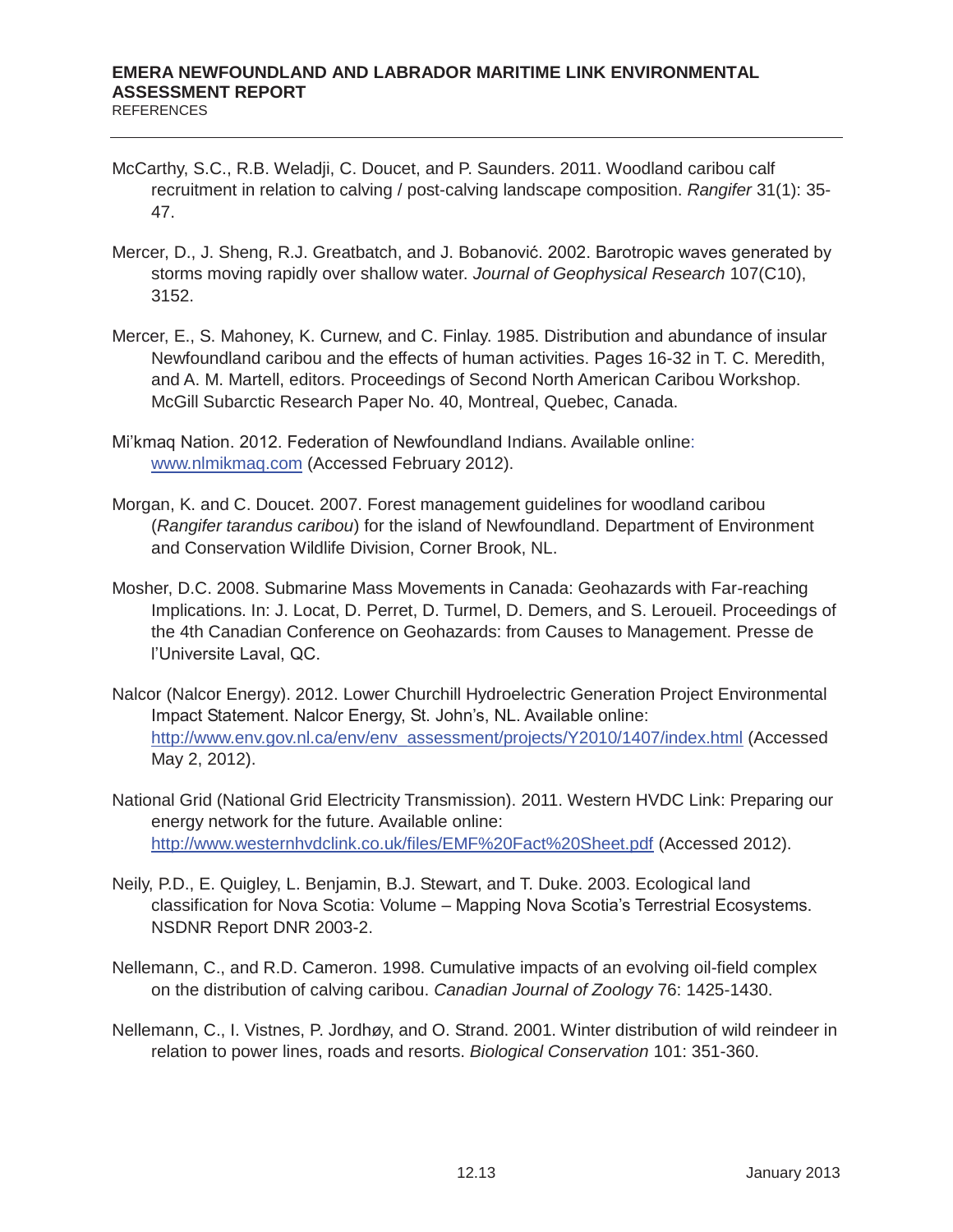McCarthy, S.C., R.B. Weladji, C. Doucet, and P. Saunders. 2011. Woodland caribou calf recruitment in relation to calving / post-calving landscape composition. *Rangifer* 31(1): 35-47.

Mercer, D., J. Sheng, R.J. Greatbatch, and J. Bobanović. 2002. Barotropic waves generated by storms moving rapidly over shallow water. *Journal of Geophysical Research* 107(C10), 3152.

Mercer, E., S. Mahoney, K. Curnew, and C. Finlay. 1985. Distribution and abundance of insular Newfoundland caribou and the effects of human activities. Pages 16-32 in T. C. Meredith, and A. M. Martell, editors. Proceedings of Second North American Caribou Workshop. McGill Subarctic Research Paper No. 40, Montreal, Quebec, Canada.

Mi'kmaq Nation. 2012. Federation of Newfoundland Indians. Available online: www.nlmikmaq.com (Accessed February 2012).

Morgan, K. and C. Doucet. 2007. Forest management guidelines for woodland caribou (*Rangifer tarandus caribou*) for the island of Newfoundland. Department of Environment and Conservation Wildlife Division, Corner Brook, NL.

Mosher, D.C. 2008. Submarine Mass Movements in Canada: Geohazards with Far-reaching Implications. In: J. Locat, D. Perret, D. Turmel, D. Demers, and S. Leroueil. Proceedings of the 4th Canadian Conference on Geohazards: from Causes to Management. Presse de l'Universite Laval, QC.

Nalcor (Nalcor Energy). 2012. Lower Churchill Hydroelectric Generation Project Environmental Impact Statement. Nalcor Energy, St. John's, NL. Available online: http://www.env.gov.nl.ca/env/env_assessment/projects/Y2010/1407/index.html (Accessed May 2, 2012).

National Grid (National Grid Electricity Transmission). 2011. Western HVDC Link: Preparing our energy network for the future. Available online: http://www.westernhvdclink.co.uk/files/EMF%20Fact%20Sheet.pdf (Accessed 2012).

Neily, P.D., E. Quigley, L. Benjamin, B.J. Stewart, and T. Duke. 2003. Ecological land classification for Nova Scotia: Volume – Mapping Nova Scotia's Terrestrial Ecosystems. NSDNR Report DNR 2003-2.

Nellemann, C., and R.D. Cameron. 1998. Cumulative impacts of an evolving oil-field complex on the distribution of calving caribou. *Canadian Journal of Zoology* 76: 1425-1430.

Nellemann, C., I. Vistnes, P. Jordhøy, and O. Strand. 2001. Winter distribution of wild reindeer in relation to power lines, roads and resorts. *Biological Conservation* 101: 351-360.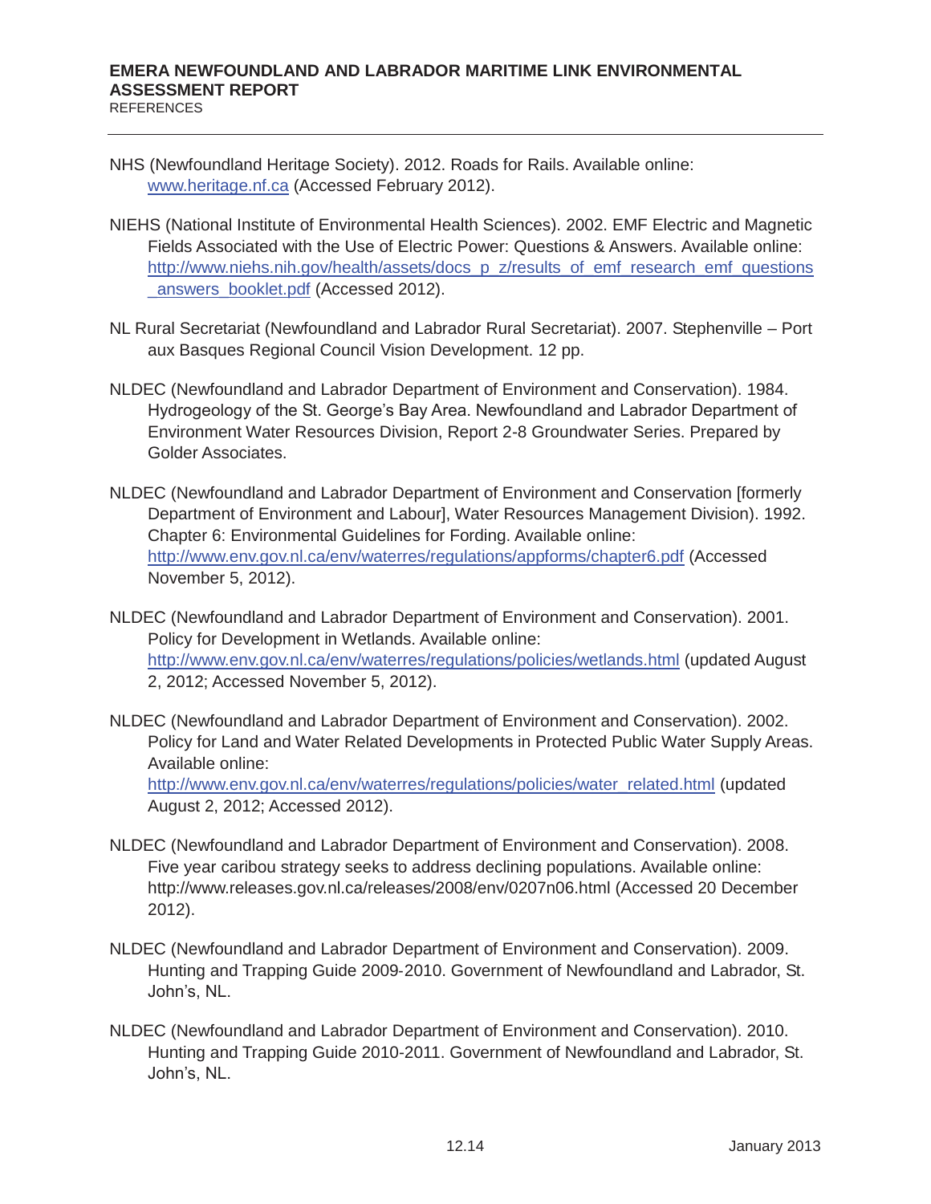NHS (Newfoundland Heritage Society). 2012. Roads for Rails. Available online: www.heritage.nf.ca (Accessed February 2012).

NIEHS (National Institute of Environmental Health Sciences). 2002. EMF Electric and Magnetic Fields Associated with the Use of Electric Power: Questions & Answers. Available online: http://www.niehs.nih.gov/health/assets/docs_p_z/results_of_emf_research_emf_questions_answers_booklet.pdf (Accessed 2012).

NL Rural Secretariat (Newfoundland and Labrador Rural Secretariat). 2007. Stephenville – Port aux Basques Regional Council Vision Development. 12 pp.

NLDEC (Newfoundland and Labrador Department of Environment and Conservation). 1984. Hydrogeology of the St. George's Bay Area. Newfoundland and Labrador Department of Environment Water Resources Division, Report 2-8 Groundwater Series. Prepared by Golder Associates.

NLDEC (Newfoundland and Labrador Department of Environment and Conservation [formerly Department of Environment and Labour], Water Resources Management Division). 1992. Chapter 6: Environmental Guidelines for Fording. Available online: http://www.env.gov.nl.ca/env/waterres/regulations/appforms/chapter6.pdf (Accessed November 5, 2012).

NLDEC (Newfoundland and Labrador Department of Environment and Conservation). 2001. Policy for Development in Wetlands. Available online: http://www.env.gov.nl.ca/env/waterres/regulations/policies/wetlands.html (updated August 2, 2012; Accessed November 5, 2012).

NLDEC (Newfoundland and Labrador Department of Environment and Conservation). 2002. Policy for Land and Water Related Developments in Protected Public Water Supply Areas. Available online: http://www.env.gov.nl.ca/env/waterres/regulations/policies/water_related.html (updated August 2, 2012; Accessed 2012).

NLDEC (Newfoundland and Labrador Department of Environment and Conservation). 2008. Five year caribou strategy seeks to address declining populations. Available online: http://www.releases.gov.nl.ca/releases/2008/env/0207n06.html (Accessed 20 December 2012).

NLDEC (Newfoundland and Labrador Department of Environment and Conservation). 2009. Hunting and Trapping Guide 2009-2010. Government of Newfoundland and Labrador, St. John's, NL.

NLDEC (Newfoundland and Labrador Department of Environment and Conservation). 2010. Hunting and Trapping Guide 2010-2011. Government of Newfoundland and Labrador, St. John's, NL.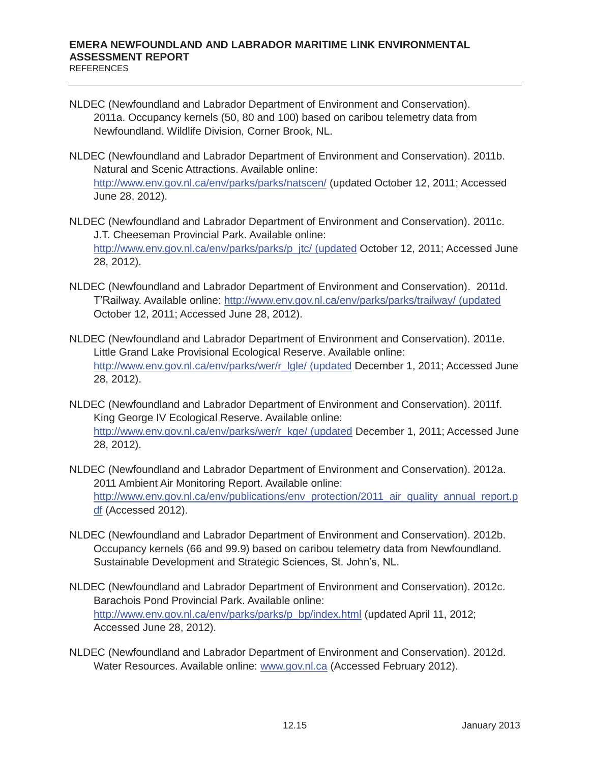NLDEC (Newfoundland and Labrador Department of Environment and Conservation). 2011a. Occupancy kernels (50, 80 and 100) based on caribou telemetry data from Newfoundland. Wildlife Division, Corner Brook, NL.

NLDEC (Newfoundland and Labrador Department of Environment and Conservation). 2011b. Natural and Scenic Attractions. Available online: http://www.env.gov.nl.ca/env/parks/parks/natscen/ (updated October 12, 2011; Accessed June 28, 2012).

NLDEC (Newfoundland and Labrador Department of Environment and Conservation). 2011c. J.T. Cheeseman Provincial Park. Available online: http://www.env.gov.nl.ca/env/parks/parks/p_jtc/ (updated October 12, 2011; Accessed June 28, 2012).

NLDEC (Newfoundland and Labrador Department of Environment and Conservation). 2011d. T'Railway. Available online: http://www.env.gov.nl.ca/env/parks/parks/trailway/ (updated October 12, 2011; Accessed June 28, 2012).

NLDEC (Newfoundland and Labrador Department of Environment and Conservation). 2011e. Little Grand Lake Provisional Ecological Reserve. Available online: http://www.env.gov.nl.ca/env/parks/wer/r_lgle/ (updated December 1, 2011; Accessed June 28, 2012).

NLDEC (Newfoundland and Labrador Department of Environment and Conservation). 2011f. King George IV Ecological Reserve. Available online: http://www.env.gov.nl.ca/env/parks/wer/r_kge/ (updated December 1, 2011; Accessed June 28, 2012).

NLDEC (Newfoundland and Labrador Department of Environment and Conservation). 2012a. 2011 Ambient Air Monitoring Report. Available online: http://www.env.gov.nl.ca/env/publications/env_protection/2011_air_quality_annual_report.pdf (Accessed 2012).

NLDEC (Newfoundland and Labrador Department of Environment and Conservation). 2012b. Occupancy kernels (66 and 99.9) based on caribou telemetry data from Newfoundland. Sustainable Development and Strategic Sciences, St. John's, NL.

NLDEC (Newfoundland and Labrador Department of Environment and Conservation). 2012c. Barachois Pond Provincial Park. Available online: http://www.env.gov.nl.ca/env/parks/parks/p_bp/index.html (updated April 11, 2012; Accessed June 28, 2012).

NLDEC (Newfoundland and Labrador Department of Environment and Conservation). 2012d. Water Resources. Available online: www.gov.nl.ca (Accessed February 2012).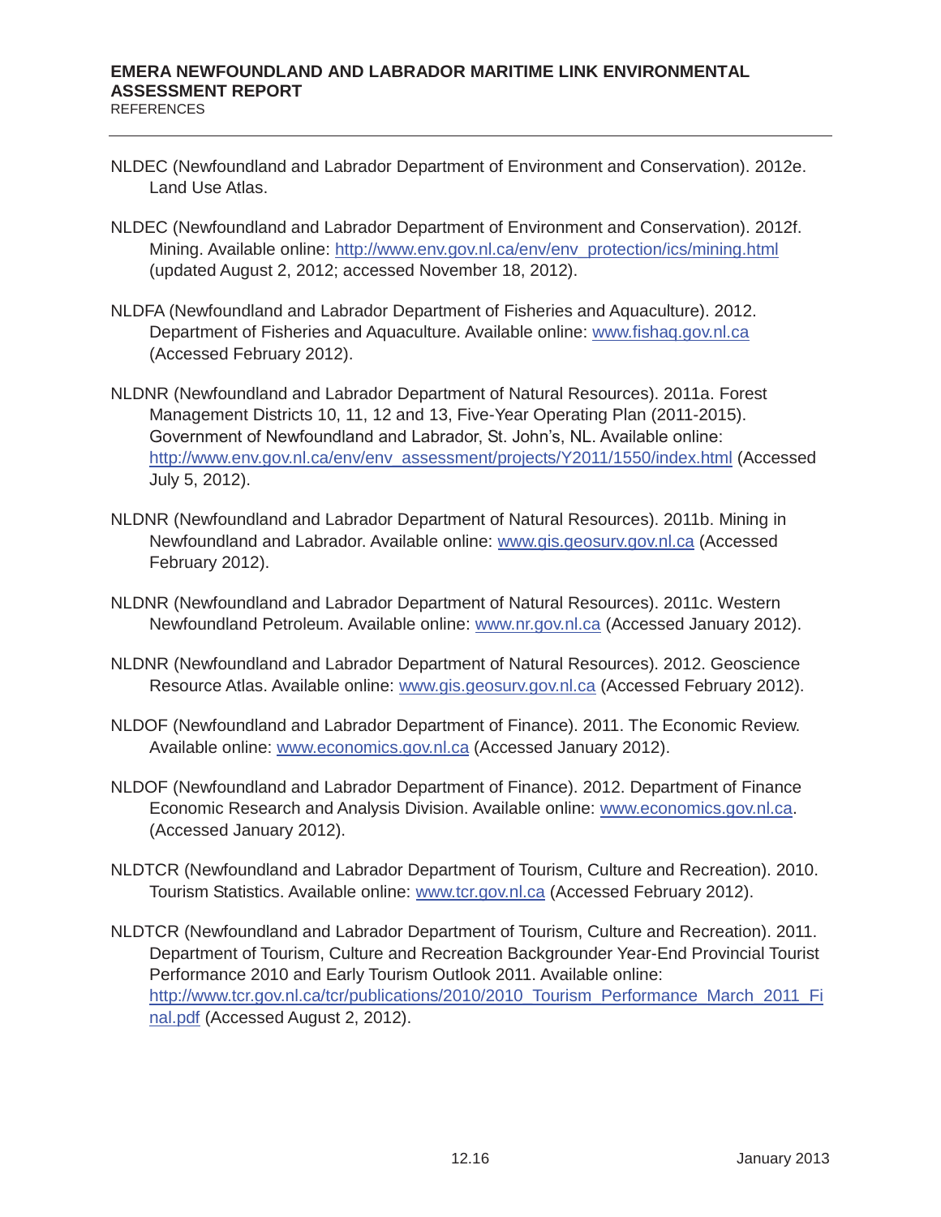NLDEC (Newfoundland and Labrador Department of Environment and Conservation). 2012e. Land Use Atlas.

NLDEC (Newfoundland and Labrador Department of Environment and Conservation). 2012f. Mining. Available online: http://www.env.gov.nl.ca/env/env_protection/ics/mining.html (updated August 2, 2012; accessed November 18, 2012).

NLDFA (Newfoundland and Labrador Department of Fisheries and Aquaculture). 2012. Department of Fisheries and Aquaculture. Available online: www.fishaq.gov.nl.ca (Accessed February 2012).

NLDNR (Newfoundland and Labrador Department of Natural Resources). 2011a. Forest Management Districts 10, 11, 12 and 13, Five-Year Operating Plan (2011-2015). Government of Newfoundland and Labrador, St. John's, NL. Available online: http://www.env.gov.nl.ca/env/env_assessment/projects/Y2011/1550/index.html (Accessed July 5, 2012).

NLDNR (Newfoundland and Labrador Department of Natural Resources). 2011b. Mining in Newfoundland and Labrador. Available online: www.gis.geosurv.gov.nl.ca (Accessed February 2012).

NLDNR (Newfoundland and Labrador Department of Natural Resources). 2011c. Western Newfoundland Petroleum. Available online: www.nr.gov.nl.ca (Accessed January 2012).

NLDNR (Newfoundland and Labrador Department of Natural Resources). 2012. Geoscience Resource Atlas. Available online: www.gis.geosurv.gov.nl.ca (Accessed February 2012).

NLDOF (Newfoundland and Labrador Department of Finance). 2011. The Economic Review. Available online: www.economics.gov.nl.ca (Accessed January 2012).

NLDOF (Newfoundland and Labrador Department of Finance). 2012. Department of Finance Economic Research and Analysis Division. Available online: www.economics.gov.nl.ca. (Accessed January 2012).

NLDTCR (Newfoundland and Labrador Department of Tourism, Culture and Recreation). 2010. Tourism Statistics. Available online: www.tcr.gov.nl.ca (Accessed February 2012).

NLDTCR (Newfoundland and Labrador Department of Tourism, Culture and Recreation). 2011. Department of Tourism, Culture and Recreation Backgrounder Year-End Provincial Tourist Performance 2010 and Early Tourism Outlook 2011. Available online: http://www.tcr.gov.nl.ca/tcr/publications/2010/2010_Tourism_Performance_March_2011_Final.pdf (Accessed August 2, 2012).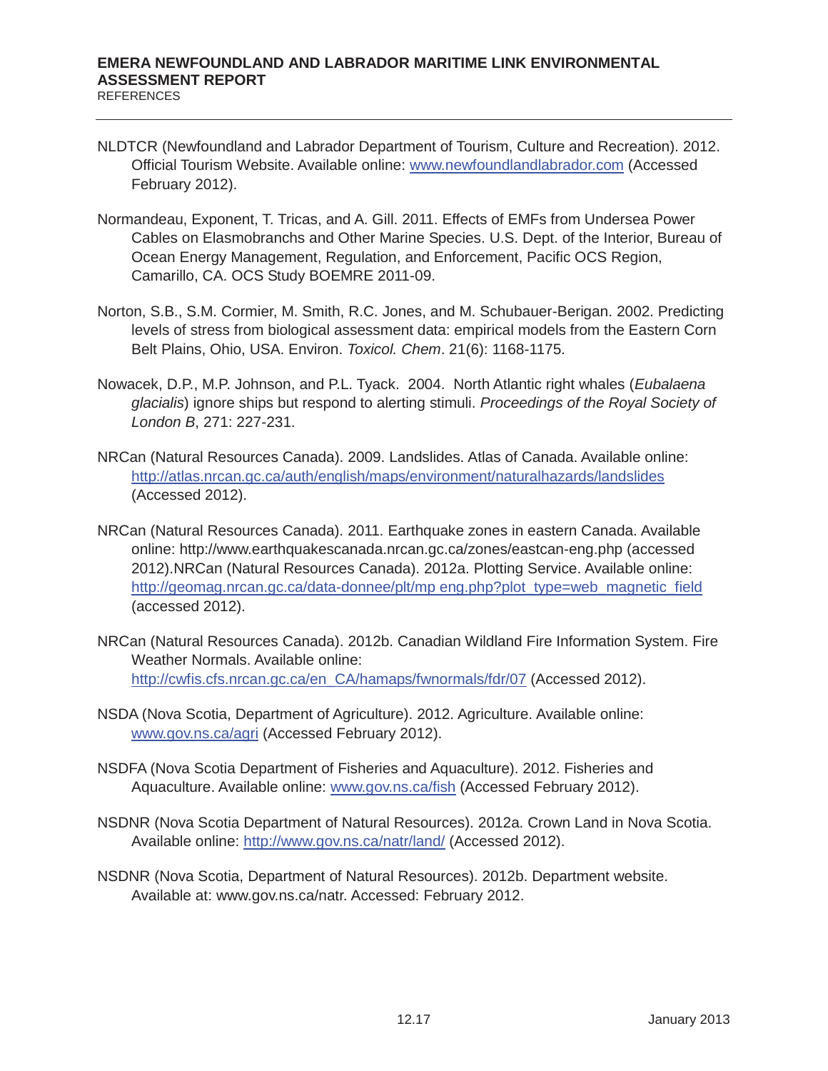NLDTCR (Newfoundland and Labrador Department of Tourism, Culture and Recreation). 2012. Official Tourism Website. Available online: www.newfoundlandlabrador.com (Accessed February 2012).

Normandeau, Exponent, T. Tricas, and A. Gill. 2011. Effects of EMFs from Undersea Power Cables on Elasmobranchs and Other Marine Species. U.S. Dept. of the Interior, Bureau of Ocean Energy Management, Regulation, and Enforcement, Pacific OCS Region, Camarillo, CA. OCS Study BOEMRE 2011-09.

Norton, S.B., S.M. Cormier, M. Smith, R.C. Jones, and M. Schubauer-Berigan. 2002. Predicting levels of stress from biological assessment data: empirical models from the Eastern Corn Belt Plains, Ohio, USA. Environ. *Toxicol. Chem*. 21(6): 1168-1175.

Nowacek, D.P., M.P. Johnson, and P.L. Tyack. 2004. North Atlantic right whales (*Eubalaena glacialis*) ignore ships but respond to alerting stimuli. *Proceedings of the Royal Society of London B*, 271: 227-231.

NRCan (Natural Resources Canada). 2009. Landslides. Atlas of Canada. Available online: http://atlas.nrcan.gc.ca/auth/english/maps/environment/naturalhazards/landslides (Accessed 2012).

NRCan (Natural Resources Canada). 2011. Earthquake zones in eastern Canada. Available online: http://www.earthquakescanada.nrcan.gc.ca/zones/eastcan-eng.php (accessed 2012).NRCan (Natural Resources Canada). 2012a. Plotting Service. Available online: http://geomag.nrcan.gc.ca/data-donnee/plt/mp eng.php?plot_type=web_magnetic_field (accessed 2012).

NRCan (Natural Resources Canada). 2012b. Canadian Wildland Fire Information System. Fire Weather Normals. Available online: http://cwfis.cfs.nrcan.gc.ca/en_CA/hamaps/fwnormals/fdr/07 (Accessed 2012).

NSDA (Nova Scotia, Department of Agriculture). 2012. Agriculture. Available online: www.gov.ns.ca/agri (Accessed February 2012).

NSDFA (Nova Scotia Department of Fisheries and Aquaculture). 2012. Fisheries and Aquaculture. Available online: www.gov.ns.ca/fish (Accessed February 2012).

NSDNR (Nova Scotia Department of Natural Resources). 2012a. Crown Land in Nova Scotia. Available online: http://www.gov.ns.ca/natr/land/ (Accessed 2012).

NSDNR (Nova Scotia, Department of Natural Resources). 2012b. Department website. Available at: www.gov.ns.ca/natr. Accessed: February 2012.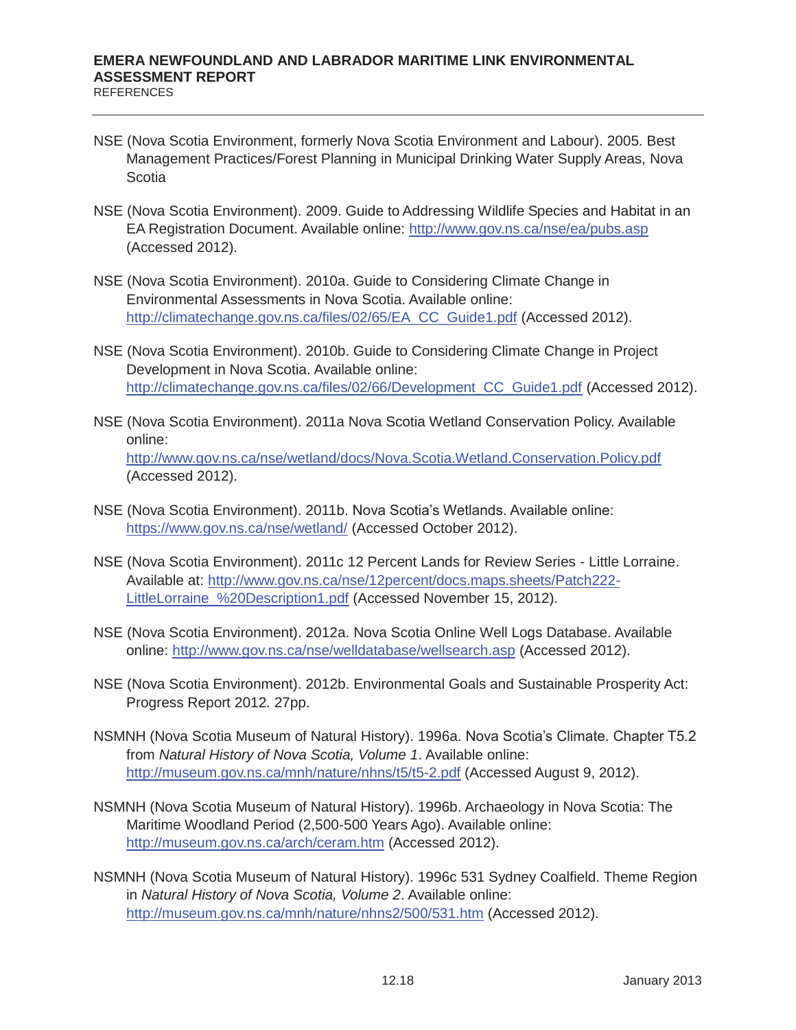NSE (Nova Scotia Environment, formerly Nova Scotia Environment and Labour). 2005. Best Management Practices/Forest Planning in Municipal Drinking Water Supply Areas, Nova Scotia

NSE (Nova Scotia Environment). 2009. Guide to Addressing Wildlife Species and Habitat in an EA Registration Document. Available online: http://www.gov.ns.ca/nse/ea/pubs.asp (Accessed 2012).

NSE (Nova Scotia Environment). 2010a. Guide to Considering Climate Change in Environmental Assessments in Nova Scotia. Available online: http://climatechange.gov.ns.ca/files/02/65/EA_CC_Guide1.pdf (Accessed 2012).

NSE (Nova Scotia Environment). 2010b. Guide to Considering Climate Change in Project Development in Nova Scotia. Available online: http://climatechange.gov.ns.ca/files/02/66/Development_CC_Guide1.pdf (Accessed 2012).

NSE (Nova Scotia Environment). 2011a Nova Scotia Wetland Conservation Policy. Available online: http://www.gov.ns.ca/nse/wetland/docs/Nova.Scotia.Wetland.Conservation.Policy.pdf (Accessed 2012).

NSE (Nova Scotia Environment). 2011b. Nova Scotia's Wetlands. Available online: https://www.gov.ns.ca/nse/wetland/ (Accessed October 2012).

NSE (Nova Scotia Environment). 2011c 12 Percent Lands for Review Series - Little Lorraine. Available at: http://www.gov.ns.ca/nse/12percent/docs.maps.sheets/Patch222-LittleLorraine_%20Description1.pdf (Accessed November 15, 2012).

NSE (Nova Scotia Environment). 2012a. Nova Scotia Online Well Logs Database. Available online: http://www.gov.ns.ca/nse/welldatabase/wellsearch.asp (Accessed 2012).

NSE (Nova Scotia Environment). 2012b. Environmental Goals and Sustainable Prosperity Act: Progress Report 2012. 27pp.

NSMNH (Nova Scotia Museum of Natural History). 1996a. Nova Scotia's Climate. Chapter T5.2 from *Natural History of Nova Scotia, Volume 1*. Available online: http://museum.gov.ns.ca/mnh/nature/nhns/t5/t5-2.pdf (Accessed August 9, 2012).

NSMNH (Nova Scotia Museum of Natural History). 1996b. Archaeology in Nova Scotia: The Maritime Woodland Period (2,500-500 Years Ago). Available online: http://museum.gov.ns.ca/arch/ceram.htm (Accessed 2012).

NSMNH (Nova Scotia Museum of Natural History). 1996c 531 Sydney Coalfield. Theme Region in *Natural History of Nova Scotia, Volume 2*. Available online: http://museum.gov.ns.ca/mnh/nature/nhns2/500/531.htm (Accessed 2012).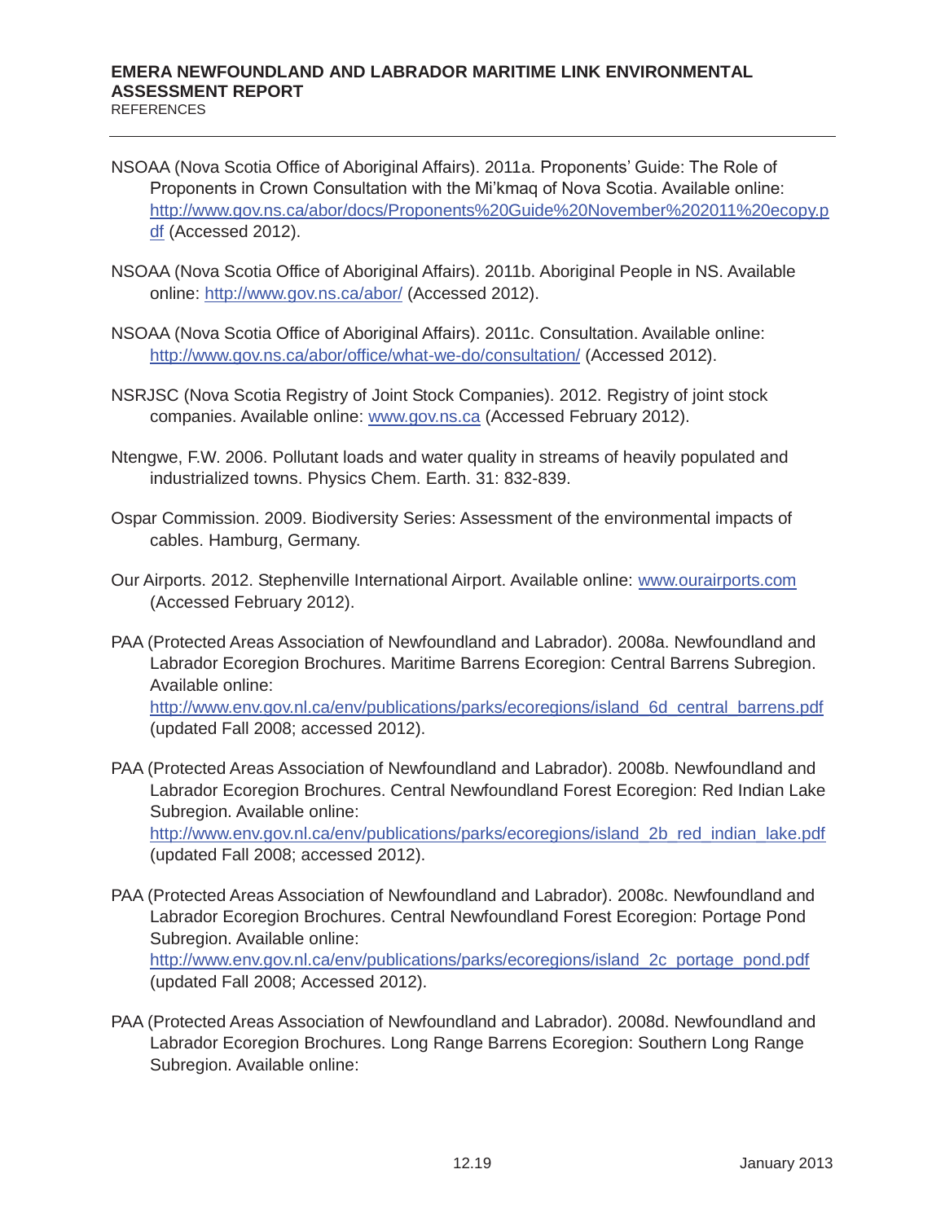NSOAA (Nova Scotia Office of Aboriginal Affairs). 2011a. Proponents' Guide: The Role of Proponents in Crown Consultation with the Mi'kmaq of Nova Scotia. Available online: http://www.gov.ns.ca/abor/docs/Proponents%20Guide%20November%202011%20ecopy.pdf (Accessed 2012).

NSOAA (Nova Scotia Office of Aboriginal Affairs). 2011b. Aboriginal People in NS. Available online: http://www.gov.ns.ca/abor/ (Accessed 2012).

NSOAA (Nova Scotia Office of Aboriginal Affairs). 2011c. Consultation. Available online: http://www.gov.ns.ca/abor/office/what-we-do/consultation/ (Accessed 2012).

NSRJSC (Nova Scotia Registry of Joint Stock Companies). 2012. Registry of joint stock companies. Available online: www.gov.ns.ca (Accessed February 2012).

Ntengwe, F.W. 2006. Pollutant loads and water quality in streams of heavily populated and industrialized towns. Physics Chem. Earth. 31: 832-839.

Ospar Commission. 2009. Biodiversity Series: Assessment of the environmental impacts of cables. Hamburg, Germany.

Our Airports. 2012. Stephenville International Airport. Available online: www.ourairports.com (Accessed February 2012).

PAA (Protected Areas Association of Newfoundland and Labrador). 2008a. Newfoundland and Labrador Ecoregion Brochures. Maritime Barrens Ecoregion: Central Barrens Subregion. Available online: http://www.env.gov.nl.ca/env/publications/parks/ecoregions/island_6d_central_barrens.pdf (updated Fall 2008; accessed 2012).

PAA (Protected Areas Association of Newfoundland and Labrador). 2008b. Newfoundland and Labrador Ecoregion Brochures. Central Newfoundland Forest Ecoregion: Red Indian Lake Subregion. Available online: http://www.env.gov.nl.ca/env/publications/parks/ecoregions/island_2b_red_indian_lake.pdf (updated Fall 2008; accessed 2012).

PAA (Protected Areas Association of Newfoundland and Labrador). 2008c. Newfoundland and Labrador Ecoregion Brochures. Central Newfoundland Forest Ecoregion: Portage Pond Subregion. Available online: http://www.env.gov.nl.ca/env/publications/parks/ecoregions/island_2c_portage_pond.pdf (updated Fall 2008; Accessed 2012).

PAA (Protected Areas Association of Newfoundland and Labrador). 2008d. Newfoundland and Labrador Ecoregion Brochures. Long Range Barrens Ecoregion: Southern Long Range Subregion. Available online: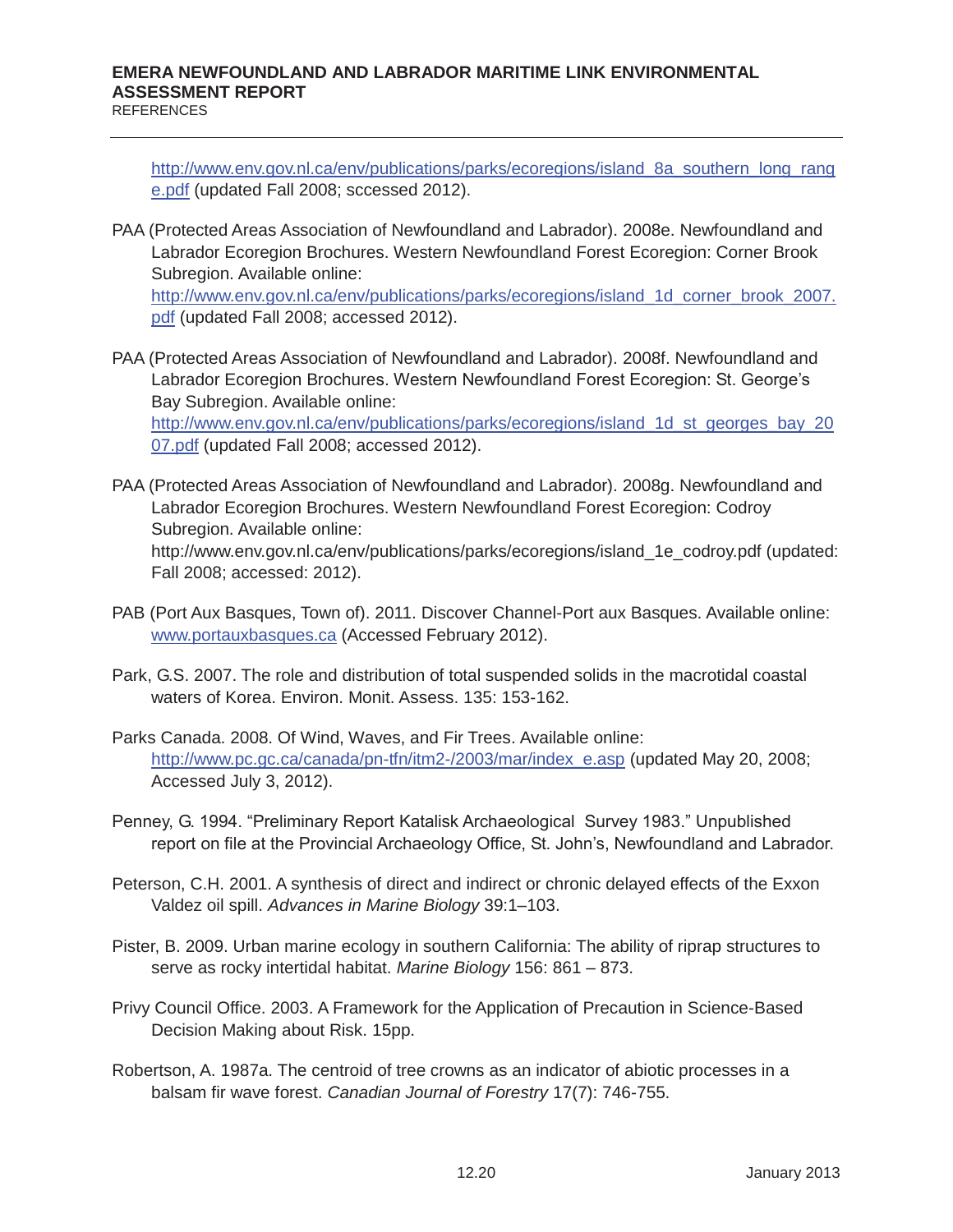http://www.env.gov.nl.ca/env/publications/parks/ecoregions/island_8a_southern_long_range.pdf (updated Fall 2008; sccessed 2012).

PAA (Protected Areas Association of Newfoundland and Labrador). 2008e. Newfoundland and Labrador Ecoregion Brochures. Western Newfoundland Forest Ecoregion: Corner Brook Subregion. Available online: http://www.env.gov.nl.ca/env/publications/parks/ecoregions/island_1d_corner_brook_2007.pdf (updated Fall 2008; accessed 2012).

PAA (Protected Areas Association of Newfoundland and Labrador). 2008f. Newfoundland and Labrador Ecoregion Brochures. Western Newfoundland Forest Ecoregion: St. George's Bay Subregion. Available online: http://www.env.gov.nl.ca/env/publications/parks/ecoregions/island_1d_st_georges_bay_2007.pdf (updated Fall 2008; accessed 2012).

PAA (Protected Areas Association of Newfoundland and Labrador). 2008g. Newfoundland and Labrador Ecoregion Brochures. Western Newfoundland Forest Ecoregion: Codroy Subregion. Available online: http://www.env.gov.nl.ca/env/publications/parks/ecoregions/island_1e_codroy.pdf (updated: Fall 2008; accessed: 2012).

PAB (Port Aux Basques, Town of). 2011. Discover Channel-Port aux Basques. Available online: www.portauxbasques.ca (Accessed February 2012).

Park, G.S. 2007. The role and distribution of total suspended solids in the macrotidal coastal waters of Korea. Environ. Monit. Assess. 135: 153-162.

Parks Canada. 2008. Of Wind, Waves, and Fir Trees. Available online: http://www.pc.gc.ca/canada/pn-tfn/itm2-/2003/mar/index_e.asp (updated May 20, 2008; Accessed July 3, 2012).

Penney, G. 1994. "Preliminary Report Katalisk Archaeological Survey 1983." Unpublished report on file at the Provincial Archaeology Office, St. John's, Newfoundland and Labrador.

Peterson, C.H. 2001. A synthesis of direct and indirect or chronic delayed effects of the Exxon Valdez oil spill. *Advances in Marine Biology* 39:1–103.

Pister, B. 2009. Urban marine ecology in southern California: The ability of riprap structures to serve as rocky intertidal habitat. *Marine Biology* 156: 861 – 873.

Privy Council Office. 2003. A Framework for the Application of Precaution in Science-Based Decision Making about Risk. 15pp.

Robertson, A. 1987a. The centroid of tree crowns as an indicator of abiotic processes in a balsam fir wave forest. *Canadian Journal of Forestry* 17(7): 746-755.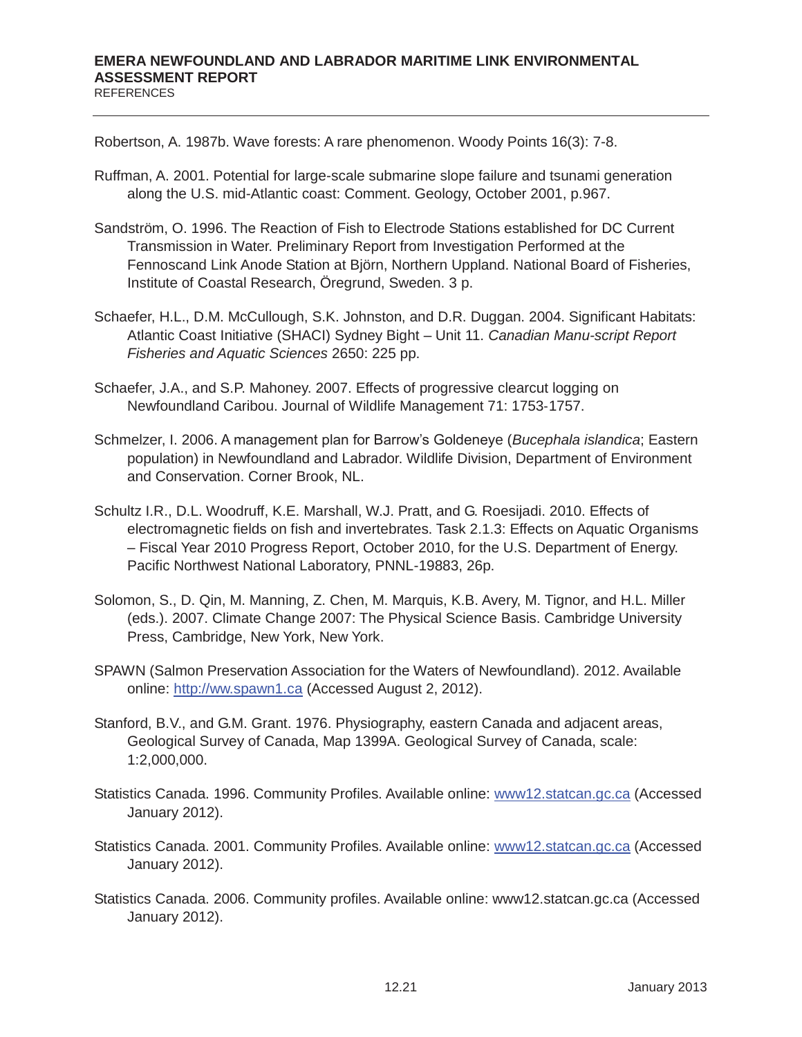Robertson, A. 1987b. Wave forests: A rare phenomenon. Woody Points 16(3): 7-8.

Ruffman, A. 2001. Potential for large-scale submarine slope failure and tsunami generation along the U.S. mid-Atlantic coast: Comment. Geology, October 2001, p.967.

Sandström, O. 1996. The Reaction of Fish to Electrode Stations established for DC Current Transmission in Water. Preliminary Report from Investigation Performed at the Fennoscand Link Anode Station at Björn, Northern Uppland. National Board of Fisheries, Institute of Coastal Research, Öregrund, Sweden. 3 p.

Schaefer, H.L., D.M. McCullough, S.K. Johnston, and D.R. Duggan. 2004. Significant Habitats: Atlantic Coast Initiative (SHACI) Sydney Bight – Unit 11. *Canadian Manu-script Report Fisheries and Aquatic Sciences* 2650: 225 pp.

Schaefer, J.A., and S.P. Mahoney. 2007. Effects of progressive clearcut logging on Newfoundland Caribou. Journal of Wildlife Management 71: 1753-1757.

Schmelzer, I. 2006. A management plan for Barrow's Goldeneye (*Bucephala islandica*; Eastern population) in Newfoundland and Labrador. Wildlife Division, Department of Environment and Conservation. Corner Brook, NL.

Schultz I.R., D.L. Woodruff, K.E. Marshall, W.J. Pratt, and G. Roesijadi. 2010. Effects of electromagnetic fields on fish and invertebrates. Task 2.1.3: Effects on Aquatic Organisms – Fiscal Year 2010 Progress Report, October 2010, for the U.S. Department of Energy. Pacific Northwest National Laboratory, PNNL-19883, 26p.

Solomon, S., D. Qin, M. Manning, Z. Chen, M. Marquis, K.B. Avery, M. Tignor, and H.L. Miller (eds.). 2007. Climate Change 2007: The Physical Science Basis. Cambridge University Press, Cambridge, New York, New York.

SPAWN (Salmon Preservation Association for the Waters of Newfoundland). 2012. Available online: http://ww.spawn1.ca (Accessed August 2, 2012).

Stanford, B.V., and G.M. Grant. 1976. Physiography, eastern Canada and adjacent areas, Geological Survey of Canada, Map 1399A. Geological Survey of Canada, scale: 1:2,000,000.

Statistics Canada. 1996. Community Profiles. Available online: www12.statcan.gc.ca (Accessed January 2012).

Statistics Canada. 2001. Community Profiles. Available online: www12.statcan.gc.ca (Accessed January 2012).

Statistics Canada. 2006. Community profiles. Available online: www12.statcan.gc.ca (Accessed January 2012).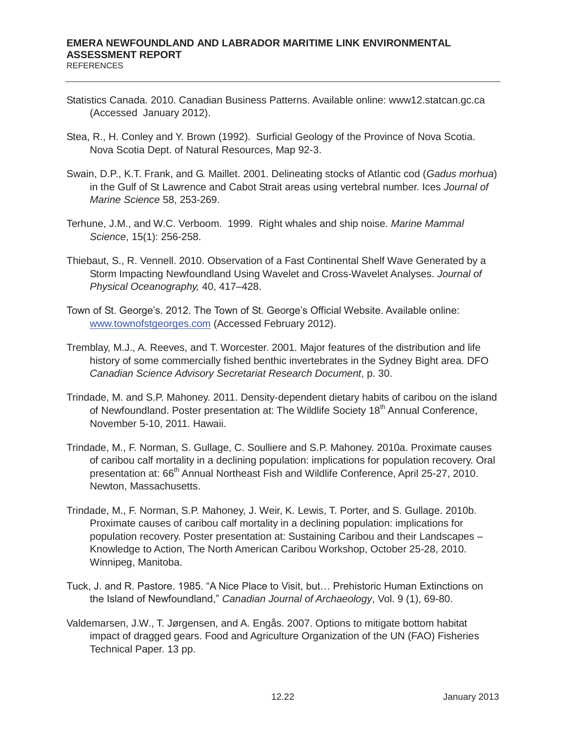Statistics Canada. 2010. Canadian Business Patterns. Available online: www12.statcan.gc.ca (Accessed January 2012).

Stea, R., H. Conley and Y. Brown (1992). Surficial Geology of the Province of Nova Scotia. Nova Scotia Dept. of Natural Resources, Map 92-3.

Swain, D.P., K.T. Frank, and G. Maillet. 2001. Delineating stocks of Atlantic cod (*Gadus morhua*) in the Gulf of St Lawrence and Cabot Strait areas using vertebral number. Ices *Journal of Marine Science* 58, 253-269.

Terhune, J.M., and W.C. Verboom. 1999. Right whales and ship noise. *Marine Mammal Science*, 15(1): 256-258.

Thiebaut, S., R. Vennell. 2010. Observation of a Fast Continental Shelf Wave Generated by a Storm Impacting Newfoundland Using Wavelet and Cross-Wavelet Analyses. *Journal of Physical Oceanography,* 40, 417–428.

Town of St. George's. 2012. The Town of St. George's Official Website. Available online: www.townofstgeorges.com (Accessed February 2012).

Tremblay, M.J., A. Reeves, and T. Worcester. 2001. Major features of the distribution and life history of some commercially fished benthic invertebrates in the Sydney Bight area. DFO *Canadian Science Advisory Secretariat Research Document*, p. 30.

Trindade, M. and S.P. Mahoney. 2011. Density-dependent dietary habits of caribou on the island of Newfoundland. Poster presentation at: The Wildlife Society 18th Annual Conference, November 5-10, 2011. Hawaii.

Trindade, M., F. Norman, S. Gullage, C. Soulliere and S.P. Mahoney. 2010a. Proximate causes of caribou calf mortality in a declining population: implications for population recovery. Oral presentation at: 66th Annual Northeast Fish and Wildlife Conference, April 25-27, 2010. Newton, Massachusetts.

Trindade, M., F. Norman, S.P. Mahoney, J. Weir, K. Lewis, T. Porter, and S. Gullage. 2010b. Proximate causes of caribou calf mortality in a declining population: implications for population recovery. Poster presentation at: Sustaining Caribou and their Landscapes – Knowledge to Action, The North American Caribou Workshop, October 25-28, 2010. Winnipeg, Manitoba.

Tuck, J. and R. Pastore. 1985. "A Nice Place to Visit, but… Prehistoric Human Extinctions on the Island of Newfoundland," *Canadian Journal of Archaeology*, Vol. 9 (1), 69-80.

Valdemarsen, J.W., T. Jørgensen, and A. Engås. 2007. Options to mitigate bottom habitat impact of dragged gears. Food and Agriculture Organization of the UN (FAO) Fisheries Technical Paper. 13 pp.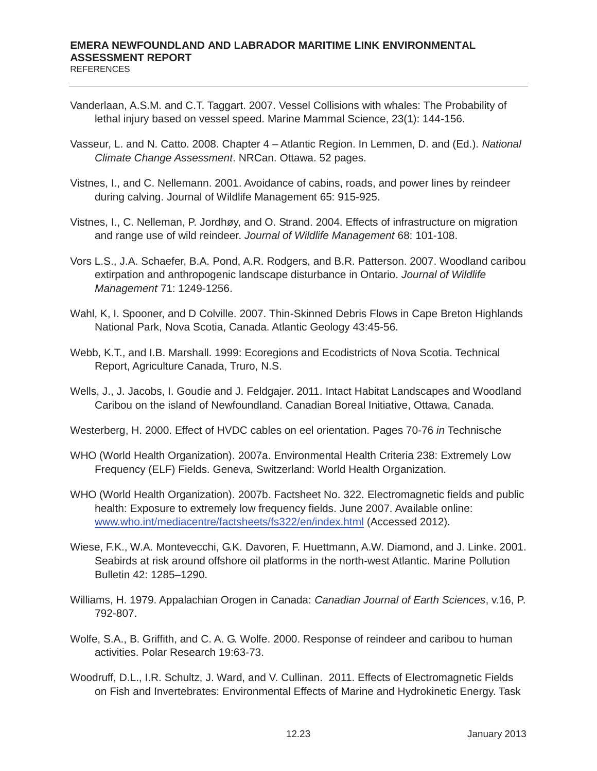Vanderlaan, A.S.M. and C.T. Taggart. 2007. Vessel Collisions with whales: The Probability of lethal injury based on vessel speed. Marine Mammal Science, 23(1): 144-156.

Vasseur, L. and N. Catto. 2008. Chapter 4 – Atlantic Region. In Lemmen, D. and (Ed.). *National Climate Change Assessment*. NRCan. Ottawa. 52 pages.

Vistnes, I., and C. Nellemann. 2001. Avoidance of cabins, roads, and power lines by reindeer during calving. Journal of Wildlife Management 65: 915-925.

Vistnes, I., C. Nelleman, P. Jordhøy, and O. Strand. 2004. Effects of infrastructure on migration and range use of wild reindeer. *Journal of Wildlife Management* 68: 101-108.

Vors L.S., J.A. Schaefer, B.A. Pond, A.R. Rodgers, and B.R. Patterson. 2007. Woodland caribou extirpation and anthropogenic landscape disturbance in Ontario. *Journal of Wildlife Management* 71: 1249-1256.

Wahl, K, I. Spooner, and D Colville. 2007. Thin-Skinned Debris Flows in Cape Breton Highlands National Park, Nova Scotia, Canada. Atlantic Geology 43:45-56.

Webb, K.T., and I.B. Marshall. 1999: Ecoregions and Ecodistricts of Nova Scotia. Technical Report, Agriculture Canada, Truro, N.S.

Wells, J., J. Jacobs, I. Goudie and J. Feldgajer. 2011. Intact Habitat Landscapes and Woodland Caribou on the island of Newfoundland. Canadian Boreal Initiative, Ottawa, Canada.

Westerberg, H. 2000. Effect of HVDC cables on eel orientation. Pages 70-76 *in* Technische

WHO (World Health Organization). 2007a. Environmental Health Criteria 238: Extremely Low Frequency (ELF) Fields. Geneva, Switzerland: World Health Organization.

WHO (World Health Organization). 2007b. Factsheet No. 322. Electromagnetic fields and public health: Exposure to extremely low frequency fields. June 2007. Available online: www.who.int/mediacentre/factsheets/fs322/en/index.html (Accessed 2012).

Wiese, F.K., W.A. Montevecchi, G.K. Davoren, F. Huettmann, A.W. Diamond, and J. Linke. 2001. Seabirds at risk around offshore oil platforms in the north-west Atlantic. Marine Pollution Bulletin 42: 1285–1290.

Williams, H. 1979. Appalachian Orogen in Canada: *Canadian Journal of Earth Sciences*, v.16, P. 792-807.

Wolfe, S.A., B. Griffith, and C. A. G. Wolfe. 2000. Response of reindeer and caribou to human activities. Polar Research 19:63-73.

Woodruff, D.L., I.R. Schultz, J. Ward, and V. Cullinan. 2011. Effects of Electromagnetic Fields on Fish and Invertebrates: Environmental Effects of Marine and Hydrokinetic Energy. Task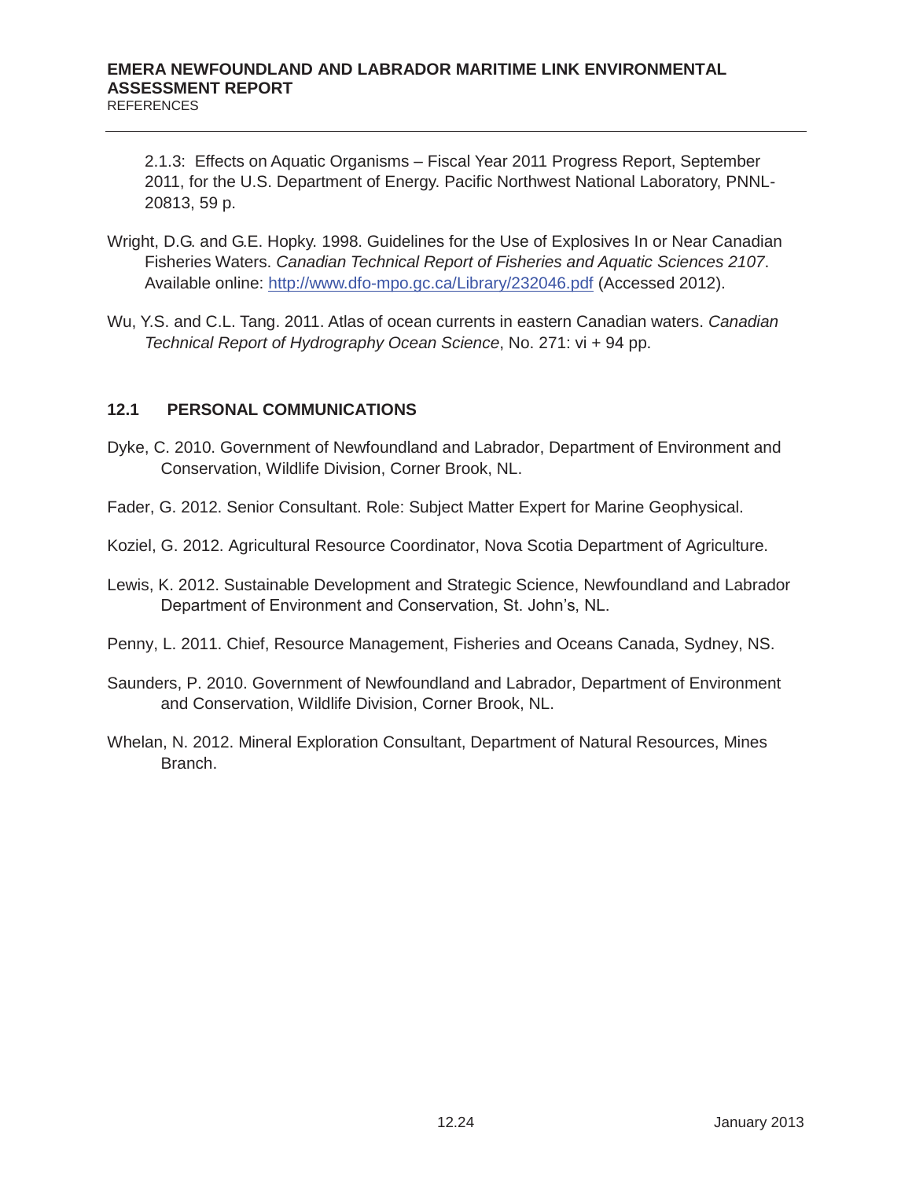2.1.3: Effects on Aquatic Organisms – Fiscal Year 2011 Progress Report, September 2011, for the U.S. Department of Energy. Pacific Northwest National Laboratory, PNNL-20813, 59 p.

Wright, D.G. and G.E. Hopky. 1998. Guidelines for the Use of Explosives In or Near Canadian Fisheries Waters. *Canadian Technical Report of Fisheries and Aquatic Sciences 2107*. Available online: http://www.dfo-mpo.gc.ca/Library/232046.pdf (Accessed 2012).

Wu, Y.S. and C.L. Tang. 2011. Atlas of ocean currents in eastern Canadian waters. *Canadian Technical Report of Hydrography Ocean Science*, No. 271: vi + 94 pp.

## 12.1 PERSONAL COMMUNICATIONS

Dyke, C. 2010. Government of Newfoundland and Labrador, Department of Environment and Conservation, Wildlife Division, Corner Brook, NL.

Fader, G. 2012. Senior Consultant. Role: Subject Matter Expert for Marine Geophysical.

Koziel, G. 2012. Agricultural Resource Coordinator, Nova Scotia Department of Agriculture.

Lewis, K. 2012. Sustainable Development and Strategic Science, Newfoundland and Labrador Department of Environment and Conservation, St. John's, NL.

Penny, L. 2011. Chief, Resource Management, Fisheries and Oceans Canada, Sydney, NS.

Saunders, P. 2010. Government of Newfoundland and Labrador, Department of Environment and Conservation, Wildlife Division, Corner Brook, NL.

Whelan, N. 2012. Mineral Exploration Consultant, Department of Natural Resources, Mines Branch.